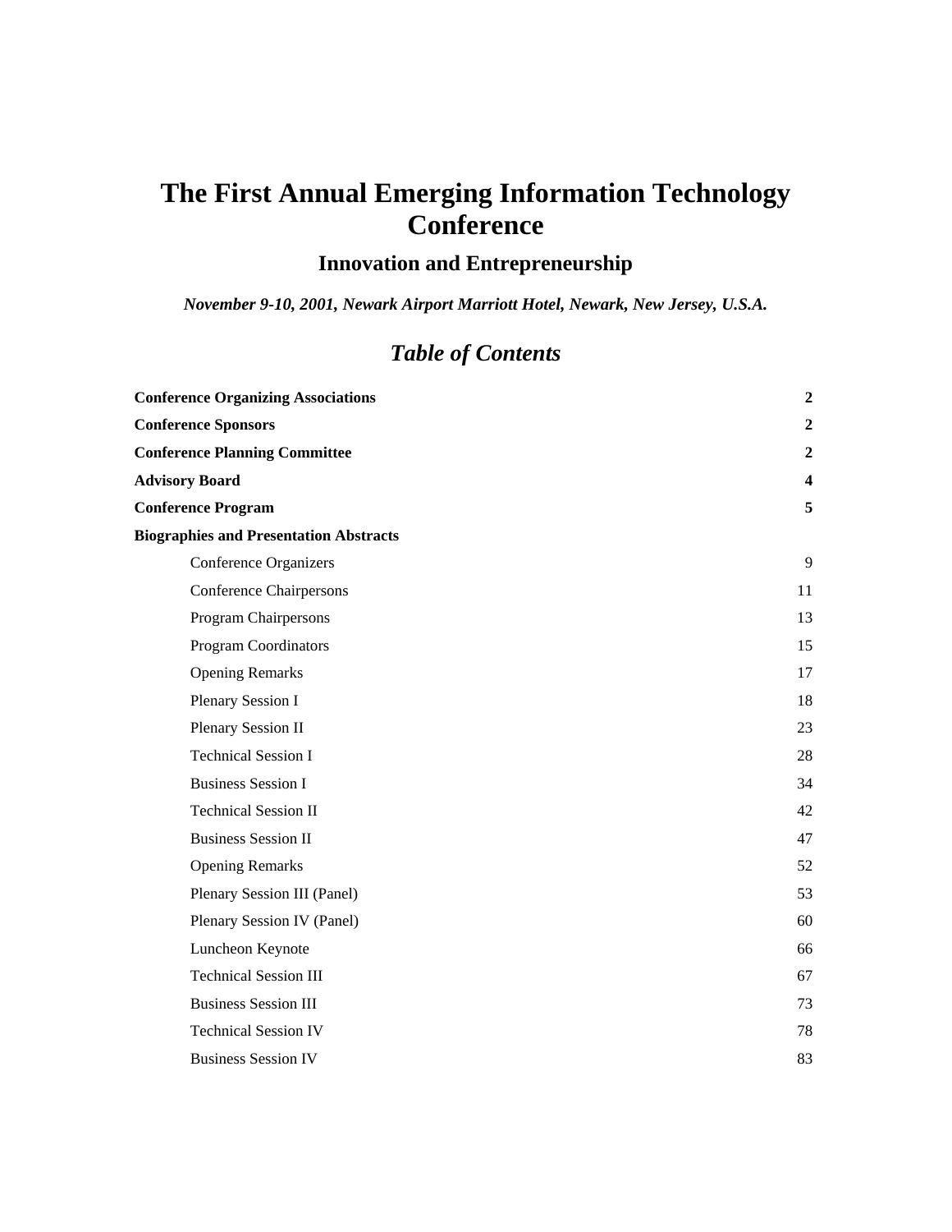# The First Annual Emerging Information Technology Conference

## Innovation and Entrepreneurship

***November 9-10, 2001, Newark Airport Marriott Hotel, Newark, New Jersey, U.S.A.***

## *Table of Contents*

| | |
|---|---|
| **Conference Organizing Associations** | **2** |
| **Conference Sponsors** | **2** |
| **Conference Planning Committee** | **2** |
| **Advisory Board** | **4** |
| **Conference Program** | **5** |
| **Biographies and Presentation Abstracts** | |
| Conference Organizers | 9 |
| Conference Chairpersons | 11 |
| Program Chairpersons | 13 |
| Program Coordinators | 15 |
| Opening Remarks | 17 |
| Plenary Session I | 18 |
| Plenary Session II | 23 |
| Technical Session I | 28 |
| Business Session I | 34 |
| Technical Session II | 42 |
| Business Session II | 47 |
| Opening Remarks | 52 |
| Plenary Session III (Panel) | 53 |
| Plenary Session IV (Panel) | 60 |
| Luncheon Keynote | 66 |
| Technical Session III | 67 |
| Business Session III | 73 |
| Technical Session IV | 78 |
| Business Session IV | 83 |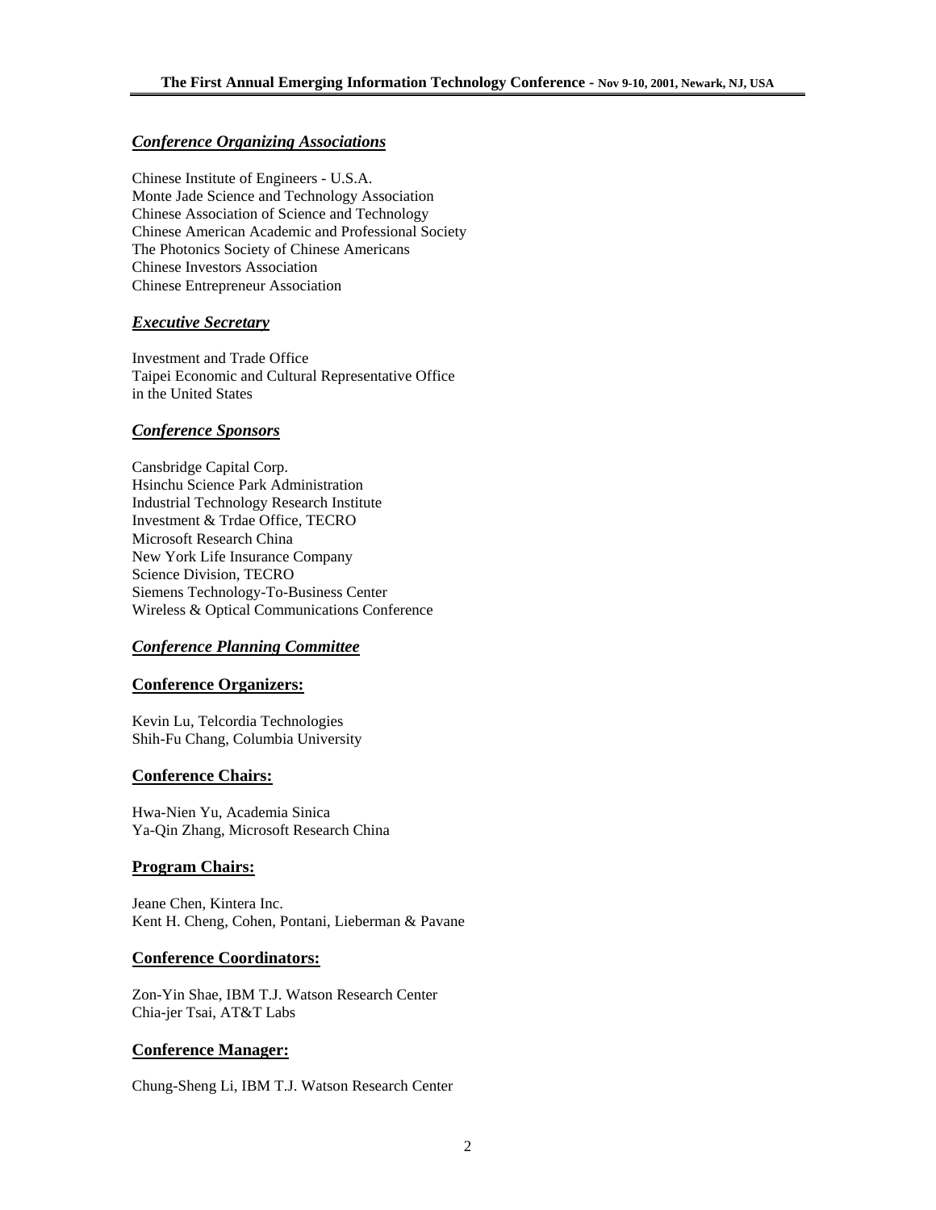## ***Conference Organizing Associations***

Chinese Institute of Engineers - U.S.A.
Monte Jade Science and Technology Association
Chinese Association of Science and Technology
Chinese American Academic and Professional Society
The Photonics Society of Chinese Americans
Chinese Investors Association
Chinese Entrepreneur Association

## ***Executive Secretary***

Investment and Trade Office
Taipei Economic and Cultural Representative Office
in the United States

## ***Conference Sponsors***

Cansbridge Capital Corp.
Hsinchu Science Park Administration
Industrial Technology Research Institute
Investment & Trdae Office, TECRO
Microsoft Research China
New York Life Insurance Company
Science Division, TECRO
Siemens Technology-To-Business Center
Wireless & Optical Communications Conference

## ***Conference Planning Committee***

### **Conference Organizers:**

Kevin Lu, Telcordia Technologies
Shih-Fu Chang, Columbia University

### **Conference Chairs:**

Hwa-Nien Yu, Academia Sinica
Ya-Qin Zhang, Microsoft Research China

### **Program Chairs:**

Jeane Chen, Kintera Inc.
Kent H. Cheng, Cohen, Pontani, Lieberman & Pavane

### **Conference Coordinators:**

Zon-Yin Shae, IBM T.J. Watson Research Center
Chia-jer Tsai, AT&T Labs

### **Conference Manager:**

Chung-Sheng Li, IBM T.J. Watson Research Center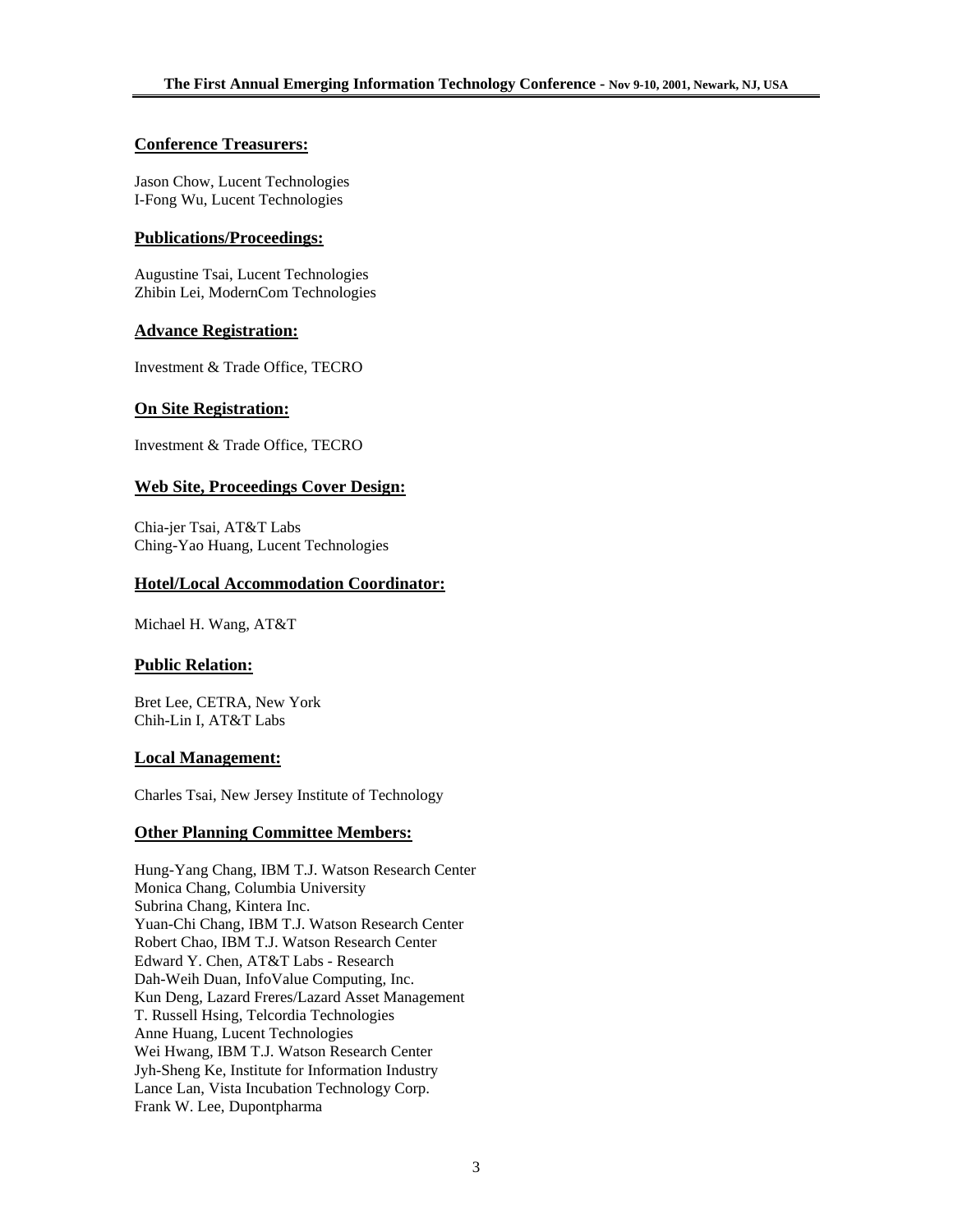## Conference Treasurers:

Jason Chow, Lucent Technologies
I-Fong Wu, Lucent Technologies

## Publications/Proceedings:

Augustine Tsai, Lucent Technologies
Zhibin Lei, ModernCom Technologies

## Advance Registration:

Investment & Trade Office, TECRO

## On Site Registration:

Investment & Trade Office, TECRO

## Web Site, Proceedings Cover Design:

Chia-jer Tsai, AT&T Labs
Ching-Yao Huang, Lucent Technologies

## Hotel/Local Accommodation Coordinator:

Michael H. Wang, AT&T

## Public Relation:

Bret Lee, CETRA, New York
Chih-Lin I, AT&T Labs

## Local Management:

Charles Tsai, New Jersey Institute of Technology

## Other Planning Committee Members:

Hung-Yang Chang, IBM T.J. Watson Research Center
Monica Chang, Columbia University
Subrina Chang, Kintera Inc.
Yuan-Chi Chang, IBM T.J. Watson Research Center
Robert Chao, IBM T.J. Watson Research Center
Edward Y. Chen, AT&T Labs - Research
Dah-Weih Duan, InfoValue Computing, Inc.
Kun Deng, Lazard Freres/Lazard Asset Management
T. Russell Hsing, Telcordia Technologies
Anne Huang, Lucent Technologies
Wei Hwang, IBM T.J. Watson Research Center
Jyh-Sheng Ke, Institute for Information Industry
Lance Lan, Vista Incubation Technology Corp.
Frank W. Lee, Dupontpharma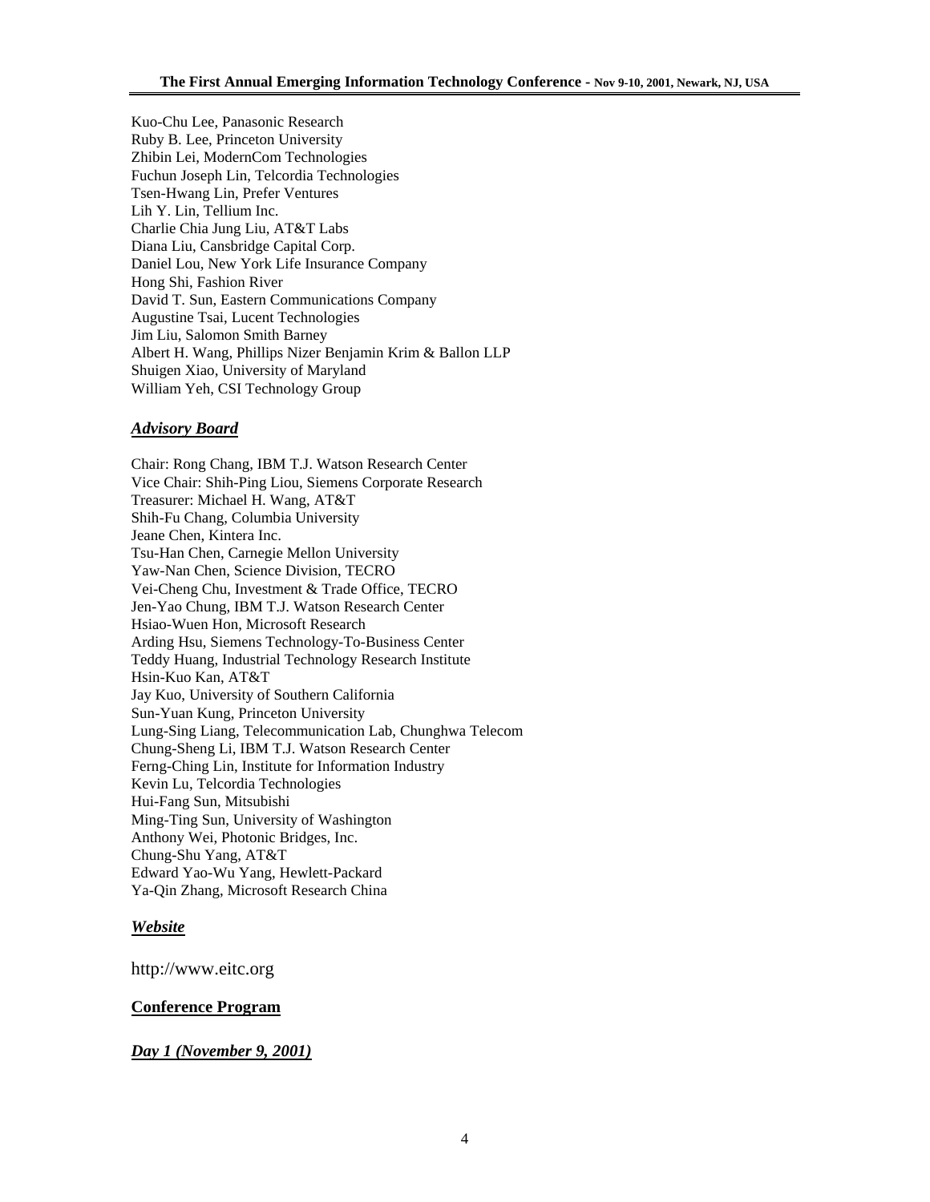Kuo-Chu Lee, Panasonic Research
Ruby B. Lee, Princeton University
Zhibin Lei, ModernCom Technologies
Fuchun Joseph Lin, Telcordia Technologies
Tsen-Hwang Lin, Prefer Ventures
Lih Y. Lin, Tellium Inc.
Charlie Chia Jung Liu, AT&T Labs
Diana Liu, Cansbridge Capital Corp.
Daniel Lou, New York Life Insurance Company
Hong Shi, Fashion River
David T. Sun, Eastern Communications Company
Augustine Tsai, Lucent Technologies
Jim Liu, Salomon Smith Barney
Albert H. Wang, Phillips Nizer Benjamin Krim & Ballon LLP
Shuigen Xiao, University of Maryland
William Yeh, CSI Technology Group

### ***Advisory Board***

Chair: Rong Chang, IBM T.J. Watson Research Center
Vice Chair: Shih-Ping Liou, Siemens Corporate Research
Treasurer: Michael H. Wang, AT&T
Shih-Fu Chang, Columbia University
Jeane Chen, Kintera Inc.
Tsu-Han Chen, Carnegie Mellon University
Yaw-Nan Chen, Science Division, TECRO
Vei-Cheng Chu, Investment & Trade Office, TECRO
Jen-Yao Chung, IBM T.J. Watson Research Center
Hsiao-Wuen Hon, Microsoft Research
Arding Hsu, Siemens Technology-To-Business Center
Teddy Huang, Industrial Technology Research Institute
Hsin-Kuo Kan, AT&T
Jay Kuo, University of Southern California
Sun-Yuan Kung, Princeton University
Lung-Sing Liang, Telecommunication Lab, Chunghwa Telecom
Chung-Sheng Li, IBM T.J. Watson Research Center
Ferng-Ching Lin, Institute for Information Industry
Kevin Lu, Telcordia Technologies
Hui-Fang Sun, Mitsubishi
Ming-Ting Sun, University of Washington
Anthony Wei, Photonic Bridges, Inc.
Chung-Shu Yang, AT&T
Edward Yao-Wu Yang, Hewlett-Packard
Ya-Qin Zhang, Microsoft Research China

### ***Website***

http://www.eitc.org

## **Conference Program**

### ***Day 1 (November 9, 2001)***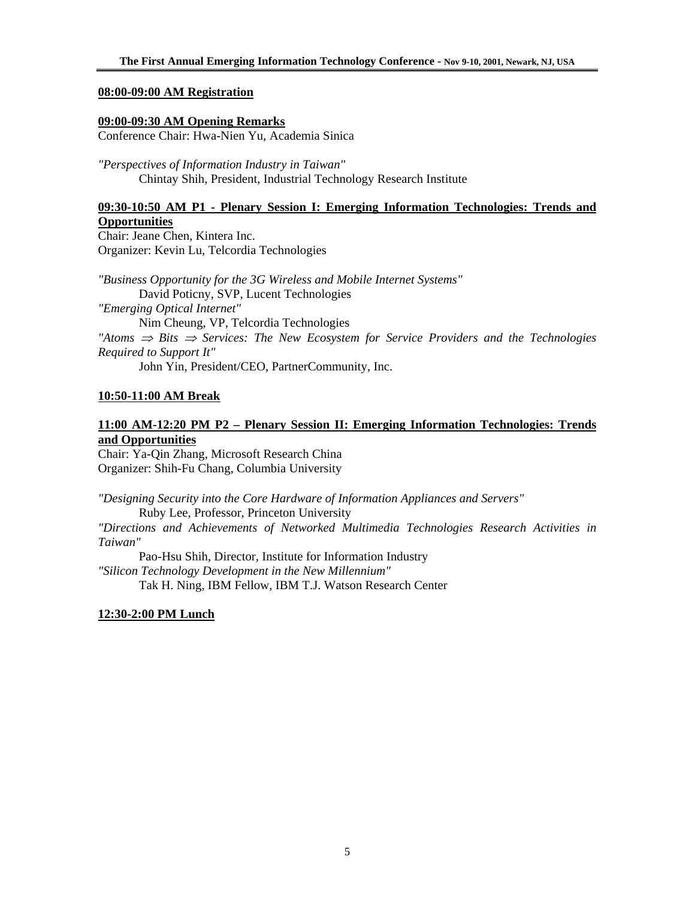**08:00-09:00 AM Registration**

**09:00-09:30 AM Opening Remarks**

Conference Chair: Hwa-Nien Yu, Academia Sinica

*"Perspectives of Information Industry in Taiwan"*
 Chintay Shih, President, Industrial Technology Research Institute

**09:30-10:50 AM P1 - Plenary Session I: Emerging Information Technologies: Trends and Opportunities**

Chair: Jeane Chen, Kintera Inc.
Organizer: Kevin Lu, Telcordia Technologies

*"Business Opportunity for the 3G Wireless and Mobile Internet Systems"*
 David Poticny, SVP, Lucent Technologies

*"Emerging Optical Internet"*
 Nim Cheung, VP, Telcordia Technologies

*"Atoms ⇒ Bits ⇒ Services: The New Ecosystem for Service Providers and the Technologies Required to Support It"*
 John Yin, President/CEO, PartnerCommunity, Inc.

**10:50-11:00 AM Break**

**11:00 AM-12:20 PM P2 – Plenary Session II: Emerging Information Technologies: Trends and Opportunities**

Chair: Ya-Qin Zhang, Microsoft Research China
Organizer: Shih-Fu Chang, Columbia University

*"Designing Security into the Core Hardware of Information Appliances and Servers"*
 Ruby Lee, Professor, Princeton University

*"Directions and Achievements of Networked Multimedia Technologies Research Activities in Taiwan"*
 Pao-Hsu Shih, Director, Institute for Information Industry

*"Silicon Technology Development in the New Millennium"*
 Tak H. Ning, IBM Fellow, IBM T.J. Watson Research Center

**12:30-2:00 PM Lunch**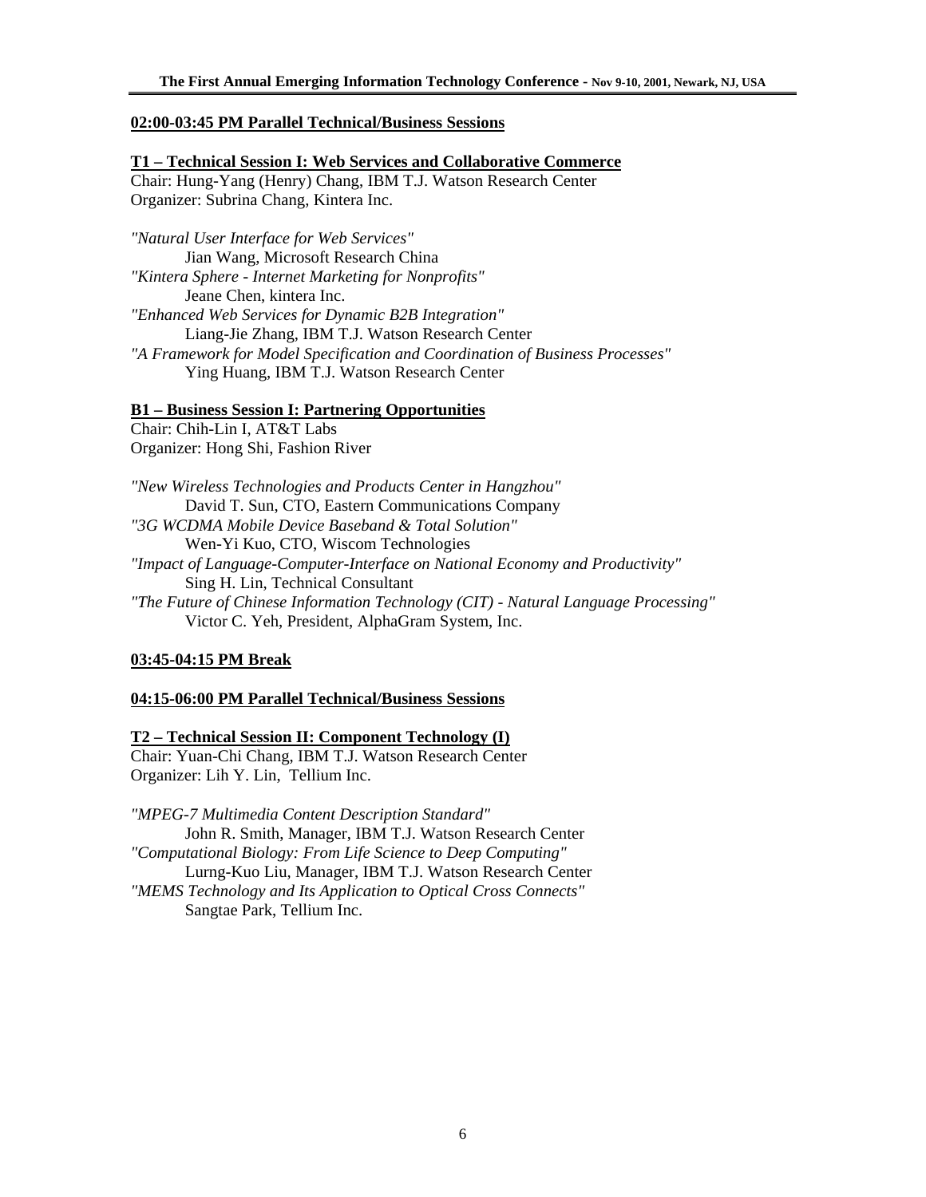**02:00-03:45 PM Parallel Technical/Business Sessions**

**T1 – Technical Session I: Web Services and Collaborative Commerce**

Chair: Hung-Yang (Henry) Chang, IBM T.J. Watson Research Center
Organizer: Subrina Chang, Kintera Inc.

*"Natural User Interface for Web Services"*
Jian Wang, Microsoft Research China
*"Kintera Sphere - Internet Marketing for Nonprofits"*
Jeane Chen, kintera Inc.
*"Enhanced Web Services for Dynamic B2B Integration"*
Liang-Jie Zhang, IBM T.J. Watson Research Center
*"A Framework for Model Specification and Coordination of Business Processes"*
Ying Huang, IBM T.J. Watson Research Center

**B1 – Business Session I: Partnering Opportunities**

Chair: Chih-Lin I, AT&T Labs
Organizer: Hong Shi, Fashion River

*"New Wireless Technologies and Products Center in Hangzhou"*
David T. Sun, CTO, Eastern Communications Company
*"3G WCDMA Mobile Device Baseband & Total Solution"*
Wen-Yi Kuo, CTO, Wiscom Technologies
*"Impact of Language-Computer-Interface on National Economy and Productivity"*
Sing H. Lin, Technical Consultant
*"The Future of Chinese Information Technology (CIT) - Natural Language Processing"*
Victor C. Yeh, President, AlphaGram System, Inc.

**03:45-04:15 PM Break**

**04:15-06:00 PM Parallel Technical/Business Sessions**

**T2 – Technical Session II: Component Technology (I)**

Chair: Yuan-Chi Chang, IBM T.J. Watson Research Center
Organizer: Lih Y. Lin, Tellium Inc.

*"MPEG-7 Multimedia Content Description Standard"*
John R. Smith, Manager, IBM T.J. Watson Research Center
*"Computational Biology: From Life Science to Deep Computing"*
Lurng-Kuo Liu, Manager, IBM T.J. Watson Research Center
*"MEMS Technology and Its Application to Optical Cross Connects"*
Sangtae Park, Tellium Inc.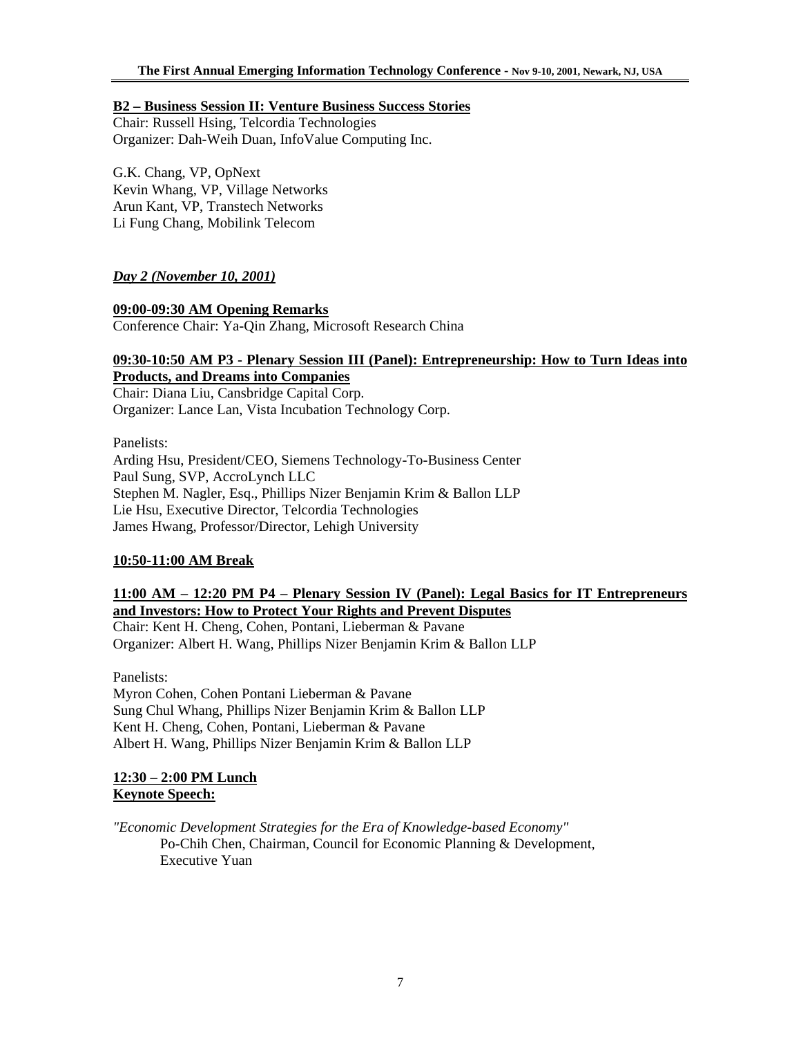**B2 – Business Session II: Venture Business Success Stories**
Chair: Russell Hsing, Telcordia Technologies
Organizer: Dah-Weih Duan, InfoValue Computing Inc.

G.K. Chang, VP, OpNext
Kevin Whang, VP, Village Networks
Arun Kant, VP, Transtech Networks
Li Fung Chang, Mobilink Telecom

***Day 2 (November 10, 2001)***

**09:00-09:30 AM Opening Remarks**
Conference Chair: Ya-Qin Zhang, Microsoft Research China

**09:30-10:50 AM P3 - Plenary Session III (Panel): Entrepreneurship: How to Turn Ideas into Products, and Dreams into Companies**
Chair: Diana Liu, Cansbridge Capital Corp.
Organizer: Lance Lan, Vista Incubation Technology Corp.

Panelists:
Arding Hsu, President/CEO, Siemens Technology-To-Business Center
Paul Sung, SVP, AccroLynch LLC
Stephen M. Nagler, Esq., Phillips Nizer Benjamin Krim & Ballon LLP
Lie Hsu, Executive Director, Telcordia Technologies
James Hwang, Professor/Director, Lehigh University

**10:50-11:00 AM Break**

**11:00 AM – 12:20 PM P4 – Plenary Session IV (Panel): Legal Basics for IT Entrepreneurs and Investors: How to Protect Your Rights and Prevent Disputes**
Chair: Kent H. Cheng, Cohen, Pontani, Lieberman & Pavane
Organizer: Albert H. Wang, Phillips Nizer Benjamin Krim & Ballon LLP

Panelists:
Myron Cohen, Cohen Pontani Lieberman & Pavane
Sung Chul Whang, Phillips Nizer Benjamin Krim & Ballon LLP
Kent H. Cheng, Cohen, Pontani, Lieberman & Pavane
Albert H. Wang, Phillips Nizer Benjamin Krim & Ballon LLP

**12:30 – 2:00 PM Lunch**
**Keynote Speech:**

*"Economic Development Strategies for the Era of Knowledge-based Economy"*
Po-Chih Chen, Chairman, Council for Economic Planning & Development, Executive Yuan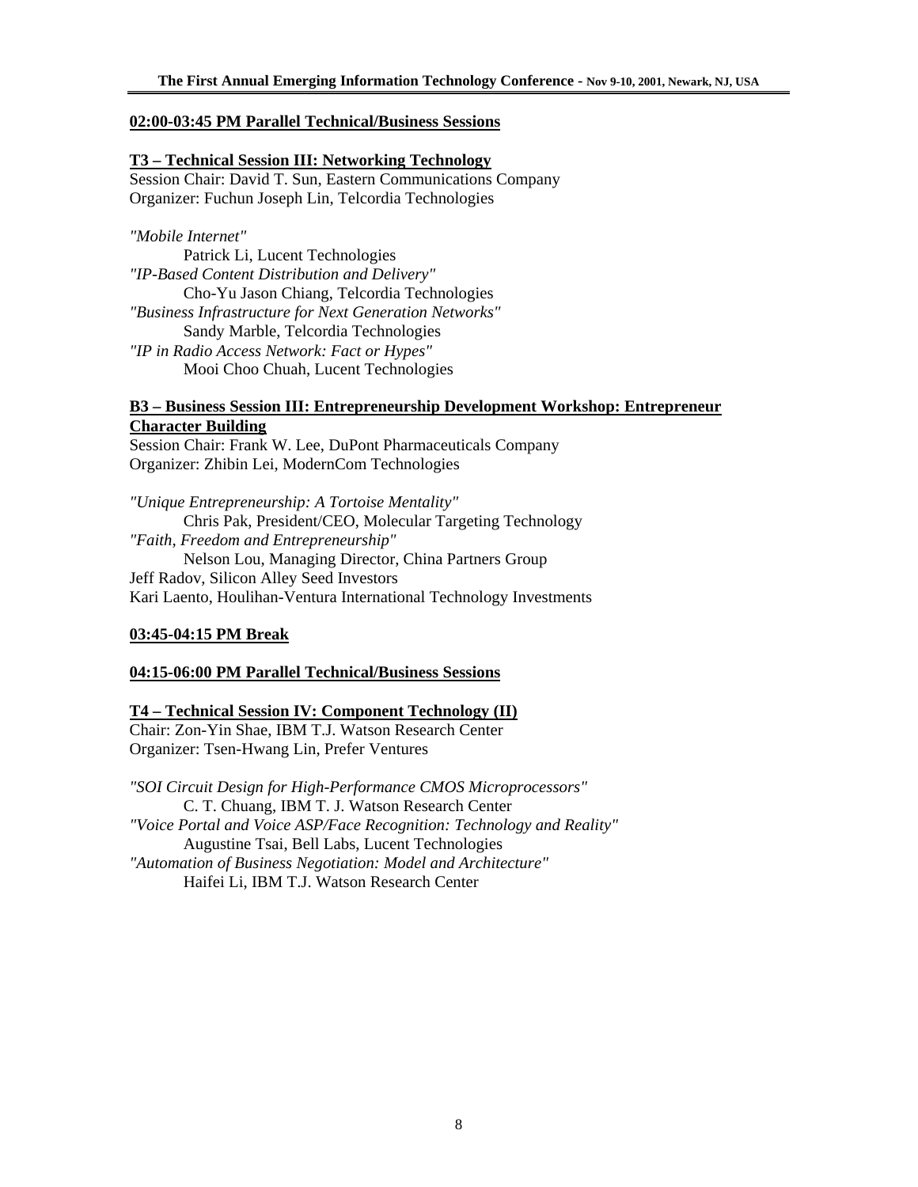**02:00-03:45 PM Parallel Technical/Business Sessions**

**T3 – Technical Session III: Networking Technology**

Session Chair: David T. Sun, Eastern Communications Company
Organizer: Fuchun Joseph Lin, Telcordia Technologies

*"Mobile Internet"*
    Patrick Li, Lucent Technologies
*"IP-Based Content Distribution and Delivery"*
    Cho-Yu Jason Chiang, Telcordia Technologies
*"Business Infrastructure for Next Generation Networks"*
    Sandy Marble, Telcordia Technologies
*"IP in Radio Access Network: Fact or Hypes"*
    Mooi Choo Chuah, Lucent Technologies

**B3 – Business Session III: Entrepreneurship Development Workshop: Entrepreneur Character Building**

Session Chair: Frank W. Lee, DuPont Pharmaceuticals Company
Organizer: Zhibin Lei, ModernCom Technologies

*"Unique Entrepreneurship: A Tortoise Mentality"*
    Chris Pak, President/CEO, Molecular Targeting Technology
*"Faith, Freedom and Entrepreneurship"*
    Nelson Lou, Managing Director, China Partners Group
Jeff Radov, Silicon Alley Seed Investors
Kari Laento, Houlihan-Ventura International Technology Investments

**03:45-04:15 PM Break**

**04:15-06:00 PM Parallel Technical/Business Sessions**

**T4 – Technical Session IV: Component Technology (II)**

Chair: Zon-Yin Shae, IBM T.J. Watson Research Center
Organizer: Tsen-Hwang Lin, Prefer Ventures

*"SOI Circuit Design for High-Performance CMOS Microprocessors"*
    C. T. Chuang, IBM T. J. Watson Research Center
*"Voice Portal and Voice ASP/Face Recognition: Technology and Reality"*
    Augustine Tsai, Bell Labs, Lucent Technologies
*"Automation of Business Negotiation: Model and Architecture"*
    Haifei Li, IBM T.J. Watson Research Center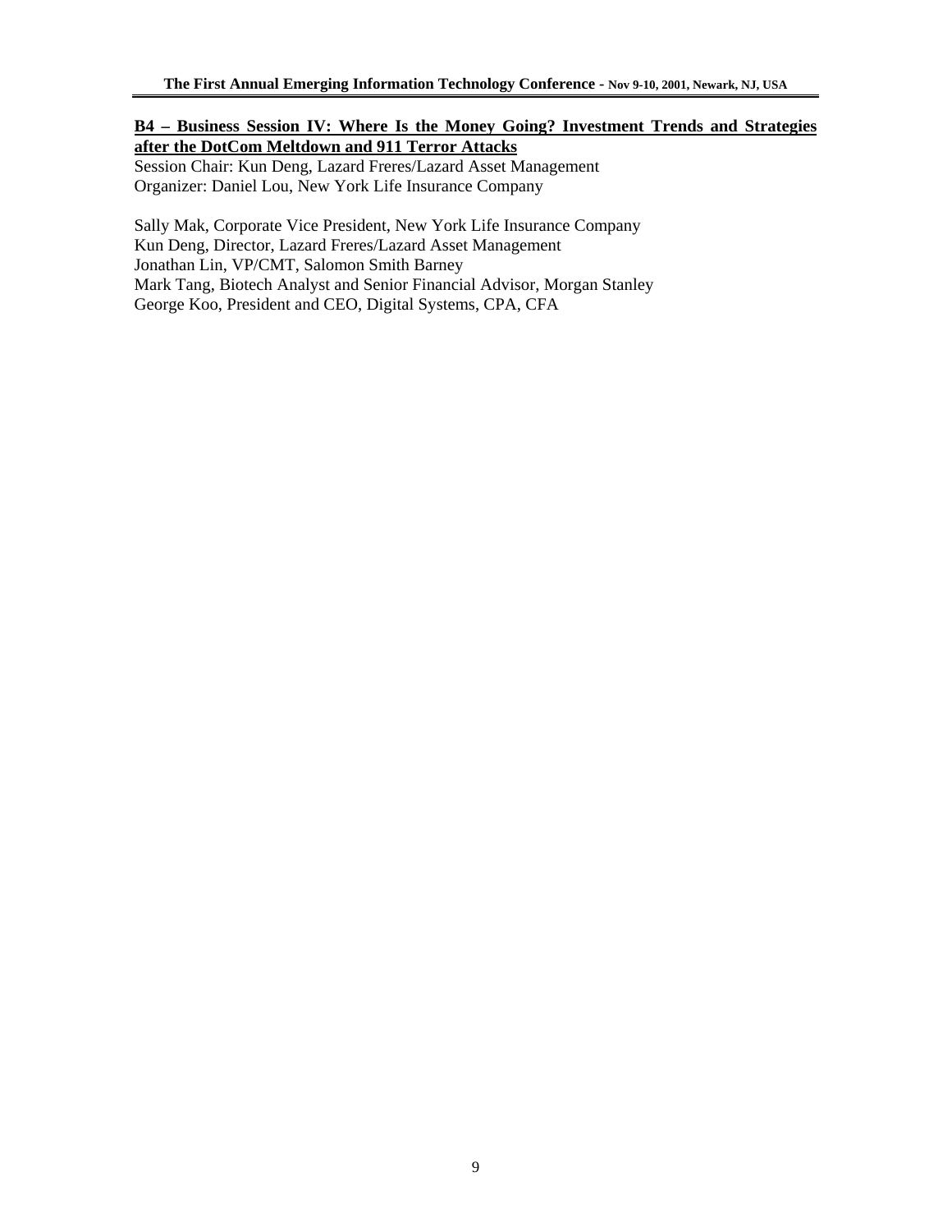## B4 – Business Session IV: Where Is the Money Going? Investment Trends and Strategies after the DotCom Meltdown and 911 Terror Attacks

Session Chair: Kun Deng, Lazard Freres/Lazard Asset Management
Organizer: Daniel Lou, New York Life Insurance Company

Sally Mak, Corporate Vice President, New York Life Insurance Company
Kun Deng, Director, Lazard Freres/Lazard Asset Management
Jonathan Lin, VP/CMT, Salomon Smith Barney
Mark Tang, Biotech Analyst and Senior Financial Advisor, Morgan Stanley
George Koo, President and CEO, Digital Systems, CPA, CFA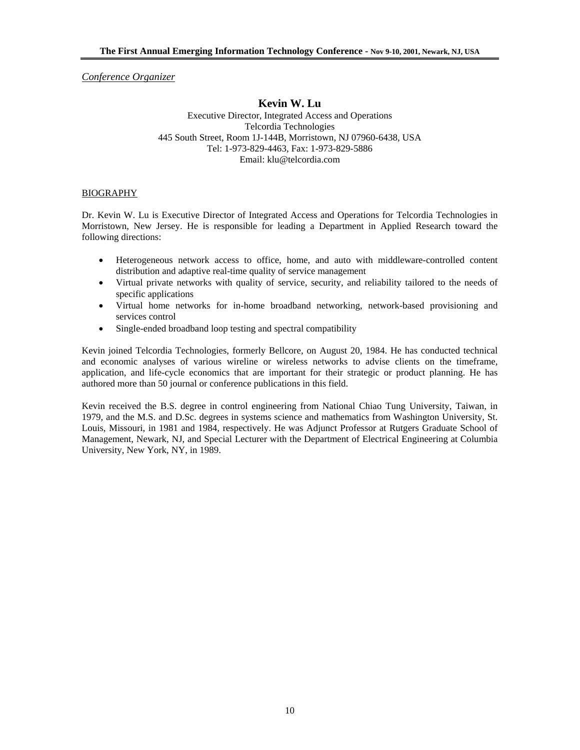*Conference Organizer*

## Kevin W. Lu

Executive Director, Integrated Access and Operations
Telcordia Technologies
445 South Street, Room 1J-144B, Morristown, NJ 07960-6438, USA
Tel: 1-973-829-4463, Fax: 1-973-829-5886
Email: klu@telcordia.com

### BIOGRAPHY

Dr. Kevin W. Lu is Executive Director of Integrated Access and Operations for Telcordia Technologies in Morristown, New Jersey. He is responsible for leading a Department in Applied Research toward the following directions:

- Heterogeneous network access to office, home, and auto with middleware-controlled content distribution and adaptive real-time quality of service management
- Virtual private networks with quality of service, security, and reliability tailored to the needs of specific applications
- Virtual home networks for in-home broadband networking, network-based provisioning and services control
- Single-ended broadband loop testing and spectral compatibility

Kevin joined Telcordia Technologies, formerly Bellcore, on August 20, 1984. He has conducted technical and economic analyses of various wireline or wireless networks to advise clients on the timeframe, application, and life-cycle economics that are important for their strategic or product planning. He has authored more than 50 journal or conference publications in this field.

Kevin received the B.S. degree in control engineering from National Chiao Tung University, Taiwan, in 1979, and the M.S. and D.Sc. degrees in systems science and mathematics from Washington University, St. Louis, Missouri, in 1981 and 1984, respectively. He was Adjunct Professor at Rutgers Graduate School of Management, Newark, NJ, and Special Lecturer with the Department of Electrical Engineering at Columbia University, New York, NY, in 1989.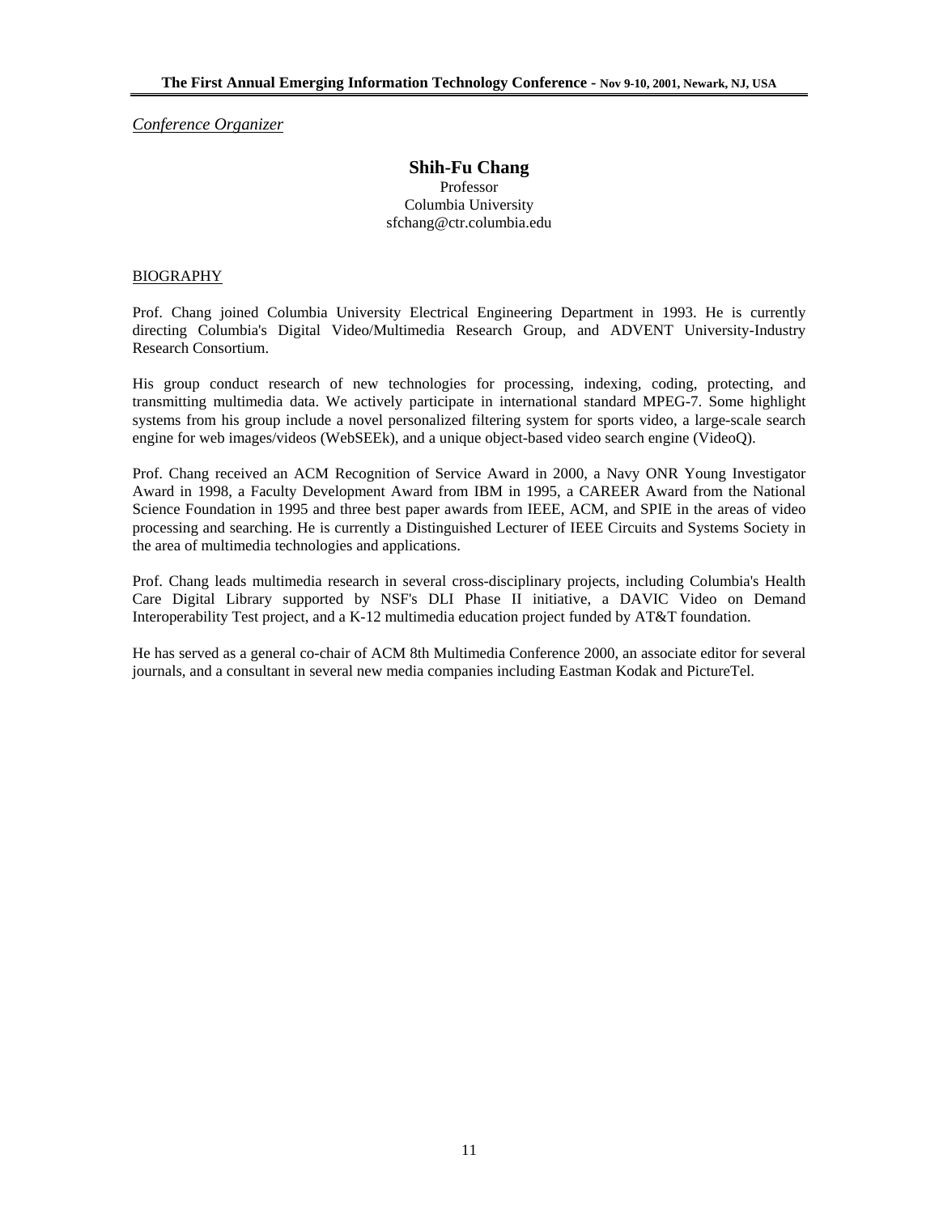*Conference Organizer*

## Shih-Fu Chang

Professor
Columbia University
sfchang@ctr.columbia.edu

BIOGRAPHY

Prof. Chang joined Columbia University Electrical Engineering Department in 1993. He is currently directing Columbia's Digital Video/Multimedia Research Group, and ADVENT University-Industry Research Consortium.

His group conduct research of new technologies for processing, indexing, coding, protecting, and transmitting multimedia data. We actively participate in international standard MPEG-7. Some highlight systems from his group include a novel personalized filtering system for sports video, a large-scale search engine for web images/videos (WebSEEk), and a unique object-based video search engine (VideoQ).

Prof. Chang received an ACM Recognition of Service Award in 2000, a Navy ONR Young Investigator Award in 1998, a Faculty Development Award from IBM in 1995, a CAREER Award from the National Science Foundation in 1995 and three best paper awards from IEEE, ACM, and SPIE in the areas of video processing and searching. He is currently a Distinguished Lecturer of IEEE Circuits and Systems Society in the area of multimedia technologies and applications.

Prof. Chang leads multimedia research in several cross-disciplinary projects, including Columbia's Health Care Digital Library supported by NSF's DLI Phase II initiative, a DAVIC Video on Demand Interoperability Test project, and a K-12 multimedia education project funded by AT&T foundation.

He has served as a general co-chair of ACM 8th Multimedia Conference 2000, an associate editor for several journals, and a consultant in several new media companies including Eastman Kodak and PictureTel.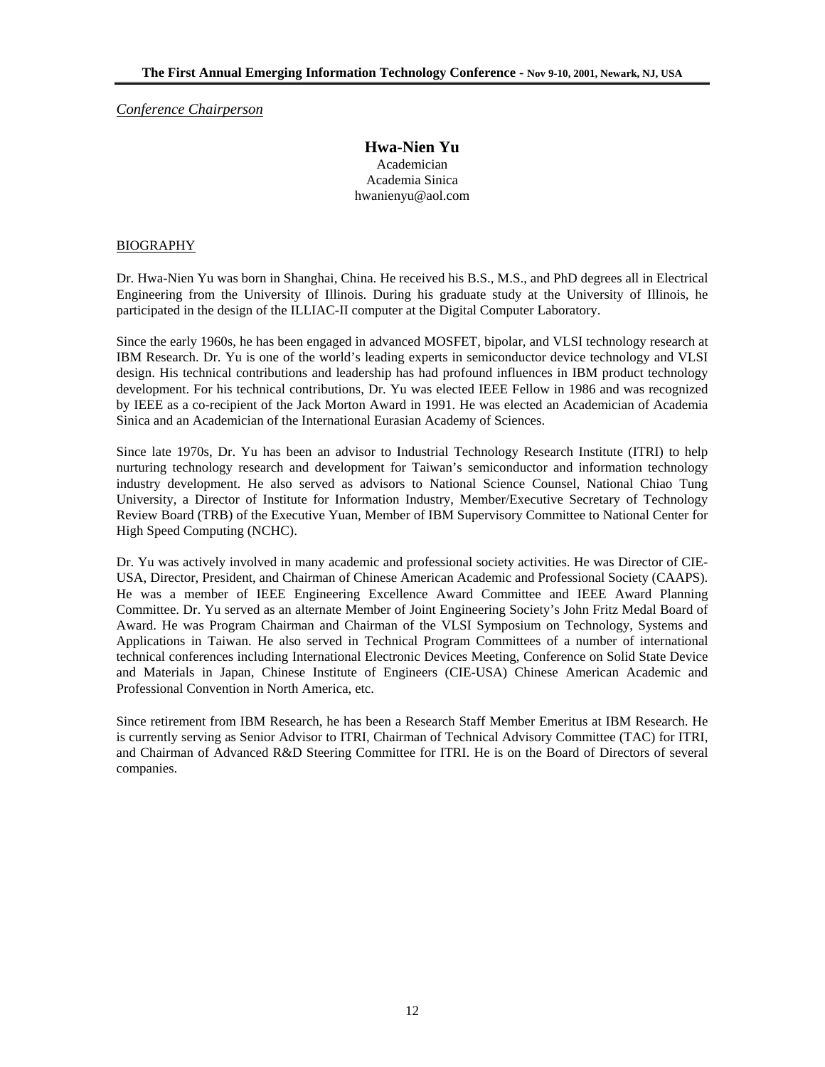*Conference Chairperson*

## Hwa-Nien Yu

Academician
Academia Sinica
hwanienyu@aol.com

BIOGRAPHY

Dr. Hwa-Nien Yu was born in Shanghai, China. He received his B.S., M.S., and PhD degrees all in Electrical Engineering from the University of Illinois. During his graduate study at the University of Illinois, he participated in the design of the ILLIAC-II computer at the Digital Computer Laboratory.

Since the early 1960s, he has been engaged in advanced MOSFET, bipolar, and VLSI technology research at IBM Research. Dr. Yu is one of the world's leading experts in semiconductor device technology and VLSI design. His technical contributions and leadership has had profound influences in IBM product technology development. For his technical contributions, Dr. Yu was elected IEEE Fellow in 1986 and was recognized by IEEE as a co-recipient of the Jack Morton Award in 1991. He was elected an Academician of Academia Sinica and an Academician of the International Eurasian Academy of Sciences.

Since late 1970s, Dr. Yu has been an advisor to Industrial Technology Research Institute (ITRI) to help nurturing technology research and development for Taiwan's semiconductor and information technology industry development. He also served as advisors to National Science Counsel, National Chiao Tung University, a Director of Institute for Information Industry, Member/Executive Secretary of Technology Review Board (TRB) of the Executive Yuan, Member of IBM Supervisory Committee to National Center for High Speed Computing (NCHC).

Dr. Yu was actively involved in many academic and professional society activities. He was Director of CIE-USA, Director, President, and Chairman of Chinese American Academic and Professional Society (CAAPS). He was a member of IEEE Engineering Excellence Award Committee and IEEE Award Planning Committee. Dr. Yu served as an alternate Member of Joint Engineering Society's John Fritz Medal Board of Award. He was Program Chairman and Chairman of the VLSI Symposium on Technology, Systems and Applications in Taiwan. He also served in Technical Program Committees of a number of international technical conferences including International Electronic Devices Meeting, Conference on Solid State Device and Materials in Japan, Chinese Institute of Engineers (CIE-USA) Chinese American Academic and Professional Convention in North America, etc.

Since retirement from IBM Research, he has been a Research Staff Member Emeritus at IBM Research. He is currently serving as Senior Advisor to ITRI, Chairman of Technical Advisory Committee (TAC) for ITRI, and Chairman of Advanced R&D Steering Committee for ITRI. He is on the Board of Directors of several companies.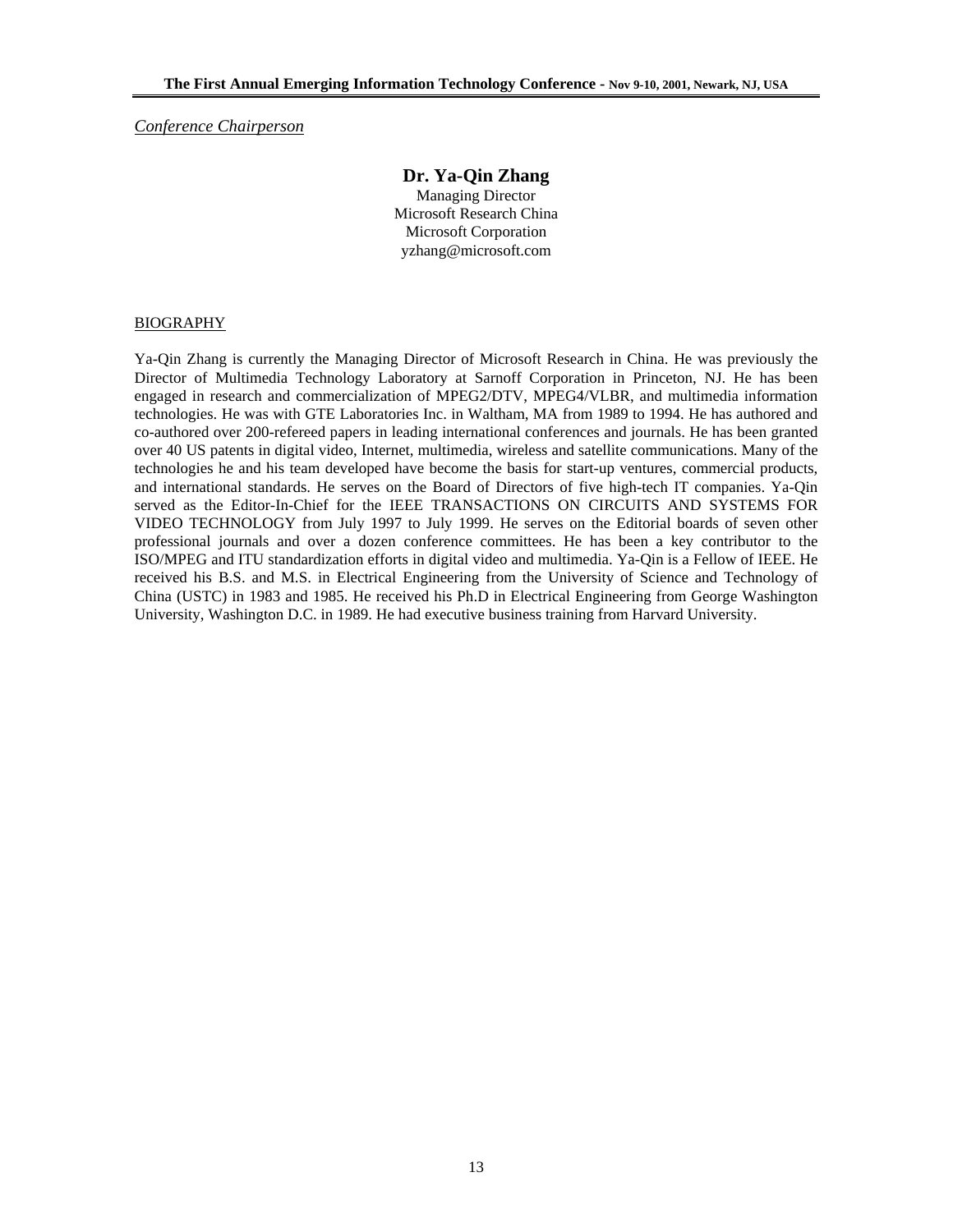*Conference Chairperson*

**Dr. Ya-Qin Zhang**

Managing Director
Microsoft Research China
Microsoft Corporation
yzhang@microsoft.com

BIOGRAPHY

Ya-Qin Zhang is currently the Managing Director of Microsoft Research in China. He was previously the Director of Multimedia Technology Laboratory at Sarnoff Corporation in Princeton, NJ. He has been engaged in research and commercialization of MPEG2/DTV, MPEG4/VLBR, and multimedia information technologies. He was with GTE Laboratories Inc. in Waltham, MA from 1989 to 1994. He has authored and co-authored over 200-refereed papers in leading international conferences and journals. He has been granted over 40 US patents in digital video, Internet, multimedia, wireless and satellite communications. Many of the technologies he and his team developed have become the basis for start-up ventures, commercial products, and international standards. He serves on the Board of Directors of five high-tech IT companies. Ya-Qin served as the Editor-In-Chief for the IEEE TRANSACTIONS ON CIRCUITS AND SYSTEMS FOR VIDEO TECHNOLOGY from July 1997 to July 1999. He serves on the Editorial boards of seven other professional journals and over a dozen conference committees. He has been a key contributor to the ISO/MPEG and ITU standardization efforts in digital video and multimedia. Ya-Qin is a Fellow of IEEE. He received his B.S. and M.S. in Electrical Engineering from the University of Science and Technology of China (USTC) in 1983 and 1985. He received his Ph.D in Electrical Engineering from George Washington University, Washington D.C. in 1989. He had executive business training from Harvard University.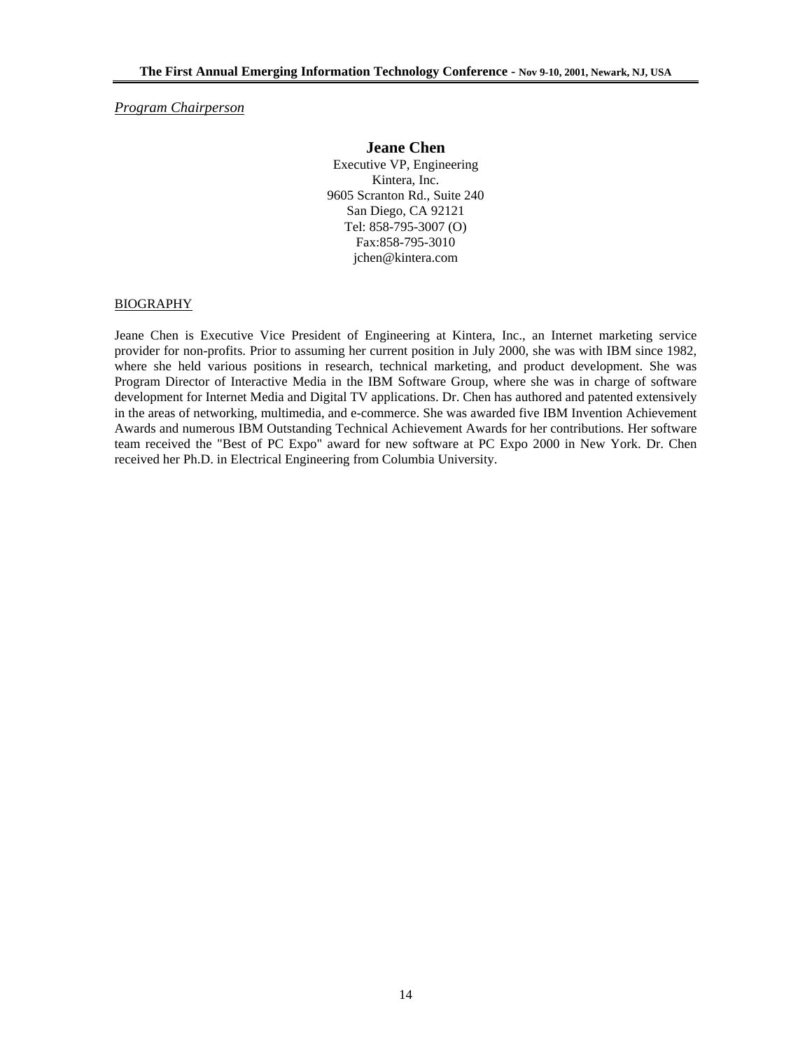*Program Chairperson*

**Jeane Chen**

Executive VP, Engineering
Kintera, Inc.
9605 Scranton Rd., Suite 240
San Diego, CA 92121
Tel: 858-795-3007 (O)
Fax:858-795-3010
jchen@kintera.com

BIOGRAPHY

Jeane Chen is Executive Vice President of Engineering at Kintera, Inc., an Internet marketing service provider for non-profits. Prior to assuming her current position in July 2000, she was with IBM since 1982, where she held various positions in research, technical marketing, and product development. She was Program Director of Interactive Media in the IBM Software Group, where she was in charge of software development for Internet Media and Digital TV applications. Dr. Chen has authored and patented extensively in the areas of networking, multimedia, and e-commerce. She was awarded five IBM Invention Achievement Awards and numerous IBM Outstanding Technical Achievement Awards for her contributions. Her software team received the "Best of PC Expo" award for new software at PC Expo 2000 in New York. Dr. Chen received her Ph.D. in Electrical Engineering from Columbia University.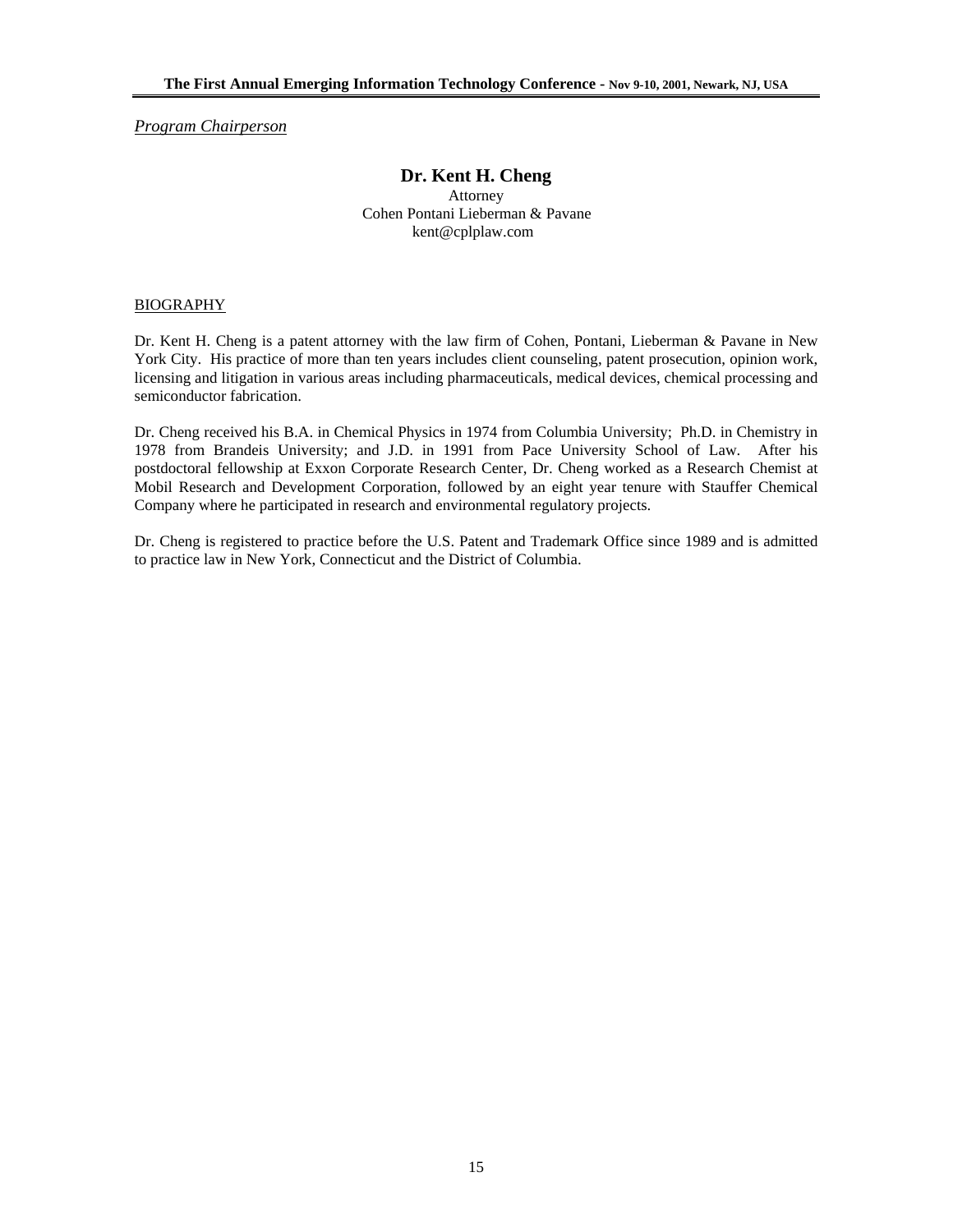*Program Chairperson*

## Dr. Kent H. Cheng

Attorney
Cohen Pontani Lieberman & Pavane
kent@cplplaw.com

BIOGRAPHY

Dr. Kent H. Cheng is a patent attorney with the law firm of Cohen, Pontani, Lieberman & Pavane in New York City. His practice of more than ten years includes client counseling, patent prosecution, opinion work, licensing and litigation in various areas including pharmaceuticals, medical devices, chemical processing and semiconductor fabrication.

Dr. Cheng received his B.A. in Chemical Physics in 1974 from Columbia University; Ph.D. in Chemistry in 1978 from Brandeis University; and J.D. in 1991 from Pace University School of Law. After his postdoctoral fellowship at Exxon Corporate Research Center, Dr. Cheng worked as a Research Chemist at Mobil Research and Development Corporation, followed by an eight year tenure with Stauffer Chemical Company where he participated in research and environmental regulatory projects.

Dr. Cheng is registered to practice before the U.S. Patent and Trademark Office since 1989 and is admitted to practice law in New York, Connecticut and the District of Columbia.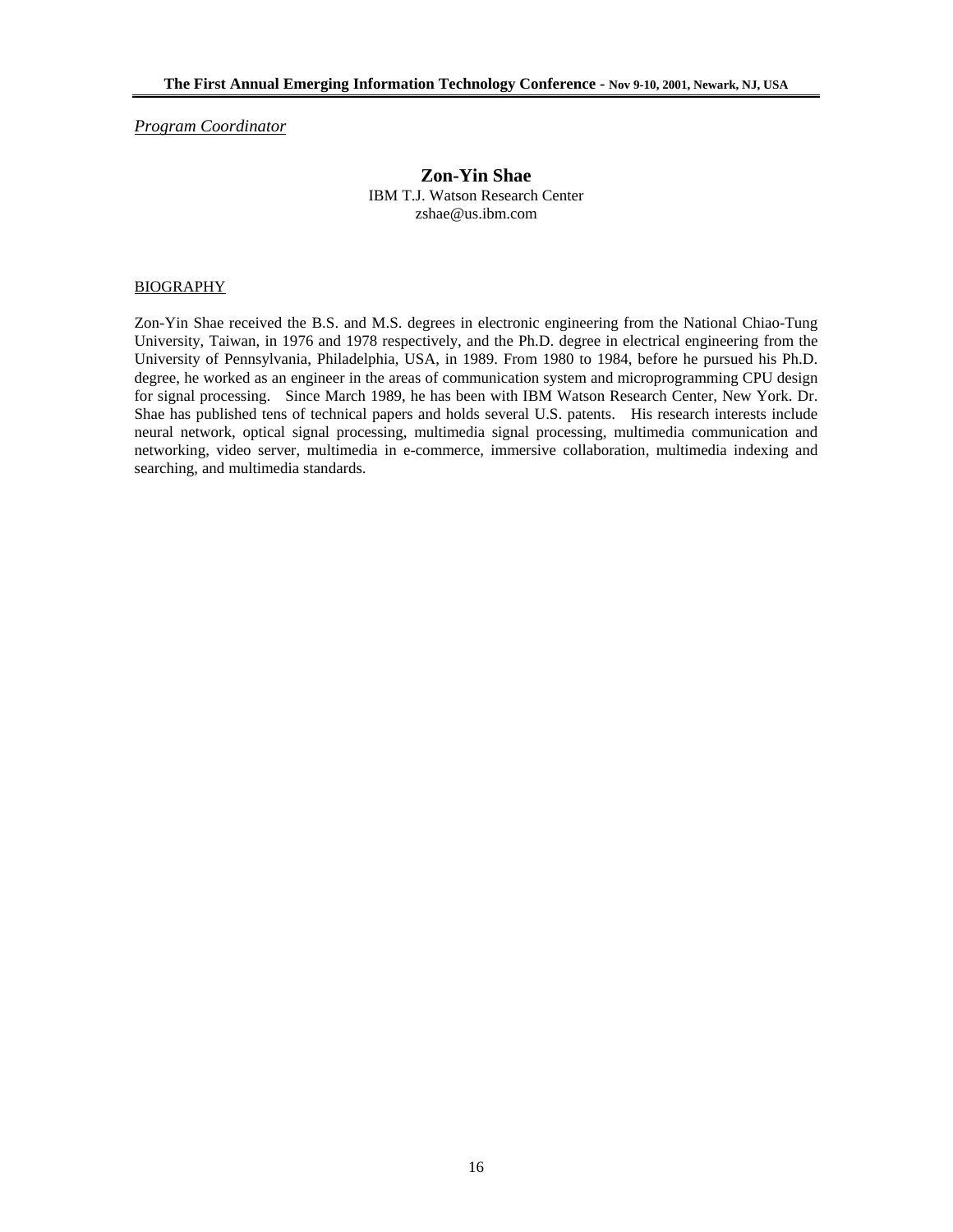*Program Coordinator*

## Zon-Yin Shae

IBM T.J. Watson Research Center
zshae@us.ibm.com

BIOGRAPHY

Zon-Yin Shae received the B.S. and M.S. degrees in electronic engineering from the National Chiao-Tung University, Taiwan, in 1976 and 1978 respectively, and the Ph.D. degree in electrical engineering from the University of Pennsylvania, Philadelphia, USA, in 1989. From 1980 to 1984, before he pursued his Ph.D. degree, he worked as an engineer in the areas of communication system and microprogramming CPU design for signal processing. Since March 1989, he has been with IBM Watson Research Center, New York. Dr. Shae has published tens of technical papers and holds several U.S. patents. His research interests include neural network, optical signal processing, multimedia signal processing, multimedia communication and networking, video server, multimedia in e-commerce, immersive collaboration, multimedia indexing and searching, and multimedia standards.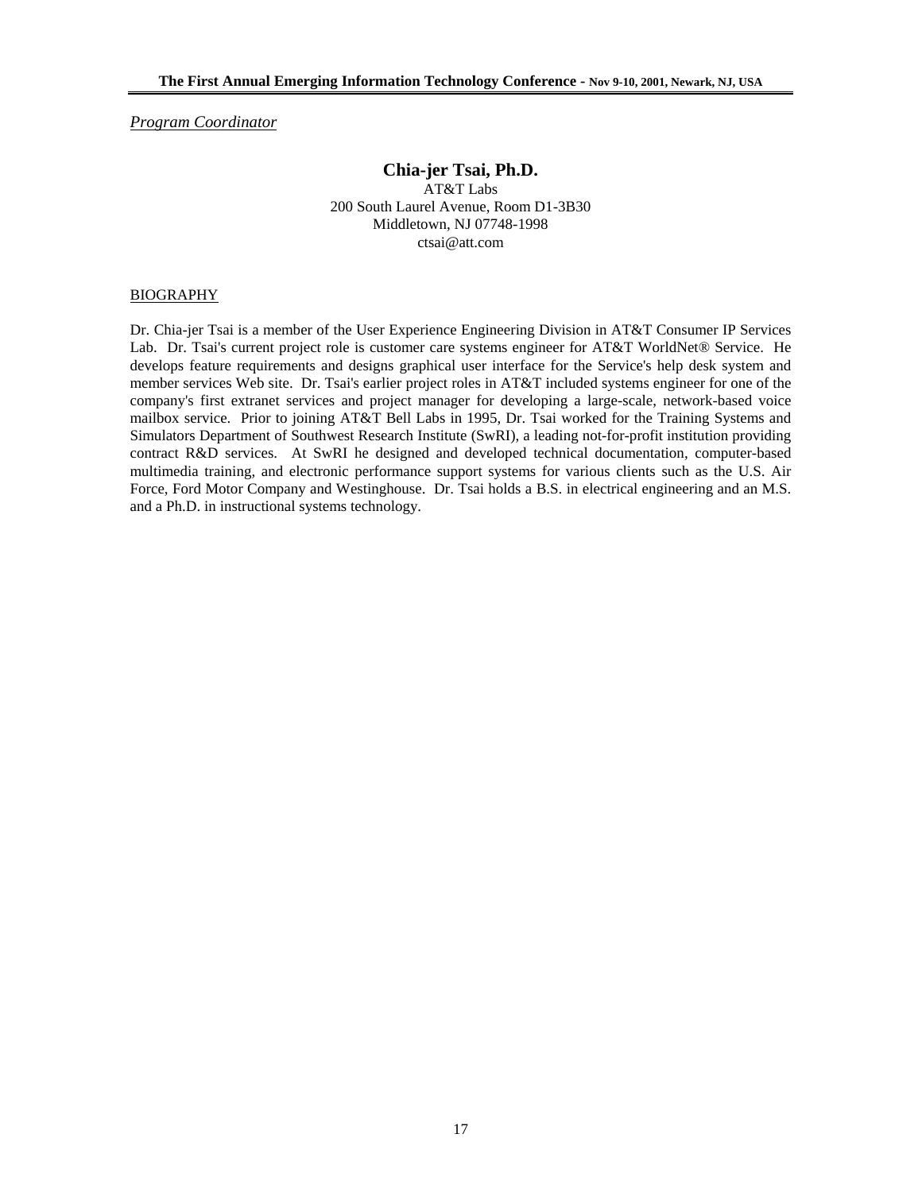*Program Coordinator*

## Chia-jer Tsai, Ph.D.

AT&T Labs
200 South Laurel Avenue, Room D1-3B30
Middletown, NJ 07748-1998
ctsai@att.com

### BIOGRAPHY

Dr. Chia-jer Tsai is a member of the User Experience Engineering Division in AT&T Consumer IP Services Lab. Dr. Tsai's current project role is customer care systems engineer for AT&T WorldNet® Service. He develops feature requirements and designs graphical user interface for the Service's help desk system and member services Web site. Dr. Tsai's earlier project roles in AT&T included systems engineer for one of the company's first extranet services and project manager for developing a large-scale, network-based voice mailbox service. Prior to joining AT&T Bell Labs in 1995, Dr. Tsai worked for the Training Systems and Simulators Department of Southwest Research Institute (SwRI), a leading not-for-profit institution providing contract R&D services. At SwRI he designed and developed technical documentation, computer-based multimedia training, and electronic performance support systems for various clients such as the U.S. Air Force, Ford Motor Company and Westinghouse. Dr. Tsai holds a B.S. in electrical engineering and an M.S. and a Ph.D. in instructional systems technology.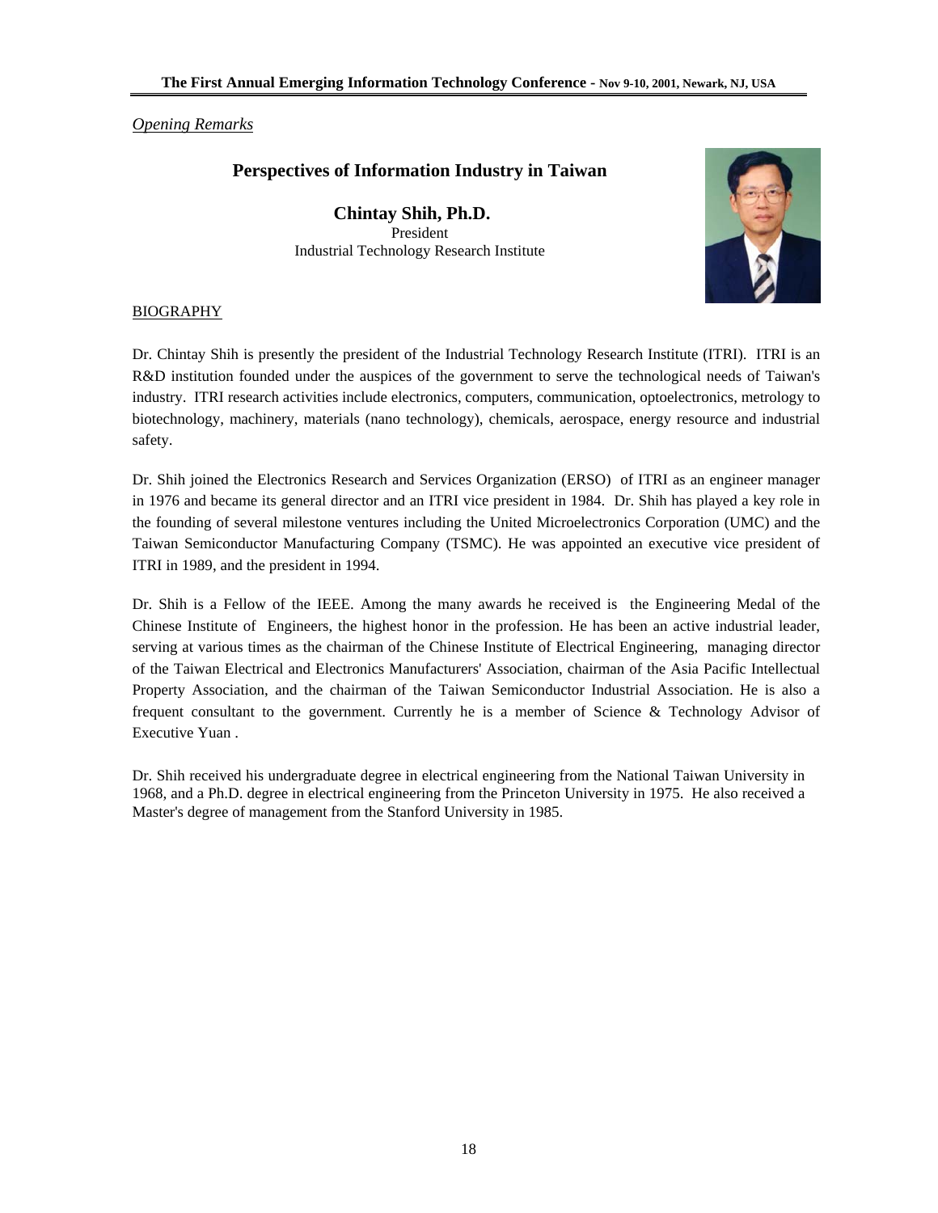*Opening Remarks*

## Perspectives of Information Industry in Taiwan

**Chintay Shih, Ph.D.**
President
Industrial Technology Research Institute

BIOGRAPHY

Dr. Chintay Shih is presently the president of the Industrial Technology Research Institute (ITRI). ITRI is an R&D institution founded under the auspices of the government to serve the technological needs of Taiwan's industry. ITRI research activities include electronics, computers, communication, optoelectronics, metrology to biotechnology, machinery, materials (nano technology), chemicals, aerospace, energy resource and industrial safety.

Dr. Shih joined the Electronics Research and Services Organization (ERSO) of ITRI as an engineer manager in 1976 and became its general director and an ITRI vice president in 1984. Dr. Shih has played a key role in the founding of several milestone ventures including the United Microelectronics Corporation (UMC) and the Taiwan Semiconductor Manufacturing Company (TSMC). He was appointed an executive vice president of ITRI in 1989, and the president in 1994.

Dr. Shih is a Fellow of the IEEE. Among the many awards he received is the Engineering Medal of the Chinese Institute of Engineers, the highest honor in the profession. He has been an active industrial leader, serving at various times as the chairman of the Chinese Institute of Electrical Engineering, managing director of the Taiwan Electrical and Electronics Manufacturers' Association, chairman of the Asia Pacific Intellectual Property Association, and the chairman of the Taiwan Semiconductor Industrial Association. He is also a frequent consultant to the government. Currently he is a member of Science & Technology Advisor of Executive Yuan .

Dr. Shih received his undergraduate degree in electrical engineering from the National Taiwan University in 1968, and a Ph.D. degree in electrical engineering from the Princeton University in 1975. He also received a Master's degree of management from the Stanford University in 1985.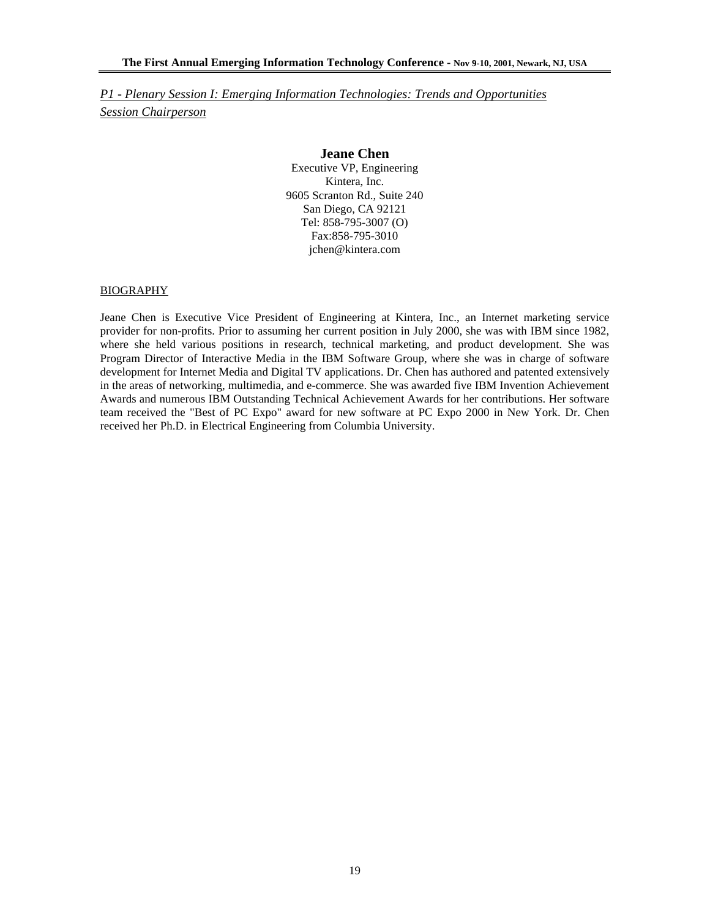*P1 - Plenary Session I: Emerging Information Technologies: Trends and Opportunities*

*Session Chairperson*

**Jeane Chen**

Executive VP, Engineering
Kintera, Inc.
9605 Scranton Rd., Suite 240
San Diego, CA 92121
Tel: 858-795-3007 (O)
Fax:858-795-3010
jchen@kintera.com

BIOGRAPHY

Jeane Chen is Executive Vice President of Engineering at Kintera, Inc., an Internet marketing service provider for non-profits. Prior to assuming her current position in July 2000, she was with IBM since 1982, where she held various positions in research, technical marketing, and product development. She was Program Director of Interactive Media in the IBM Software Group, where she was in charge of software development for Internet Media and Digital TV applications. Dr. Chen has authored and patented extensively in the areas of networking, multimedia, and e-commerce. She was awarded five IBM Invention Achievement Awards and numerous IBM Outstanding Technical Achievement Awards for her contributions. Her software team received the "Best of PC Expo" award for new software at PC Expo 2000 in New York. Dr. Chen received her Ph.D. in Electrical Engineering from Columbia University.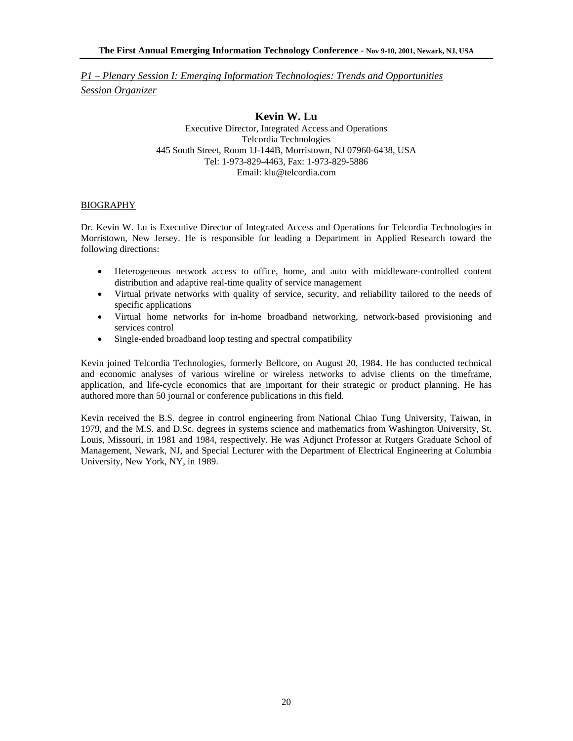*P1 – Plenary Session I: Emerging Information Technologies: Trends and Opportunities*

*Session Organizer*

## Kevin W. Lu

Executive Director, Integrated Access and Operations
Telcordia Technologies
445 South Street, Room 1J-144B, Morristown, NJ 07960-6438, USA
Tel: 1-973-829-4463, Fax: 1-973-829-5886
Email: klu@telcordia.com

### BIOGRAPHY

Dr. Kevin W. Lu is Executive Director of Integrated Access and Operations for Telcordia Technologies in Morristown, New Jersey. He is responsible for leading a Department in Applied Research toward the following directions:

- Heterogeneous network access to office, home, and auto with middleware-controlled content distribution and adaptive real-time quality of service management
- Virtual private networks with quality of service, security, and reliability tailored to the needs of specific applications
- Virtual home networks for in-home broadband networking, network-based provisioning and services control
- Single-ended broadband loop testing and spectral compatibility

Kevin joined Telcordia Technologies, formerly Bellcore, on August 20, 1984. He has conducted technical and economic analyses of various wireline or wireless networks to advise clients on the timeframe, application, and life-cycle economics that are important for their strategic or product planning. He has authored more than 50 journal or conference publications in this field.

Kevin received the B.S. degree in control engineering from National Chiao Tung University, Taiwan, in 1979, and the M.S. and D.Sc. degrees in systems science and mathematics from Washington University, St. Louis, Missouri, in 1981 and 1984, respectively. He was Adjunct Professor at Rutgers Graduate School of Management, Newark, NJ, and Special Lecturer with the Department of Electrical Engineering at Columbia University, New York, NY, in 1989.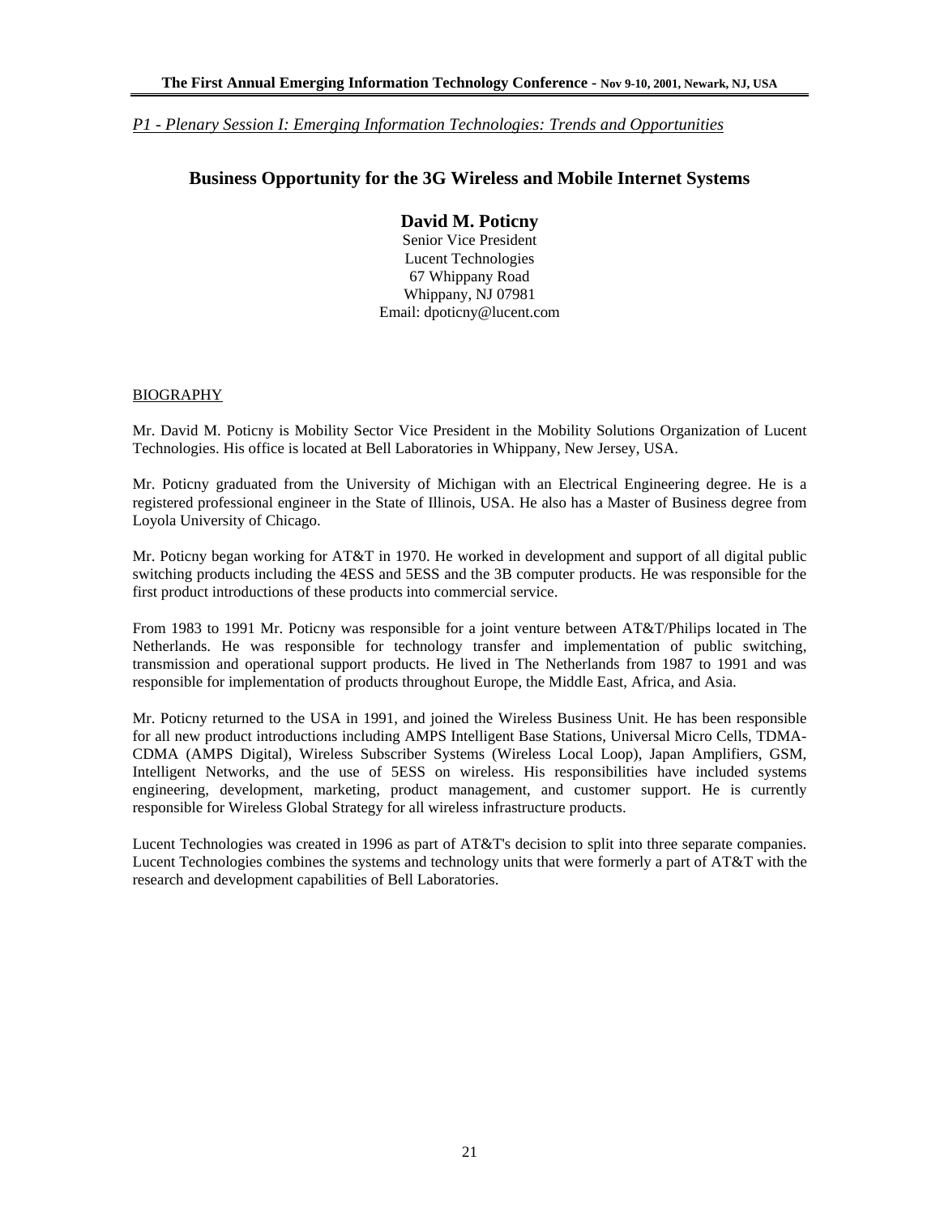*P1 - Plenary Session I: Emerging Information Technologies: Trends and Opportunities*

## Business Opportunity for the 3G Wireless and Mobile Internet Systems

**David M. Poticny**
Senior Vice President
Lucent Technologies
67 Whippany Road
Whippany, NJ 07981
Email: dpoticny@lucent.com

BIOGRAPHY

Mr. David M. Poticny is Mobility Sector Vice President in the Mobility Solutions Organization of Lucent Technologies. His office is located at Bell Laboratories in Whippany, New Jersey, USA.

Mr. Poticny graduated from the University of Michigan with an Electrical Engineering degree. He is a registered professional engineer in the State of Illinois, USA. He also has a Master of Business degree from Loyola University of Chicago.

Mr. Poticny began working for AT&T in 1970. He worked in development and support of all digital public switching products including the 4ESS and 5ESS and the 3B computer products. He was responsible for the first product introductions of these products into commercial service.

From 1983 to 1991 Mr. Poticny was responsible for a joint venture between AT&T/Philips located in The Netherlands. He was responsible for technology transfer and implementation of public switching, transmission and operational support products. He lived in The Netherlands from 1987 to 1991 and was responsible for implementation of products throughout Europe, the Middle East, Africa, and Asia.

Mr. Poticny returned to the USA in 1991, and joined the Wireless Business Unit. He has been responsible for all new product introductions including AMPS Intelligent Base Stations, Universal Micro Cells, TDMA-CDMA (AMPS Digital), Wireless Subscriber Systems (Wireless Local Loop), Japan Amplifiers, GSM, Intelligent Networks, and the use of 5ESS on wireless. His responsibilities have included systems engineering, development, marketing, product management, and customer support. He is currently responsible for Wireless Global Strategy for all wireless infrastructure products.

Lucent Technologies was created in 1996 as part of AT&T's decision to split into three separate companies. Lucent Technologies combines the systems and technology units that were formerly a part of AT&T with the research and development capabilities of Bell Laboratories.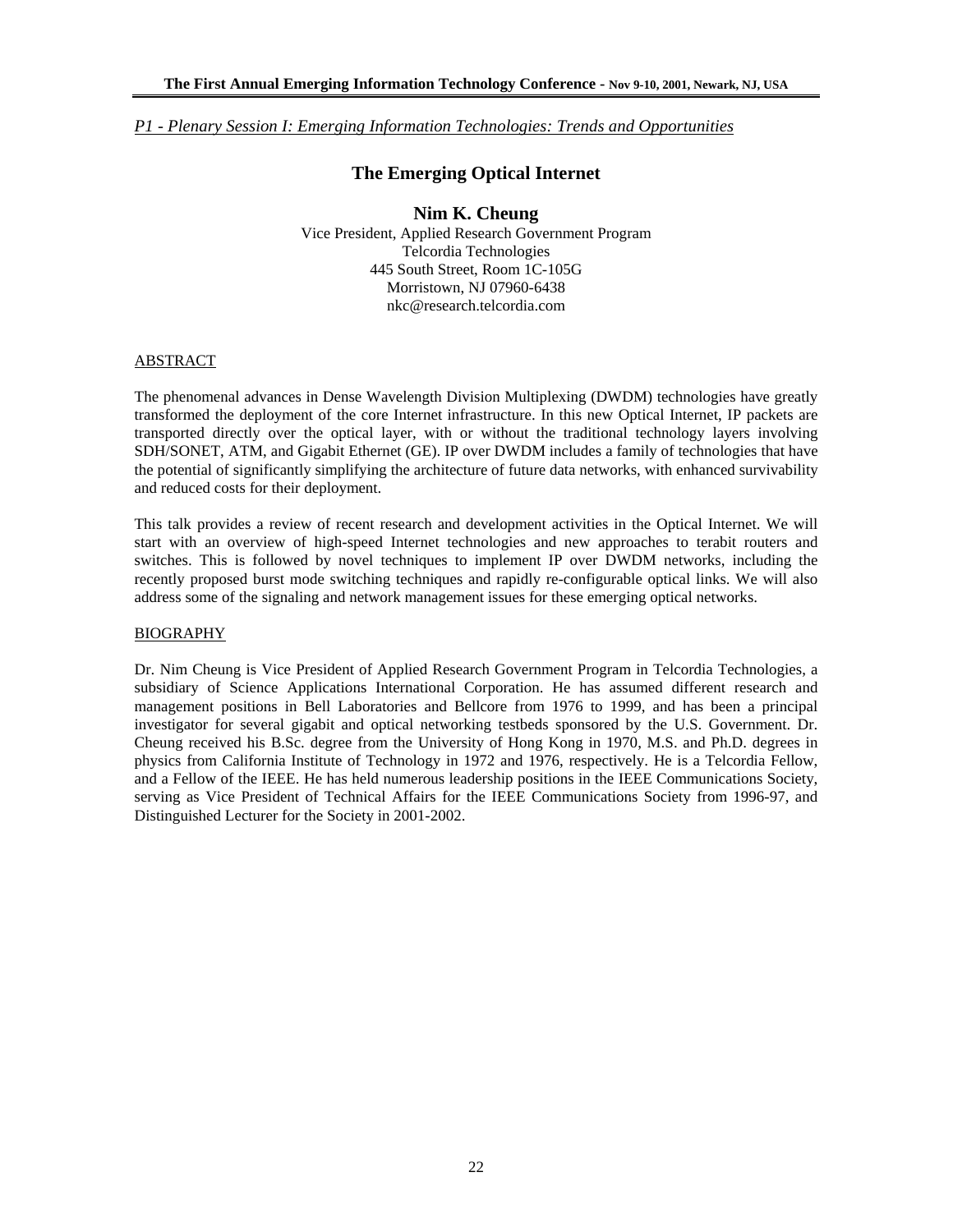*P1 - Plenary Session I: Emerging Information Technologies: Trends and Opportunities*

# The Emerging Optical Internet

## Nim K. Cheung

Vice President, Applied Research Government Program
Telcordia Technologies
445 South Street, Room 1C-105G
Morristown, NJ 07960-6438
nkc@research.telcordia.com

### ABSTRACT

The phenomenal advances in Dense Wavelength Division Multiplexing (DWDM) technologies have greatly transformed the deployment of the core Internet infrastructure. In this new Optical Internet, IP packets are transported directly over the optical layer, with or without the traditional technology layers involving SDH/SONET, ATM, and Gigabit Ethernet (GE). IP over DWDM includes a family of technologies that have the potential of significantly simplifying the architecture of future data networks, with enhanced survivability and reduced costs for their deployment.

This talk provides a review of recent research and development activities in the Optical Internet. We will start with an overview of high-speed Internet technologies and new approaches to terabit routers and switches. This is followed by novel techniques to implement IP over DWDM networks, including the recently proposed burst mode switching techniques and rapidly re-configurable optical links. We will also address some of the signaling and network management issues for these emerging optical networks.

### BIOGRAPHY

Dr. Nim Cheung is Vice President of Applied Research Government Program in Telcordia Technologies, a subsidiary of Science Applications International Corporation. He has assumed different research and management positions in Bell Laboratories and Bellcore from 1976 to 1999, and has been a principal investigator for several gigabit and optical networking testbeds sponsored by the U.S. Government. Dr. Cheung received his B.Sc. degree from the University of Hong Kong in 1970, M.S. and Ph.D. degrees in physics from California Institute of Technology in 1972 and 1976, respectively. He is a Telcordia Fellow, and a Fellow of the IEEE. He has held numerous leadership positions in the IEEE Communications Society, serving as Vice President of Technical Affairs for the IEEE Communications Society from 1996-97, and Distinguished Lecturer for the Society in 2001-2002.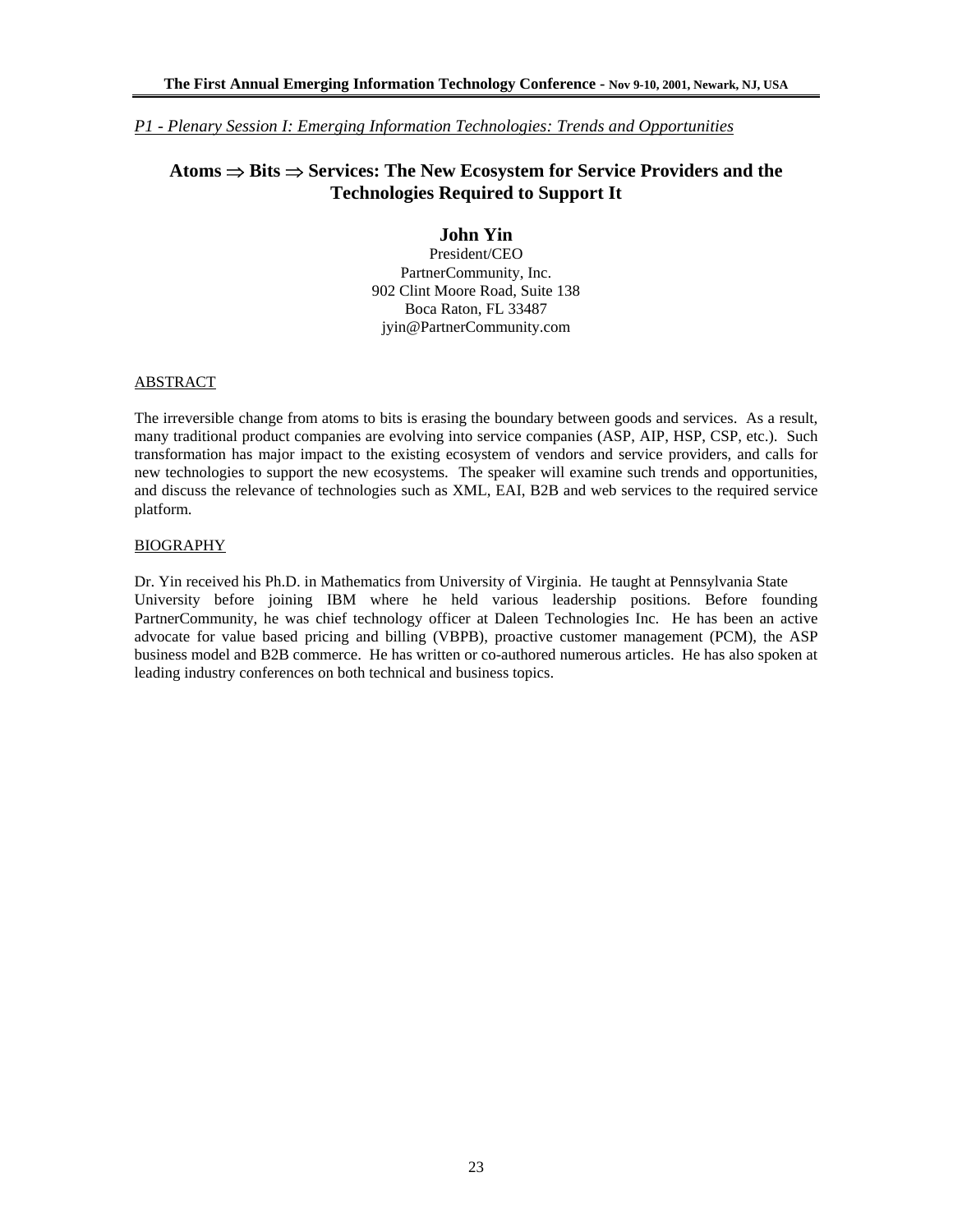*P1 - Plenary Session I: Emerging Information Technologies: Trends and Opportunities*

# Atoms $\Rightarrow$ Bits $\Rightarrow$ Services: The New Ecosystem for Service Providers and the Technologies Required to Support It

**John Yin**
President/CEO
PartnerCommunity, Inc.
902 Clint Moore Road, Suite 138
Boca Raton, FL 33487
jyin@PartnerCommunity.com

## ABSTRACT

The irreversible change from atoms to bits is erasing the boundary between goods and services. As a result, many traditional product companies are evolving into service companies (ASP, AIP, HSP, CSP, etc.). Such transformation has major impact to the existing ecosystem of vendors and service providers, and calls for new technologies to support the new ecosystems. The speaker will examine such trends and opportunities, and discuss the relevance of technologies such as XML, EAI, B2B and web services to the required service platform.

## BIOGRAPHY

Dr. Yin received his Ph.D. in Mathematics from University of Virginia. He taught at Pennsylvania State University before joining IBM where he held various leadership positions. Before founding PartnerCommunity, he was chief technology officer at Daleen Technologies Inc. He has been an active advocate for value based pricing and billing (VBPB), proactive customer management (PCM), the ASP business model and B2B commerce. He has written or co-authored numerous articles. He has also spoken at leading industry conferences on both technical and business topics.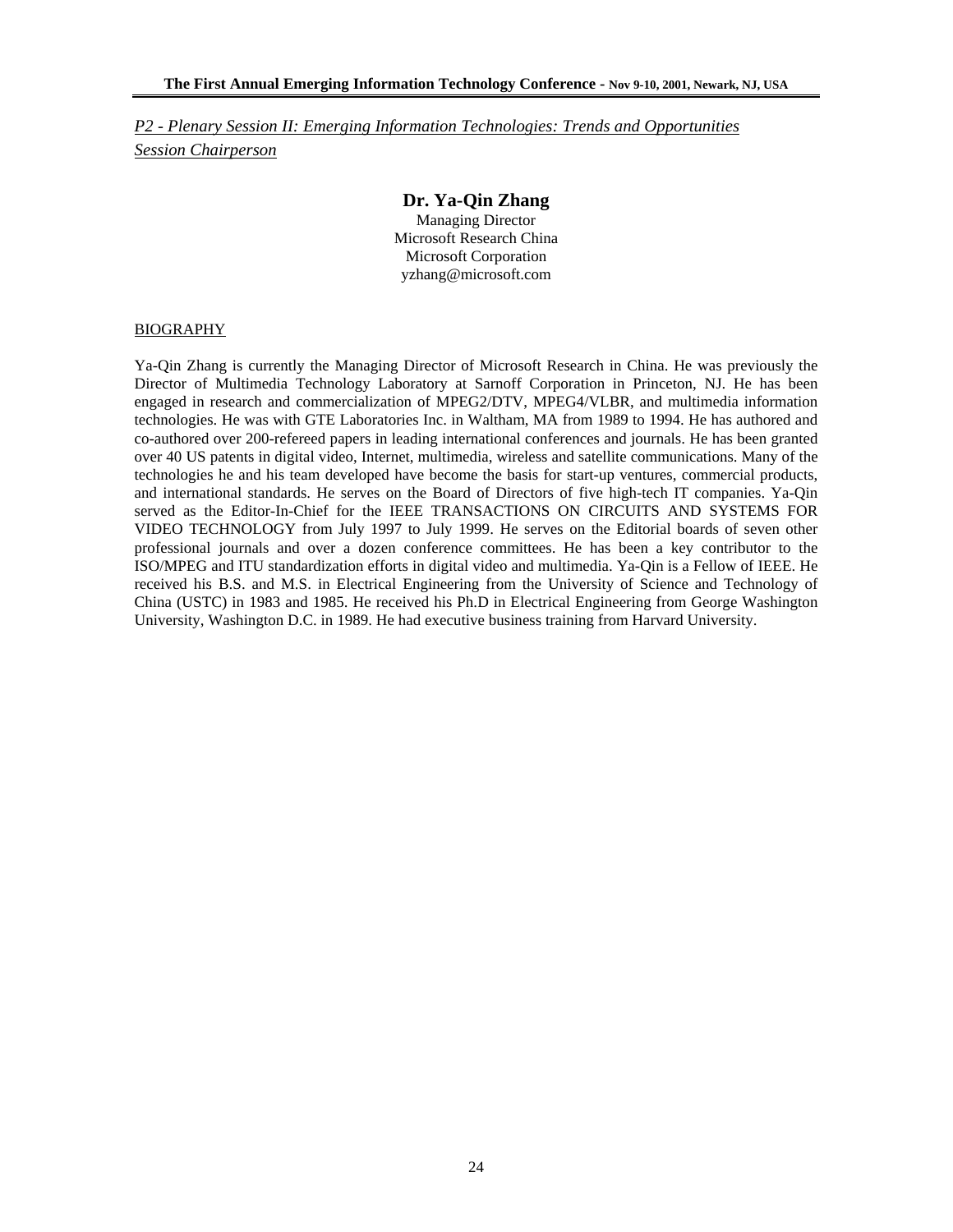*P2 - Plenary Session II: Emerging Information Technologies: Trends and Opportunities*
*Session Chairperson*

## Dr. Ya-Qin Zhang

Managing Director
Microsoft Research China
Microsoft Corporation
yzhang@microsoft.com

BIOGRAPHY

Ya-Qin Zhang is currently the Managing Director of Microsoft Research in China. He was previously the Director of Multimedia Technology Laboratory at Sarnoff Corporation in Princeton, NJ. He has been engaged in research and commercialization of MPEG2/DTV, MPEG4/VLBR, and multimedia information technologies. He was with GTE Laboratories Inc. in Waltham, MA from 1989 to 1994. He has authored and co-authored over 200-refereed papers in leading international conferences and journals. He has been granted over 40 US patents in digital video, Internet, multimedia, wireless and satellite communications. Many of the technologies he and his team developed have become the basis for start-up ventures, commercial products, and international standards. He serves on the Board of Directors of five high-tech IT companies. Ya-Qin served as the Editor-In-Chief for the IEEE TRANSACTIONS ON CIRCUITS AND SYSTEMS FOR VIDEO TECHNOLOGY from July 1997 to July 1999. He serves on the Editorial boards of seven other professional journals and over a dozen conference committees. He has been a key contributor to the ISO/MPEG and ITU standardization efforts in digital video and multimedia. Ya-Qin is a Fellow of IEEE. He received his B.S. and M.S. in Electrical Engineering from the University of Science and Technology of China (USTC) in 1983 and 1985. He received his Ph.D in Electrical Engineering from George Washington University, Washington D.C. in 1989. He had executive business training from Harvard University.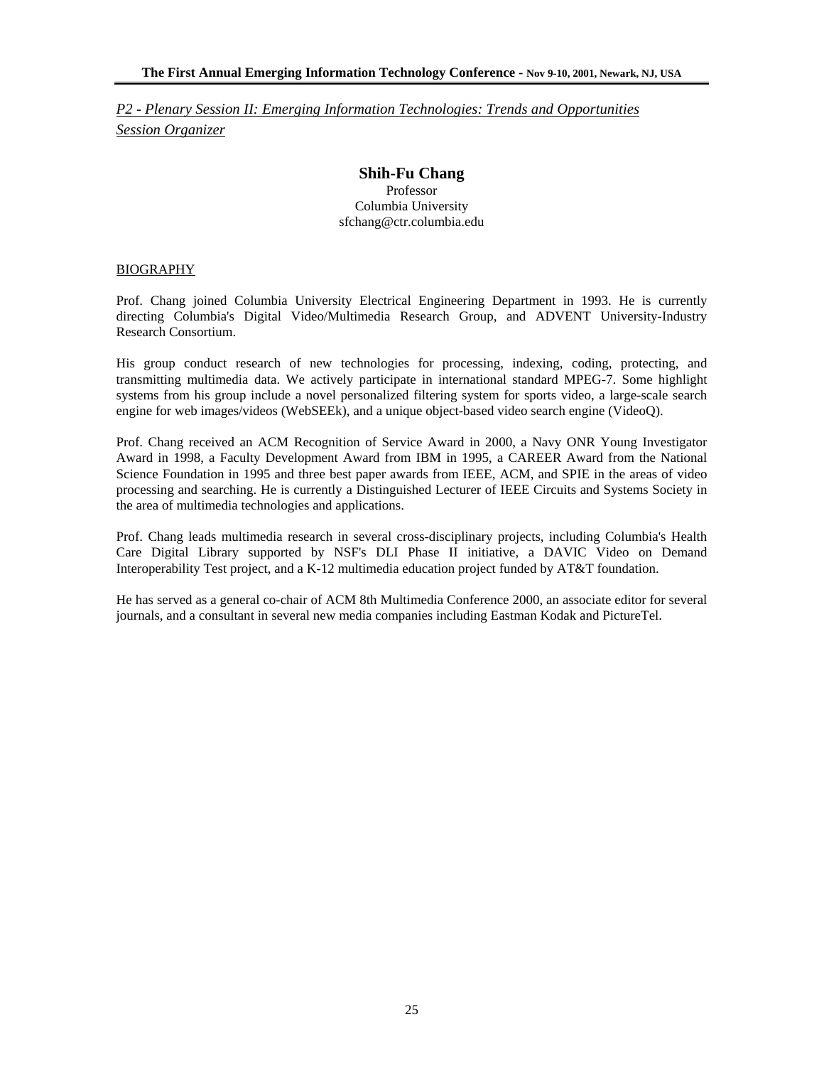*P2 - Plenary Session II: Emerging Information Technologies: Trends and Opportunities*

*Session Organizer*

## Shih-Fu Chang

Professor
Columbia University
sfchang@ctr.columbia.edu

BIOGRAPHY

Prof. Chang joined Columbia University Electrical Engineering Department in 1993. He is currently directing Columbia's Digital Video/Multimedia Research Group, and ADVENT University-Industry Research Consortium.

His group conduct research of new technologies for processing, indexing, coding, protecting, and transmitting multimedia data. We actively participate in international standard MPEG-7. Some highlight systems from his group include a novel personalized filtering system for sports video, a large-scale search engine for web images/videos (WebSEEk), and a unique object-based video search engine (VideoQ).

Prof. Chang received an ACM Recognition of Service Award in 2000, a Navy ONR Young Investigator Award in 1998, a Faculty Development Award from IBM in 1995, a CAREER Award from the National Science Foundation in 1995 and three best paper awards from IEEE, ACM, and SPIE in the areas of video processing and searching. He is currently a Distinguished Lecturer of IEEE Circuits and Systems Society in the area of multimedia technologies and applications.

Prof. Chang leads multimedia research in several cross-disciplinary projects, including Columbia's Health Care Digital Library supported by NSF's DLI Phase II initiative, a DAVIC Video on Demand Interoperability Test project, and a K-12 multimedia education project funded by AT&T foundation.

He has served as a general co-chair of ACM 8th Multimedia Conference 2000, an associate editor for several journals, and a consultant in several new media companies including Eastman Kodak and PictureTel.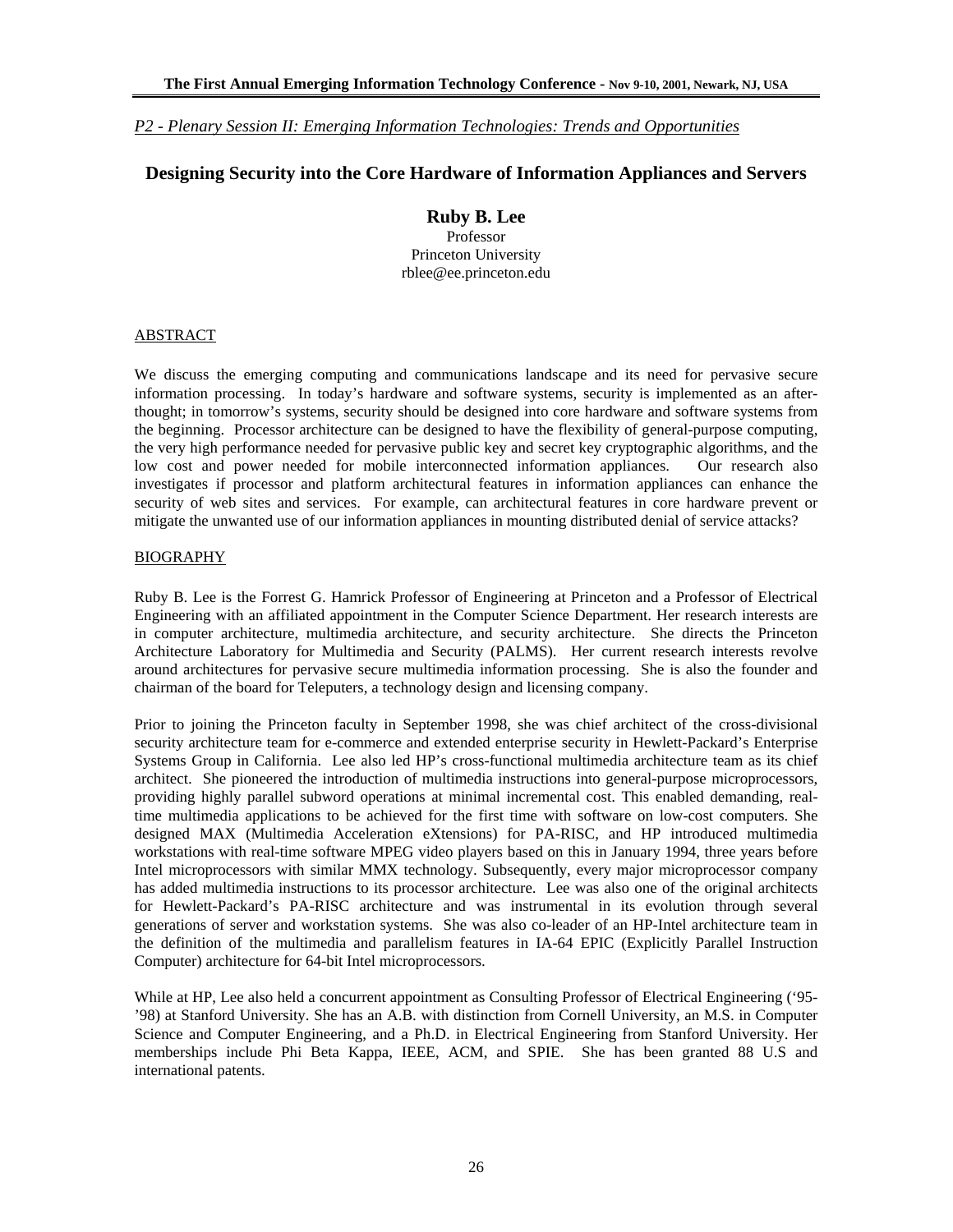*P2 - Plenary Session II: Emerging Information Technologies: Trends and Opportunities*

## Designing Security into the Core Hardware of Information Appliances and Servers

**Ruby B. Lee**
Professor
Princeton University
rblee@ee.princeton.edu

### ABSTRACT

We discuss the emerging computing and communications landscape and its need for pervasive secure information processing. In today's hardware and software systems, security is implemented as an afterthought; in tomorrow's systems, security should be designed into core hardware and software systems from the beginning. Processor architecture can be designed to have the flexibility of general-purpose computing, the very high performance needed for pervasive public key and secret key cryptographic algorithms, and the low cost and power needed for mobile interconnected information appliances. Our research also investigates if processor and platform architectural features in information appliances can enhance the security of web sites and services. For example, can architectural features in core hardware prevent or mitigate the unwanted use of our information appliances in mounting distributed denial of service attacks?

### BIOGRAPHY

Ruby B. Lee is the Forrest G. Hamrick Professor of Engineering at Princeton and a Professor of Electrical Engineering with an affiliated appointment in the Computer Science Department. Her research interests are in computer architecture, multimedia architecture, and security architecture. She directs the Princeton Architecture Laboratory for Multimedia and Security (PALMS). Her current research interests revolve around architectures for pervasive secure multimedia information processing. She is also the founder and chairman of the board for Teleputers, a technology design and licensing company.

Prior to joining the Princeton faculty in September 1998, she was chief architect of the cross-divisional security architecture team for e-commerce and extended enterprise security in Hewlett-Packard's Enterprise Systems Group in California. Lee also led HP's cross-functional multimedia architecture team as its chief architect. She pioneered the introduction of multimedia instructions into general-purpose microprocessors, providing highly parallel subword operations at minimal incremental cost. This enabled demanding, real-time multimedia applications to be achieved for the first time with software on low-cost computers. She designed MAX (Multimedia Acceleration eXtensions) for PA-RISC, and HP introduced multimedia workstations with real-time software MPEG video players based on this in January 1994, three years before Intel microprocessors with similar MMX technology. Subsequently, every major microprocessor company has added multimedia instructions to its processor architecture. Lee was also one of the original architects for Hewlett-Packard's PA-RISC architecture and was instrumental in its evolution through several generations of server and workstation systems. She was also co-leader of an HP-Intel architecture team in the definition of the multimedia and parallelism features in IA-64 EPIC (Explicitly Parallel Instruction Computer) architecture for 64-bit Intel microprocessors.

While at HP, Lee also held a concurrent appointment as Consulting Professor of Electrical Engineering ('95-'98) at Stanford University. She has an A.B. with distinction from Cornell University, an M.S. in Computer Science and Computer Engineering, and a Ph.D. in Electrical Engineering from Stanford University. Her memberships include Phi Beta Kappa, IEEE, ACM, and SPIE. She has been granted 88 U.S and international patents.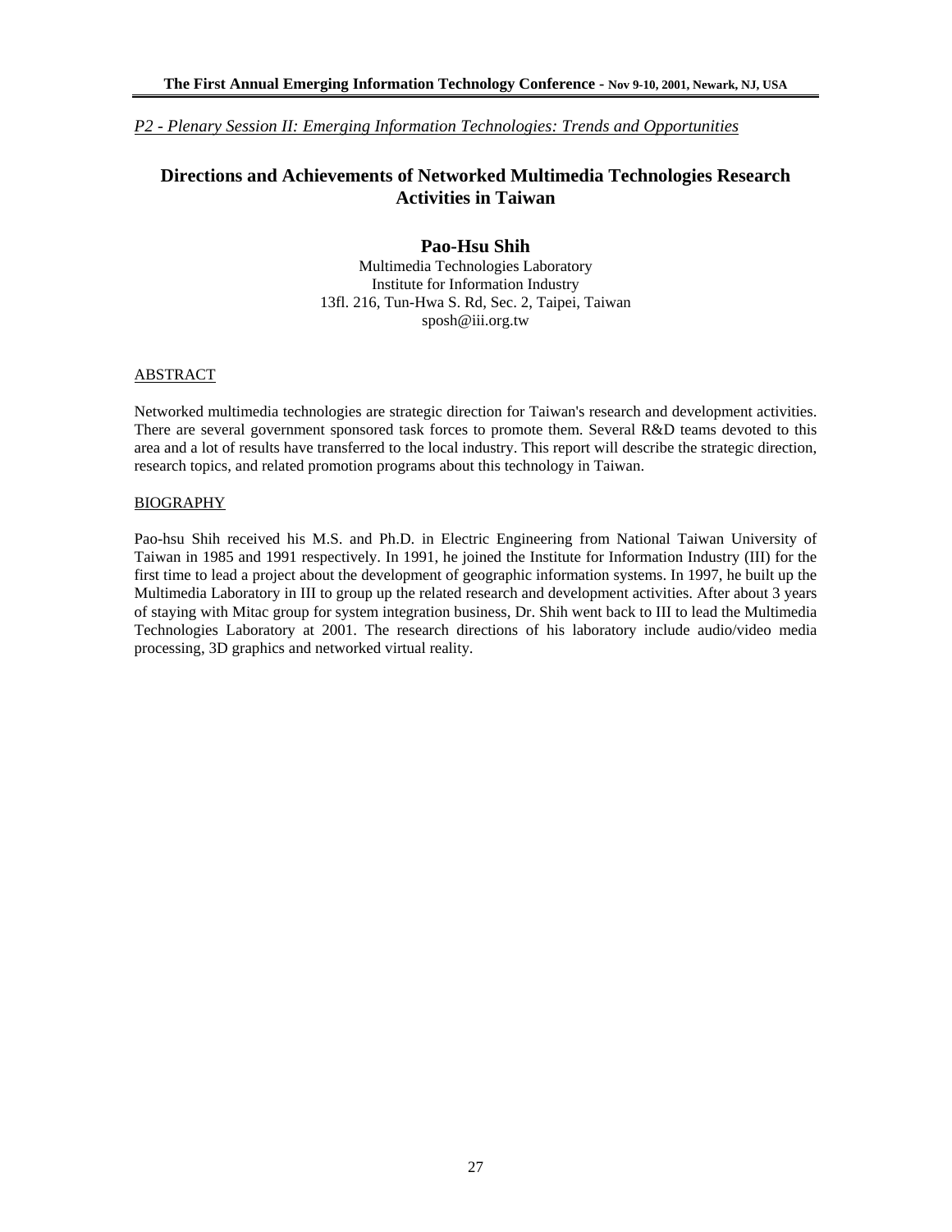*P2 - Plenary Session II: Emerging Information Technologies: Trends and Opportunities*

# Directions and Achievements of Networked Multimedia Technologies Research Activities in Taiwan

## Pao-Hsu Shih

Multimedia Technologies Laboratory
Institute for Information Industry
13fl. 216, Tun-Hwa S. Rd, Sec. 2, Taipei, Taiwan
sposh@iii.org.tw

### ABSTRACT

Networked multimedia technologies are strategic direction for Taiwan's research and development activities. There are several government sponsored task forces to promote them. Several R&D teams devoted to this area and a lot of results have transferred to the local industry. This report will describe the strategic direction, research topics, and related promotion programs about this technology in Taiwan.

### BIOGRAPHY

Pao-hsu Shih received his M.S. and Ph.D. in Electric Engineering from National Taiwan University of Taiwan in 1985 and 1991 respectively. In 1991, he joined the Institute for Information Industry (III) for the first time to lead a project about the development of geographic information systems. In 1997, he built up the Multimedia Laboratory in III to group up the related research and development activities. After about 3 years of staying with Mitac group for system integration business, Dr. Shih went back to III to lead the Multimedia Technologies Laboratory at 2001. The research directions of his laboratory include audio/video media processing, 3D graphics and networked virtual reality.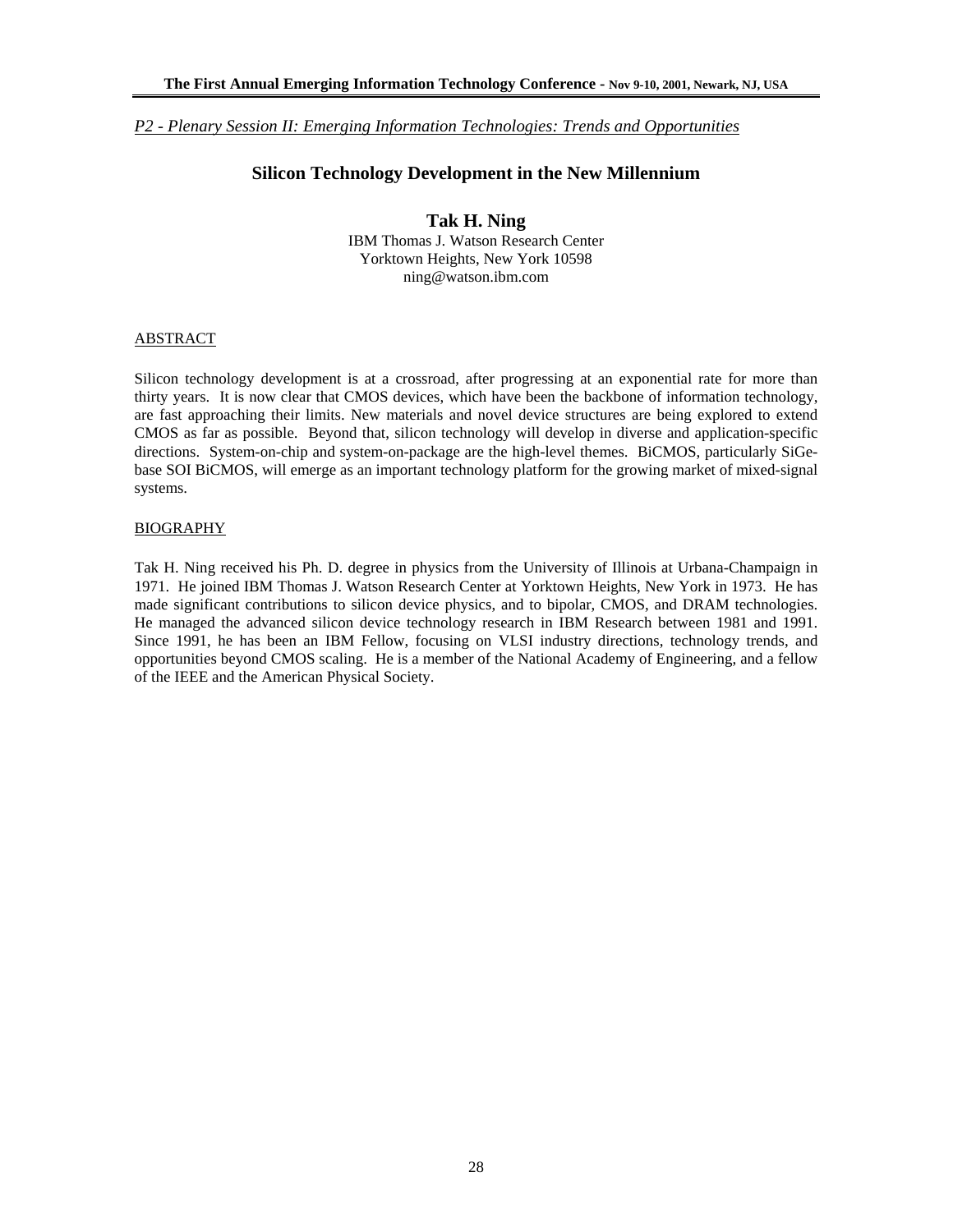*P2 - Plenary Session II: Emerging Information Technologies: Trends and Opportunities*

## Silicon Technology Development in the New Millennium

**Tak H. Ning**
IBM Thomas J. Watson Research Center
Yorktown Heights, New York 10598
ning@watson.ibm.com

### ABSTRACT

Silicon technology development is at a crossroad, after progressing at an exponential rate for more than thirty years. It is now clear that CMOS devices, which have been the backbone of information technology, are fast approaching their limits. New materials and novel device structures are being explored to extend CMOS as far as possible. Beyond that, silicon technology will develop in diverse and application-specific directions. System-on-chip and system-on-package are the high-level themes. BiCMOS, particularly SiGe-base SOI BiCMOS, will emerge as an important technology platform for the growing market of mixed-signal systems.

### BIOGRAPHY

Tak H. Ning received his Ph. D. degree in physics from the University of Illinois at Urbana-Champaign in 1971. He joined IBM Thomas J. Watson Research Center at Yorktown Heights, New York in 1973. He has made significant contributions to silicon device physics, and to bipolar, CMOS, and DRAM technologies. He managed the advanced silicon device technology research in IBM Research between 1981 and 1991. Since 1991, he has been an IBM Fellow, focusing on VLSI industry directions, technology trends, and opportunities beyond CMOS scaling. He is a member of the National Academy of Engineering, and a fellow of the IEEE and the American Physical Society.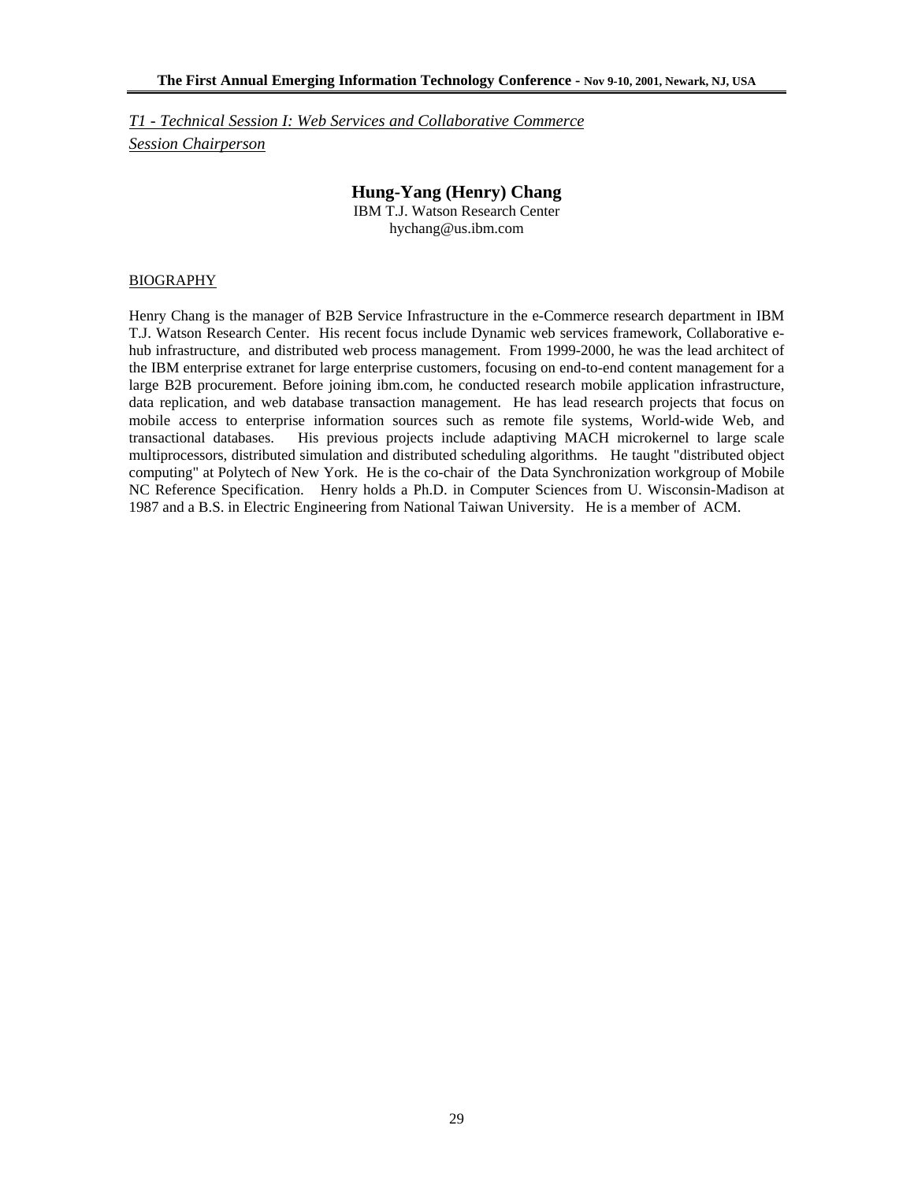*T1 - Technical Session I: Web Services and Collaborative Commerce*

*Session Chairperson*

## Hung-Yang (Henry) Chang

IBM T.J. Watson Research Center
hychang@us.ibm.com

BIOGRAPHY

Henry Chang is the manager of B2B Service Infrastructure in the e-Commerce research department in IBM T.J. Watson Research Center. His recent focus include Dynamic web services framework, Collaborative e-hub infrastructure, and distributed web process management. From 1999-2000, he was the lead architect of the IBM enterprise extranet for large enterprise customers, focusing on end-to-end content management for a large B2B procurement. Before joining ibm.com, he conducted research mobile application infrastructure, data replication, and web database transaction management. He has lead research projects that focus on mobile access to enterprise information sources such as remote file systems, World-wide Web, and transactional databases. His previous projects include adaptiving MACH microkernel to large scale multiprocessors, distributed simulation and distributed scheduling algorithms. He taught "distributed object computing" at Polytech of New York. He is the co-chair of the Data Synchronization workgroup of Mobile NC Reference Specification. Henry holds a Ph.D. in Computer Sciences from U. Wisconsin-Madison at 1987 and a B.S. in Electric Engineering from National Taiwan University. He is a member of ACM.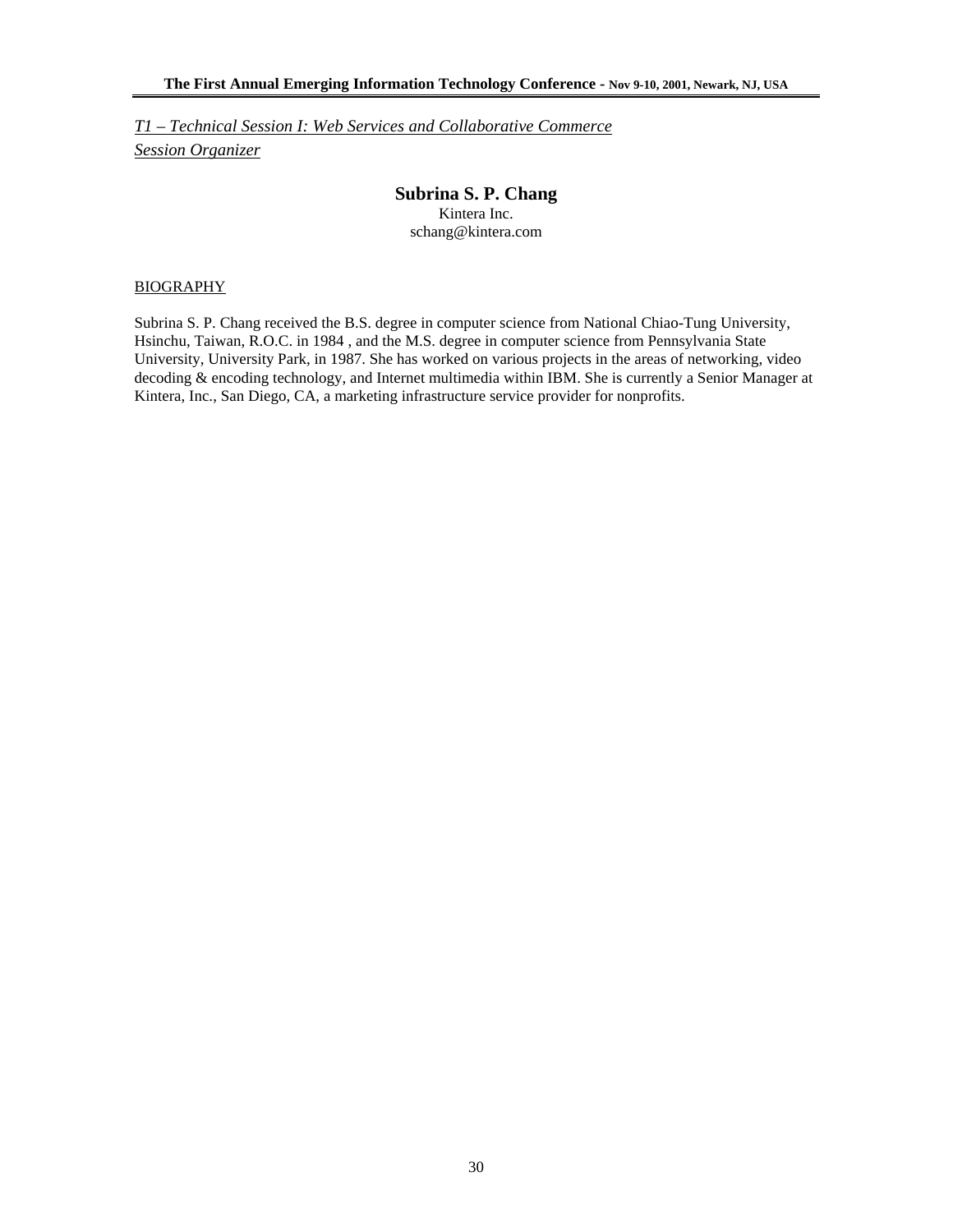*T1 – Technical Session I: Web Services and Collaborative Commerce*

*Session Organizer*

## Subrina S. P. Chang

Kintera Inc.
schang@kintera.com

BIOGRAPHY

Subrina S. P. Chang received the B.S. degree in computer science from National Chiao-Tung University, Hsinchu, Taiwan, R.O.C. in 1984 , and the M.S. degree in computer science from Pennsylvania State University, University Park, in 1987. She has worked on various projects in the areas of networking, video decoding & encoding technology, and Internet multimedia within IBM. She is currently a Senior Manager at Kintera, Inc., San Diego, CA, a marketing infrastructure service provider for nonprofits.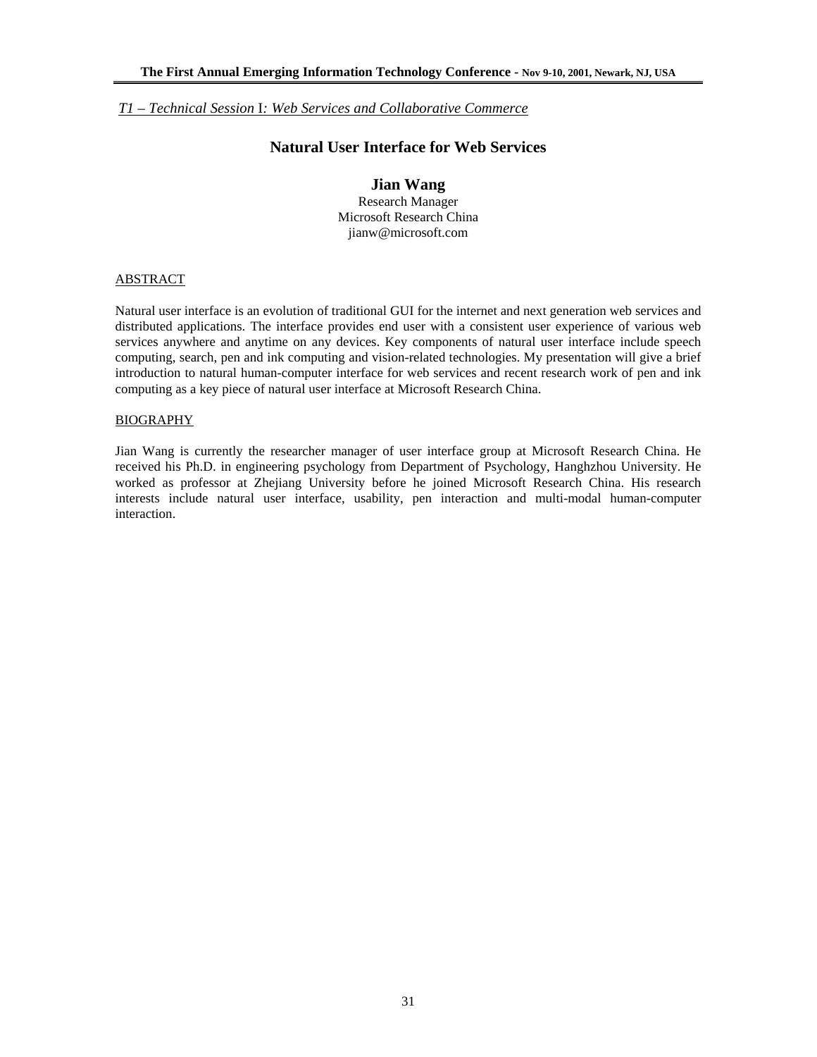*T1 – Technical Session I: Web Services and Collaborative Commerce*

## Natural User Interface for Web Services

**Jian Wang**

Research Manager
Microsoft Research China
jianw@microsoft.com

### ABSTRACT

Natural user interface is an evolution of traditional GUI for the internet and next generation web services and distributed applications. The interface provides end user with a consistent user experience of various web services anywhere and anytime on any devices. Key components of natural user interface include speech computing, search, pen and ink computing and vision-related technologies. My presentation will give a brief introduction to natural human-computer interface for web services and recent research work of pen and ink computing as a key piece of natural user interface at Microsoft Research China.

### BIOGRAPHY

Jian Wang is currently the researcher manager of user interface group at Microsoft Research China. He received his Ph.D. in engineering psychology from Department of Psychology, Hanghzhou University. He worked as professor at Zhejiang University before he joined Microsoft Research China. His research interests include natural user interface, usability, pen interaction and multi-modal human-computer interaction.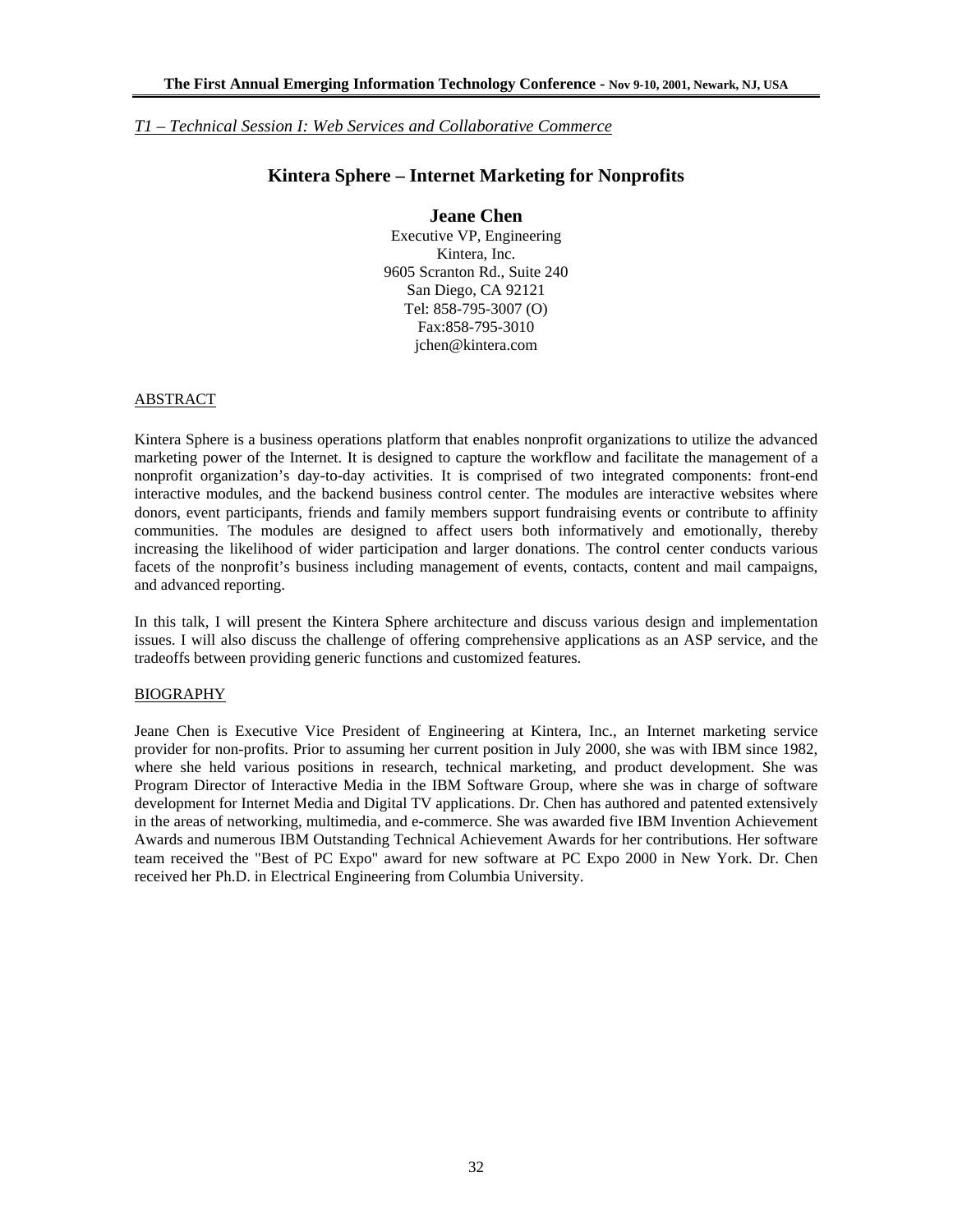*T1 – Technical Session I: Web Services and Collaborative Commerce*

# Kintera Sphere – Internet Marketing for Nonprofits

**Jeane Chen**
Executive VP, Engineering
Kintera, Inc.
9605 Scranton Rd., Suite 240
San Diego, CA 92121
Tel: 858-795-3007 (O)
Fax:858-795-3010
jchen@kintera.com

## ABSTRACT

Kintera Sphere is a business operations platform that enables nonprofit organizations to utilize the advanced marketing power of the Internet. It is designed to capture the workflow and facilitate the management of a nonprofit organization's day-to-day activities. It is comprised of two integrated components: front-end interactive modules, and the backend business control center. The modules are interactive websites where donors, event participants, friends and family members support fundraising events or contribute to affinity communities. The modules are designed to affect users both informatively and emotionally, thereby increasing the likelihood of wider participation and larger donations. The control center conducts various facets of the nonprofit's business including management of events, contacts, content and mail campaigns, and advanced reporting.

In this talk, I will present the Kintera Sphere architecture and discuss various design and implementation issues. I will also discuss the challenge of offering comprehensive applications as an ASP service, and the tradeoffs between providing generic functions and customized features.

## BIOGRAPHY

Jeane Chen is Executive Vice President of Engineering at Kintera, Inc., an Internet marketing service provider for non-profits. Prior to assuming her current position in July 2000, she was with IBM since 1982, where she held various positions in research, technical marketing, and product development. She was Program Director of Interactive Media in the IBM Software Group, where she was in charge of software development for Internet Media and Digital TV applications. Dr. Chen has authored and patented extensively in the areas of networking, multimedia, and e-commerce. She was awarded five IBM Invention Achievement Awards and numerous IBM Outstanding Technical Achievement Awards for her contributions. Her software team received the "Best of PC Expo" award for new software at PC Expo 2000 in New York. Dr. Chen received her Ph.D. in Electrical Engineering from Columbia University.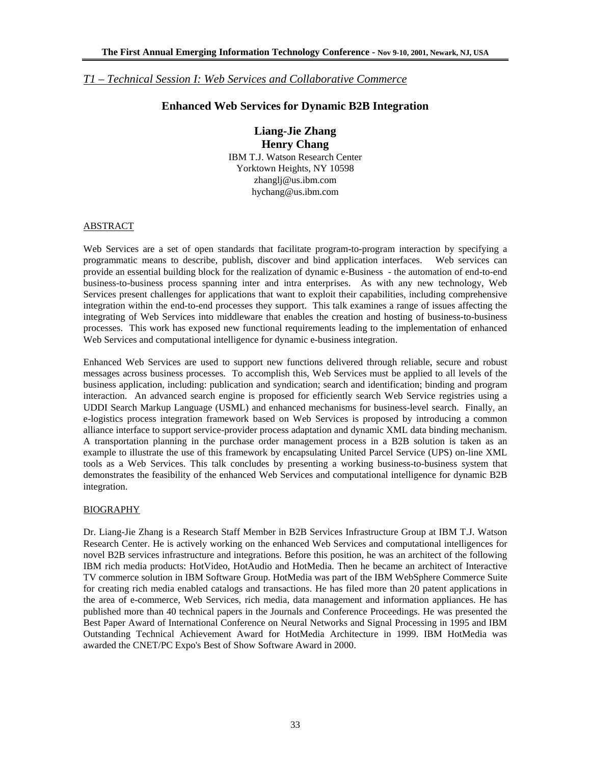*T1 – Technical Session I: Web Services and Collaborative Commerce*

## Enhanced Web Services for Dynamic B2B Integration

**Liang-Jie Zhang**
**Henry Chang**
IBM T.J. Watson Research Center
Yorktown Heights, NY 10598
zhanglj@us.ibm.com
hychang@us.ibm.com

### ABSTRACT

Web Services are a set of open standards that facilitate program-to-program interaction by specifying a programmatic means to describe, publish, discover and bind application interfaces. Web services can provide an essential building block for the realization of dynamic e-Business - the automation of end-to-end business-to-business process spanning inter and intra enterprises. As with any new technology, Web Services present challenges for applications that want to exploit their capabilities, including comprehensive integration within the end-to-end processes they support. This talk examines a range of issues affecting the integrating of Web Services into middleware that enables the creation and hosting of business-to-business processes. This work has exposed new functional requirements leading to the implementation of enhanced Web Services and computational intelligence for dynamic e-business integration.

Enhanced Web Services are used to support new functions delivered through reliable, secure and robust messages across business processes. To accomplish this, Web Services must be applied to all levels of the business application, including: publication and syndication; search and identification; binding and program interaction. An advanced search engine is proposed for efficiently search Web Service registries using a UDDI Search Markup Language (USML) and enhanced mechanisms for business-level search. Finally, an e-logistics process integration framework based on Web Services is proposed by introducing a common alliance interface to support service-provider process adaptation and dynamic XML data binding mechanism. A transportation planning in the purchase order management process in a B2B solution is taken as an example to illustrate the use of this framework by encapsulating United Parcel Service (UPS) on-line XML tools as a Web Services. This talk concludes by presenting a working business-to-business system that demonstrates the feasibility of the enhanced Web Services and computational intelligence for dynamic B2B integration.

### BIOGRAPHY

Dr. Liang-Jie Zhang is a Research Staff Member in B2B Services Infrastructure Group at IBM T.J. Watson Research Center. He is actively working on the enhanced Web Services and computational intelligences for novel B2B services infrastructure and integrations. Before this position, he was an architect of the following IBM rich media products: HotVideo, HotAudio and HotMedia. Then he became an architect of Interactive TV commerce solution in IBM Software Group. HotMedia was part of the IBM WebSphere Commerce Suite for creating rich media enabled catalogs and transactions. He has filed more than 20 patent applications in the area of e-commerce, Web Services, rich media, data management and information appliances. He has published more than 40 technical papers in the Journals and Conference Proceedings. He was presented the Best Paper Award of International Conference on Neural Networks and Signal Processing in 1995 and IBM Outstanding Technical Achievement Award for HotMedia Architecture in 1999. IBM HotMedia was awarded the CNET/PC Expo's Best of Show Software Award in 2000.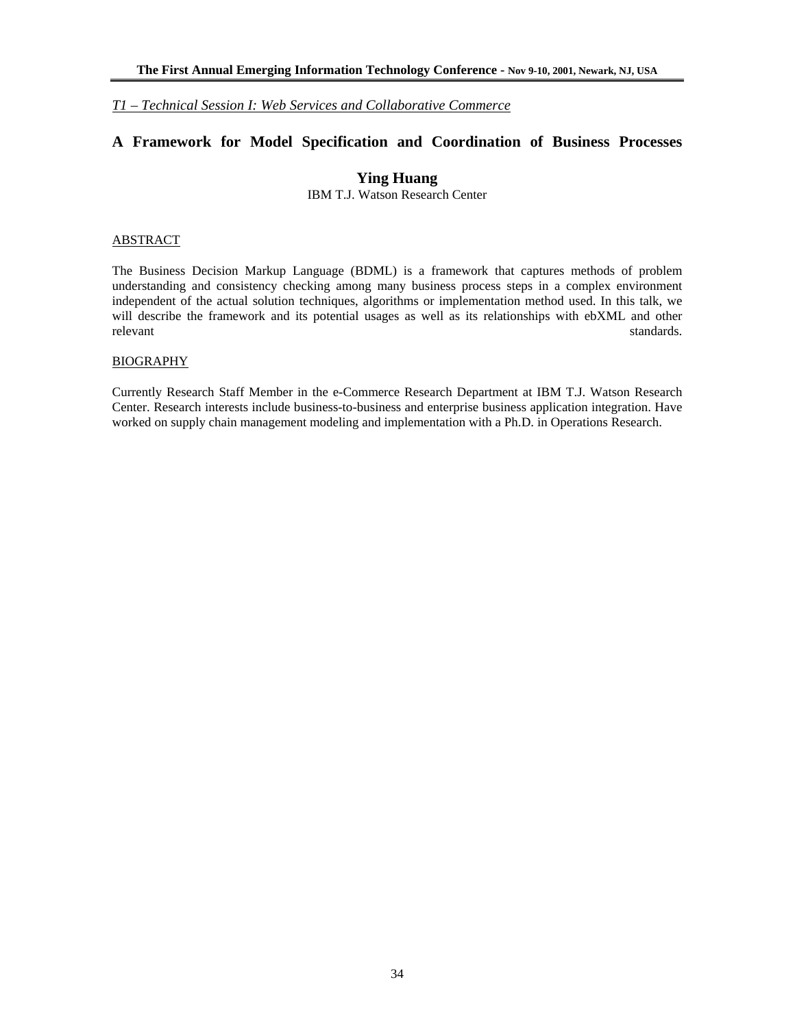*T1 – Technical Session I: Web Services and Collaborative Commerce*

## A Framework for Model Specification and Coordination of Business Processes

**Ying Huang**

IBM T.J. Watson Research Center

ABSTRACT

The Business Decision Markup Language (BDML) is a framework that captures methods of problem understanding and consistency checking among many business process steps in a complex environment independent of the actual solution techniques, algorithms or implementation method used. In this talk, we will describe the framework and its potential usages as well as its relationships with ebXML and other relevant standards.

BIOGRAPHY

Currently Research Staff Member in the e-Commerce Research Department at IBM T.J. Watson Research Center. Research interests include business-to-business and enterprise business application integration. Have worked on supply chain management modeling and implementation with a Ph.D. in Operations Research.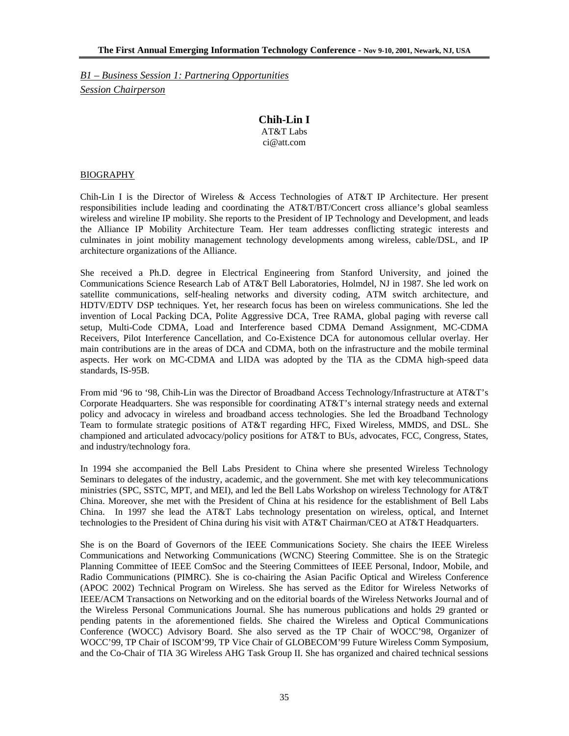*B1 – Business Session 1: Partnering Opportunities*

*Session Chairperson*

## Chih-Lin I

AT&T Labs
ci@att.com

BIOGRAPHY

Chih-Lin I is the Director of Wireless & Access Technologies of AT&T IP Architecture. Her present responsibilities include leading and coordinating the AT&T/BT/Concert cross alliance's global seamless wireless and wireline IP mobility. She reports to the President of IP Technology and Development, and leads the Alliance IP Mobility Architecture Team. Her team addresses conflicting strategic interests and culminates in joint mobility management technology developments among wireless, cable/DSL, and IP architecture organizations of the Alliance.

She received a Ph.D. degree in Electrical Engineering from Stanford University, and joined the Communications Science Research Lab of AT&T Bell Laboratories, Holmdel, NJ in 1987. She led work on satellite communications, self-healing networks and diversity coding, ATM switch architecture, and HDTV/EDTV DSP techniques. Yet, her research focus has been on wireless communications. She led the invention of Local Packing DCA, Polite Aggressive DCA, Tree RAMA, global paging with reverse call setup, Multi-Code CDMA, Load and Interference based CDMA Demand Assignment, MC-CDMA Receivers, Pilot Interference Cancellation, and Co-Existence DCA for autonomous cellular overlay. Her main contributions are in the areas of DCA and CDMA, both on the infrastructure and the mobile terminal aspects. Her work on MC-CDMA and LIDA was adopted by the TIA as the CDMA high-speed data standards, IS-95B.

From mid '96 to '98, Chih-Lin was the Director of Broadband Access Technology/Infrastructure at AT&T's Corporate Headquarters. She was responsible for coordinating AT&T's internal strategy needs and external policy and advocacy in wireless and broadband access technologies. She led the Broadband Technology Team to formulate strategic positions of AT&T regarding HFC, Fixed Wireless, MMDS, and DSL. She championed and articulated advocacy/policy positions for AT&T to BUs, advocates, FCC, Congress, States, and industry/technology fora.

In 1994 she accompanied the Bell Labs President to China where she presented Wireless Technology Seminars to delegates of the industry, academic, and the government. She met with key telecommunications ministries (SPC, SSTC, MPT, and MEI), and led the Bell Labs Workshop on wireless Technology for AT&T China. Moreover, she met with the President of China at his residence for the establishment of Bell Labs China. In 1997 she lead the AT&T Labs technology presentation on wireless, optical, and Internet technologies to the President of China during his visit with AT&T Chairman/CEO at AT&T Headquarters.

She is on the Board of Governors of the IEEE Communications Society. She chairs the IEEE Wireless Communications and Networking Communications (WCNC) Steering Committee. She is on the Strategic Planning Committee of IEEE ComSoc and the Steering Committees of IEEE Personal, Indoor, Mobile, and Radio Communications (PIMRC). She is co-chairing the Asian Pacific Optical and Wireless Conference (APOC 2002) Technical Program on Wireless. She has served as the Editor for Wireless Networks of IEEE/ACM Transactions on Networking and on the editorial boards of the Wireless Networks Journal and of the Wireless Personal Communications Journal. She has numerous publications and holds 29 granted or pending patents in the aforementioned fields. She chaired the Wireless and Optical Communications Conference (WOCC) Advisory Board. She also served as the TP Chair of WOCC'98, Organizer of WOCC'99, TP Chair of ISCOM'99, TP Vice Chair of GLOBECOM'99 Future Wireless Comm Symposium, and the Co-Chair of TIA 3G Wireless AHG Task Group II. She has organized and chaired technical sessions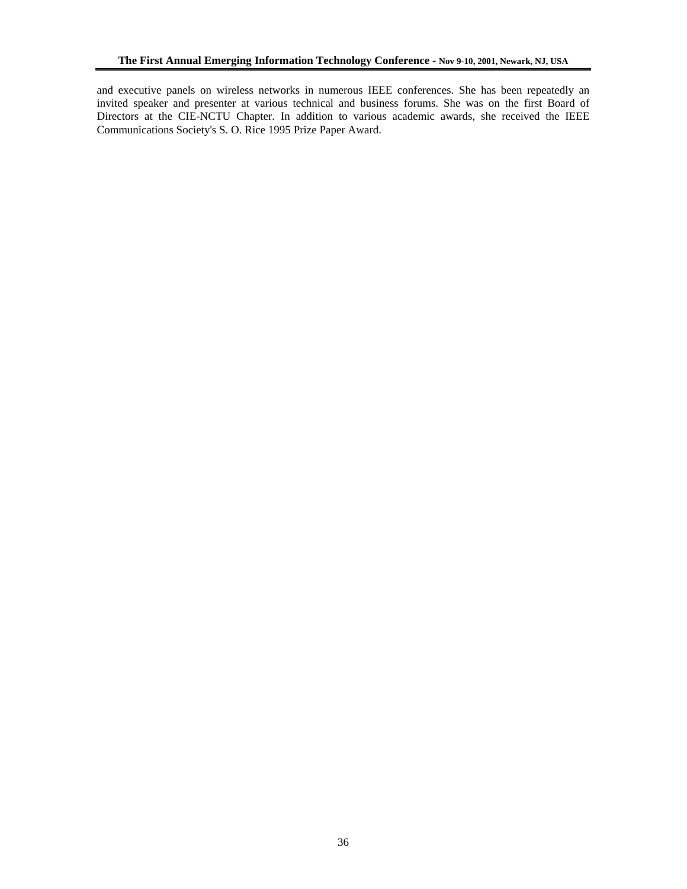and executive panels on wireless networks in numerous IEEE conferences. She has been repeatedly an invited speaker and presenter at various technical and business forums. She was on the first Board of Directors at the CIE-NCTU Chapter. In addition to various academic awards, she received the IEEE Communications Society's S. O. Rice 1995 Prize Paper Award.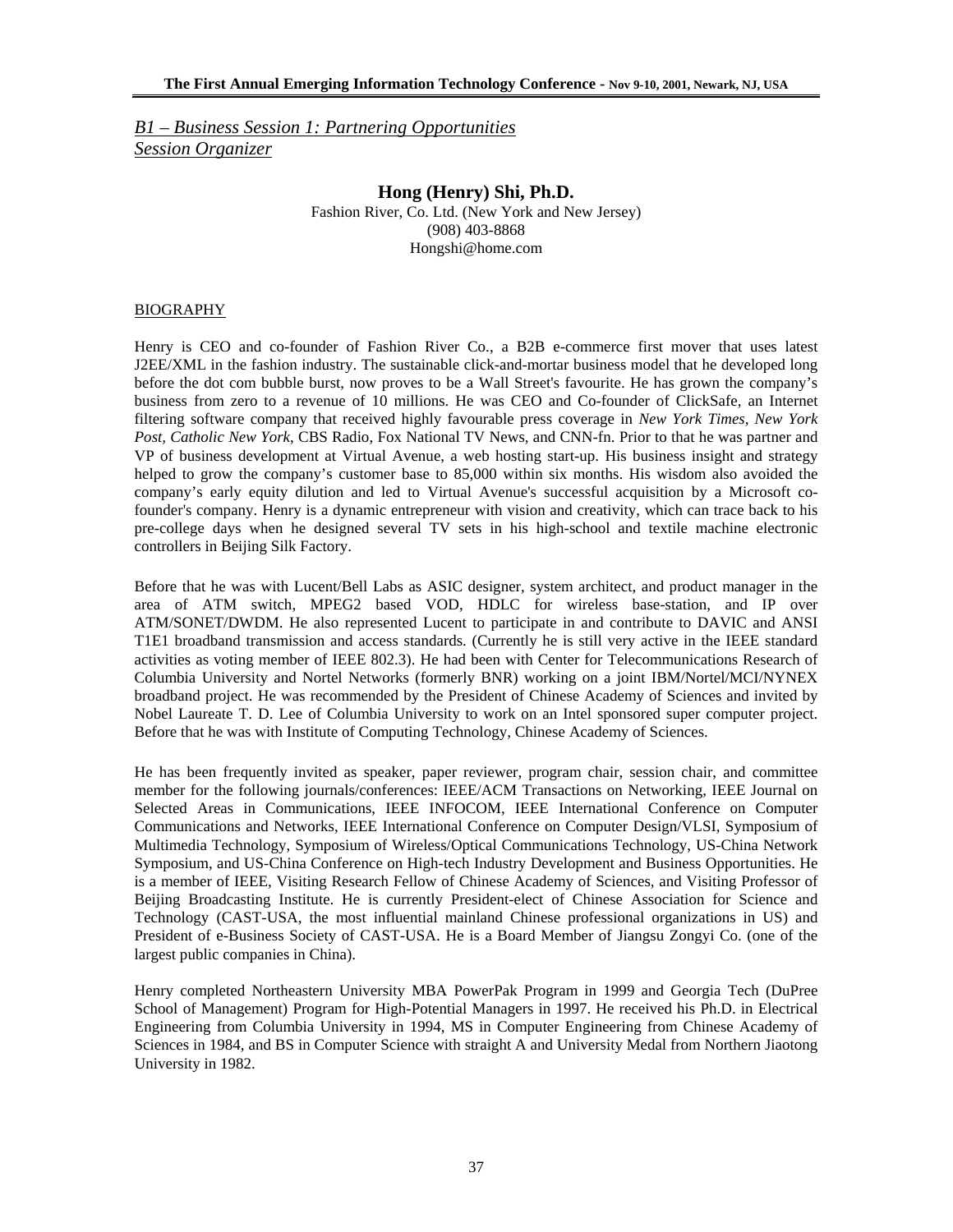*B1 – Business Session 1: Partnering Opportunities*
*Session Organizer*

**Hong (Henry) Shi, Ph.D.**
Fashion River, Co. Ltd. (New York and New Jersey)
(908) 403-8868
Hongshi@home.com

BIOGRAPHY

Henry is CEO and co-founder of Fashion River Co., a B2B e-commerce first mover that uses latest J2EE/XML in the fashion industry. The sustainable click-and-mortar business model that he developed long before the dot com bubble burst, now proves to be a Wall Street's favourite. He has grown the company's business from zero to a revenue of 10 millions. He was CEO and Co-founder of ClickSafe, an Internet filtering software company that received highly favourable press coverage in *New York Times*, *New York Post, Catholic New York*, CBS Radio, Fox National TV News, and CNN-fn. Prior to that he was partner and VP of business development at Virtual Avenue, a web hosting start-up. His business insight and strategy helped to grow the company's customer base to 85,000 within six months. His wisdom also avoided the company's early equity dilution and led to Virtual Avenue's successful acquisition by a Microsoft co-founder's company. Henry is a dynamic entrepreneur with vision and creativity, which can trace back to his pre-college days when he designed several TV sets in his high-school and textile machine electronic controllers in Beijing Silk Factory.

Before that he was with Lucent/Bell Labs as ASIC designer, system architect, and product manager in the area of ATM switch, MPEG2 based VOD, HDLC for wireless base-station, and IP over ATM/SONET/DWDM. He also represented Lucent to participate in and contribute to DAVIC and ANSI T1E1 broadband transmission and access standards. (Currently he is still very active in the IEEE standard activities as voting member of IEEE 802.3). He had been with Center for Telecommunications Research of Columbia University and Nortel Networks (formerly BNR) working on a joint IBM/Nortel/MCI/NYNEX broadband project. He was recommended by the President of Chinese Academy of Sciences and invited by Nobel Laureate T. D. Lee of Columbia University to work on an Intel sponsored super computer project. Before that he was with Institute of Computing Technology, Chinese Academy of Sciences.

He has been frequently invited as speaker, paper reviewer, program chair, session chair, and committee member for the following journals/conferences: IEEE/ACM Transactions on Networking, IEEE Journal on Selected Areas in Communications, IEEE INFOCOM, IEEE International Conference on Computer Communications and Networks, IEEE International Conference on Computer Design/VLSI, Symposium of Multimedia Technology, Symposium of Wireless/Optical Communications Technology, US-China Network Symposium, and US-China Conference on High-tech Industry Development and Business Opportunities. He is a member of IEEE, Visiting Research Fellow of Chinese Academy of Sciences, and Visiting Professor of Beijing Broadcasting Institute. He is currently President-elect of Chinese Association for Science and Technology (CAST-USA, the most influential mainland Chinese professional organizations in US) and President of e-Business Society of CAST-USA. He is a Board Member of Jiangsu Zongyi Co. (one of the largest public companies in China).

Henry completed Northeastern University MBA PowerPak Program in 1999 and Georgia Tech (DuPree School of Management) Program for High-Potential Managers in 1997. He received his Ph.D. in Electrical Engineering from Columbia University in 1994, MS in Computer Engineering from Chinese Academy of Sciences in 1984, and BS in Computer Science with straight A and University Medal from Northern Jiaotong University in 1982.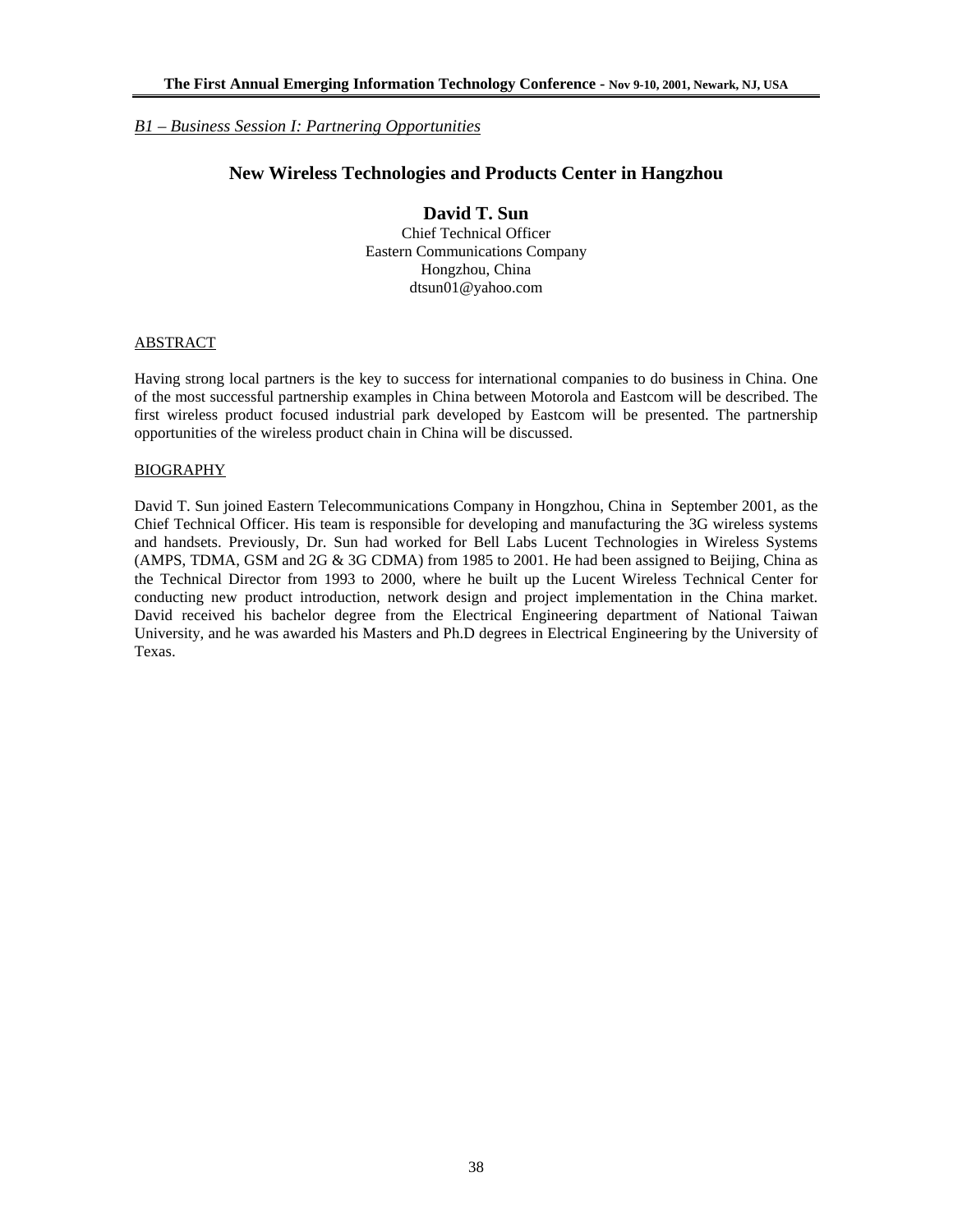*B1 – Business Session I: Partnering Opportunities*

# New Wireless Technologies and Products Center in Hangzhou

**David T. Sun**
Chief Technical Officer
Eastern Communications Company
Hongzhou, China
dtsun01@yahoo.com

ABSTRACT

Having strong local partners is the key to success for international companies to do business in China. One of the most successful partnership examples in China between Motorola and Eastcom will be described. The first wireless product focused industrial park developed by Eastcom will be presented. The partnership opportunities of the wireless product chain in China will be discussed.

BIOGRAPHY

David T. Sun joined Eastern Telecommunications Company in Hongzhou, China in September 2001, as the Chief Technical Officer. His team is responsible for developing and manufacturing the 3G wireless systems and handsets. Previously, Dr. Sun had worked for Bell Labs Lucent Technologies in Wireless Systems (AMPS, TDMA, GSM and 2G & 3G CDMA) from 1985 to 2001. He had been assigned to Beijing, China as the Technical Director from 1993 to 2000, where he built up the Lucent Wireless Technical Center for conducting new product introduction, network design and project implementation in the China market. David received his bachelor degree from the Electrical Engineering department of National Taiwan University, and he was awarded his Masters and Ph.D degrees in Electrical Engineering by the University of Texas.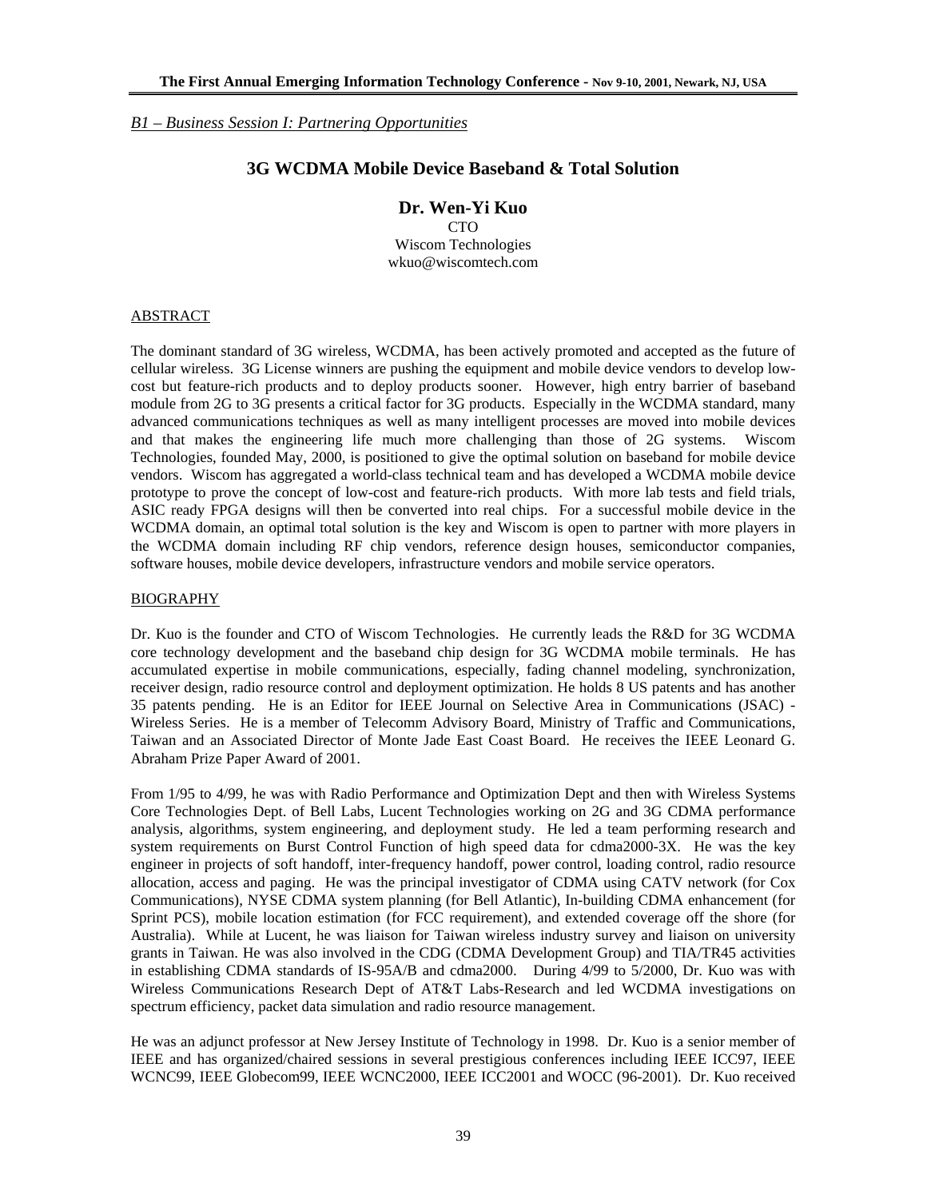*B1 – Business Session I: Partnering Opportunities*

# 3G WCDMA Mobile Device Baseband & Total Solution

**Dr. Wen-Yi Kuo**
CTO
Wiscom Technologies
wkuo@wiscomtech.com

## ABSTRACT

The dominant standard of 3G wireless, WCDMA, has been actively promoted and accepted as the future of cellular wireless. 3G License winners are pushing the equipment and mobile device vendors to develop low-cost but feature-rich products and to deploy products sooner. However, high entry barrier of baseband module from 2G to 3G presents a critical factor for 3G products. Especially in the WCDMA standard, many advanced communications techniques as well as many intelligent processes are moved into mobile devices and that makes the engineering life much more challenging than those of 2G systems. Wiscom Technologies, founded May, 2000, is positioned to give the optimal solution on baseband for mobile device vendors. Wiscom has aggregated a world-class technical team and has developed a WCDMA mobile device prototype to prove the concept of low-cost and feature-rich products. With more lab tests and field trials, ASIC ready FPGA designs will then be converted into real chips. For a successful mobile device in the WCDMA domain, an optimal total solution is the key and Wiscom is open to partner with more players in the WCDMA domain including RF chip vendors, reference design houses, semiconductor companies, software houses, mobile device developers, infrastructure vendors and mobile service operators.

## BIOGRAPHY

Dr. Kuo is the founder and CTO of Wiscom Technologies. He currently leads the R&D for 3G WCDMA core technology development and the baseband chip design for 3G WCDMA mobile terminals. He has accumulated expertise in mobile communications, especially, fading channel modeling, synchronization, receiver design, radio resource control and deployment optimization. He holds 8 US patents and has another 35 patents pending. He is an Editor for IEEE Journal on Selective Area in Communications (JSAC) - Wireless Series. He is a member of Telecomm Advisory Board, Ministry of Traffic and Communications, Taiwan and an Associated Director of Monte Jade East Coast Board. He receives the IEEE Leonard G. Abraham Prize Paper Award of 2001.

From 1/95 to 4/99, he was with Radio Performance and Optimization Dept and then with Wireless Systems Core Technologies Dept. of Bell Labs, Lucent Technologies working on 2G and 3G CDMA performance analysis, algorithms, system engineering, and deployment study. He led a team performing research and system requirements on Burst Control Function of high speed data for cdma2000-3X. He was the key engineer in projects of soft handoff, inter-frequency handoff, power control, loading control, radio resource allocation, access and paging. He was the principal investigator of CDMA using CATV network (for Cox Communications), NYSE CDMA system planning (for Bell Atlantic), In-building CDMA enhancement (for Sprint PCS), mobile location estimation (for FCC requirement), and extended coverage off the shore (for Australia). While at Lucent, he was liaison for Taiwan wireless industry survey and liaison on university grants in Taiwan. He was also involved in the CDG (CDMA Development Group) and TIA/TR45 activities in establishing CDMA standards of IS-95A/B and cdma2000. During 4/99 to 5/2000, Dr. Kuo was with Wireless Communications Research Dept of AT&T Labs-Research and led WCDMA investigations on spectrum efficiency, packet data simulation and radio resource management.

He was an adjunct professor at New Jersey Institute of Technology in 1998. Dr. Kuo is a senior member of IEEE and has organized/chaired sessions in several prestigious conferences including IEEE ICC97, IEEE WCNC99, IEEE Globecom99, IEEE WCNC2000, IEEE ICC2001 and WOCC (96-2001). Dr. Kuo received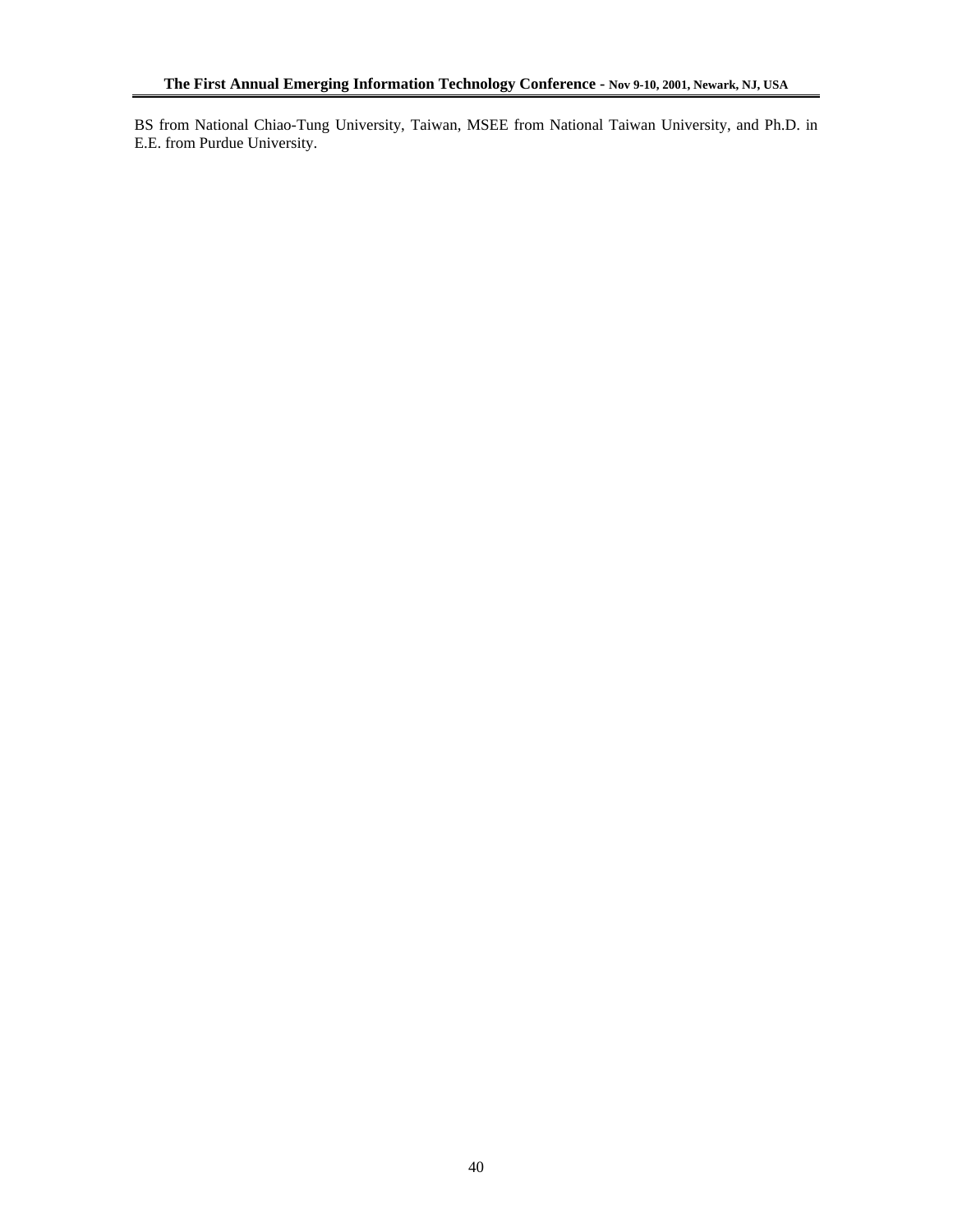BS from National Chiao-Tung University, Taiwan, MSEE from National Taiwan University, and Ph.D. in E.E. from Purdue University.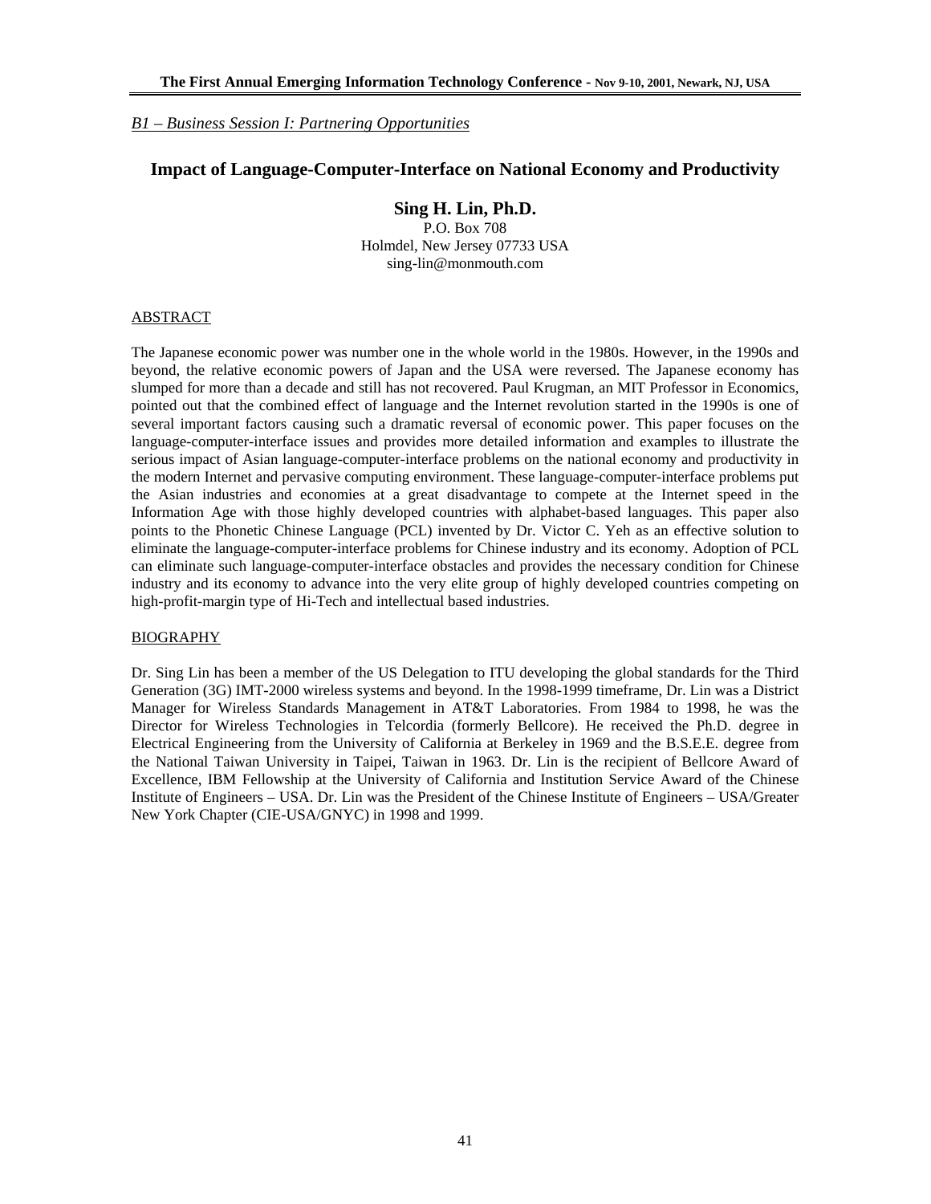*B1 – Business Session I: Partnering Opportunities*

## Impact of Language-Computer-Interface on National Economy and Productivity

**Sing H. Lin, Ph.D.**
P.O. Box 708
Holmdel, New Jersey 07733 USA
sing-lin@monmouth.com

### ABSTRACT

The Japanese economic power was number one in the whole world in the 1980s. However, in the 1990s and beyond, the relative economic powers of Japan and the USA were reversed. The Japanese economy has slumped for more than a decade and still has not recovered. Paul Krugman, an MIT Professor in Economics, pointed out that the combined effect of language and the Internet revolution started in the 1990s is one of several important factors causing such a dramatic reversal of economic power. This paper focuses on the language-computer-interface issues and provides more detailed information and examples to illustrate the serious impact of Asian language-computer-interface problems on the national economy and productivity in the modern Internet and pervasive computing environment. These language-computer-interface problems put the Asian industries and economies at a great disadvantage to compete at the Internet speed in the Information Age with those highly developed countries with alphabet-based languages. This paper also points to the Phonetic Chinese Language (PCL) invented by Dr. Victor C. Yeh as an effective solution to eliminate the language-computer-interface problems for Chinese industry and its economy. Adoption of PCL can eliminate such language-computer-interface obstacles and provides the necessary condition for Chinese industry and its economy to advance into the very elite group of highly developed countries competing on high-profit-margin type of Hi-Tech and intellectual based industries.

### BIOGRAPHY

Dr. Sing Lin has been a member of the US Delegation to ITU developing the global standards for the Third Generation (3G) IMT-2000 wireless systems and beyond. In the 1998-1999 timeframe, Dr. Lin was a District Manager for Wireless Standards Management in AT&T Laboratories. From 1984 to 1998, he was the Director for Wireless Technologies in Telcordia (formerly Bellcore). He received the Ph.D. degree in Electrical Engineering from the University of California at Berkeley in 1969 and the B.S.E.E. degree from the National Taiwan University in Taipei, Taiwan in 1963. Dr. Lin is the recipient of Bellcore Award of Excellence, IBM Fellowship at the University of California and Institution Service Award of the Chinese Institute of Engineers – USA. Dr. Lin was the President of the Chinese Institute of Engineers – USA/Greater New York Chapter (CIE-USA/GNYC) in 1998 and 1999.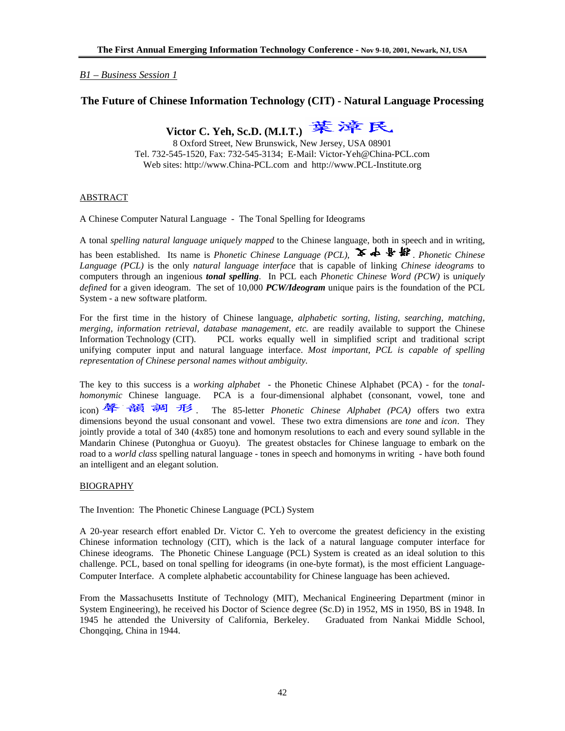*B1 – Business Session 1*

## The Future of Chinese Information Technology (CIT) - Natural Language Processing

**Victor C. Yeh, Sc.D. (M.I.T.)** 葉滰民

8 Oxford Street, New Brunswick, New Jersey, USA 08901
Tel. 732-545-1520, Fax: 732-545-3134; E-Mail: Victor-Yeh@China-PCL.com
Web sites: http://www.China-PCL.com and http://www.PCL-Institute.org

### ABSTRACT

A Chinese Computer Natural Language - The Tonal Spelling for Ideograms

A tonal *spelling natural language uniquely mapped* to the Chinese language, both in speech and in writing, has been established. Its name is *Phonetic Chinese Language (PCL)*, 文中音拼. *Phonetic Chinese Language (PCL)* is the only *natural language interface* that is capable of linking *Chinese ideograms* to computers through an ingenious ***tonal spelling***. In PCL each *Phonetic Chinese Word (PCW)* is *uniquely defined* for a given ideogram. The set of 10,000 ***PCW/Ideogram*** unique pairs is the foundation of the PCL System - a new software platform.

For the first time in the history of Chinese language, *alphabetic sorting, listing, searching, matching, merging, information retrieval, database management, etc.* are readily available to support the Chinese Information Technology (CIT). PCL works equally well in simplified script and traditional script unifying computer input and natural language interface. *Most important, PCL is capable of spelling representation of Chinese personal names without ambiguity.*

The key to this success is a *working alphabet* - the Phonetic Chinese Alphabet (PCA) - for the *tonal-homonymic* Chinese language. PCA is a four-dimensional alphabet (consonant, vowel, tone and icon) 聲韻調形. The 85-letter *Phonetic Chinese Alphabet (PCA)* offers two extra dimensions beyond the usual consonant and vowel. These two extra dimensions are *tone* and *icon*. They jointly provide a total of 340 (4x85) tone and homonym resolutions to each and every sound syllable in the Mandarin Chinese (Putonghua or Guoyu). The greatest obstacles for Chinese language to embark on the road to a *world class* spelling natural language - tones in speech and homonyms in writing - have both found an intelligent and an elegant solution.

### BIOGRAPHY

The Invention: The Phonetic Chinese Language (PCL) System

A 20-year research effort enabled Dr. Victor C. Yeh to overcome the greatest deficiency in the existing Chinese information technology (CIT), which is the lack of a natural language computer interface for Chinese ideograms. The Phonetic Chinese Language (PCL) System is created as an ideal solution to this challenge. PCL, based on tonal spelling for ideograms (in one-byte format), is the most efficient Language-Computer Interface. A complete alphabetic accountability for Chinese language has been achieved.

From the Massachusetts Institute of Technology (MIT), Mechanical Engineering Department (minor in System Engineering), he received his Doctor of Science degree (Sc.D) in 1952, MS in 1950, BS in 1948. In 1945 he attended the University of California, Berkeley. Graduated from Nankai Middle School, Chongqing, China in 1944.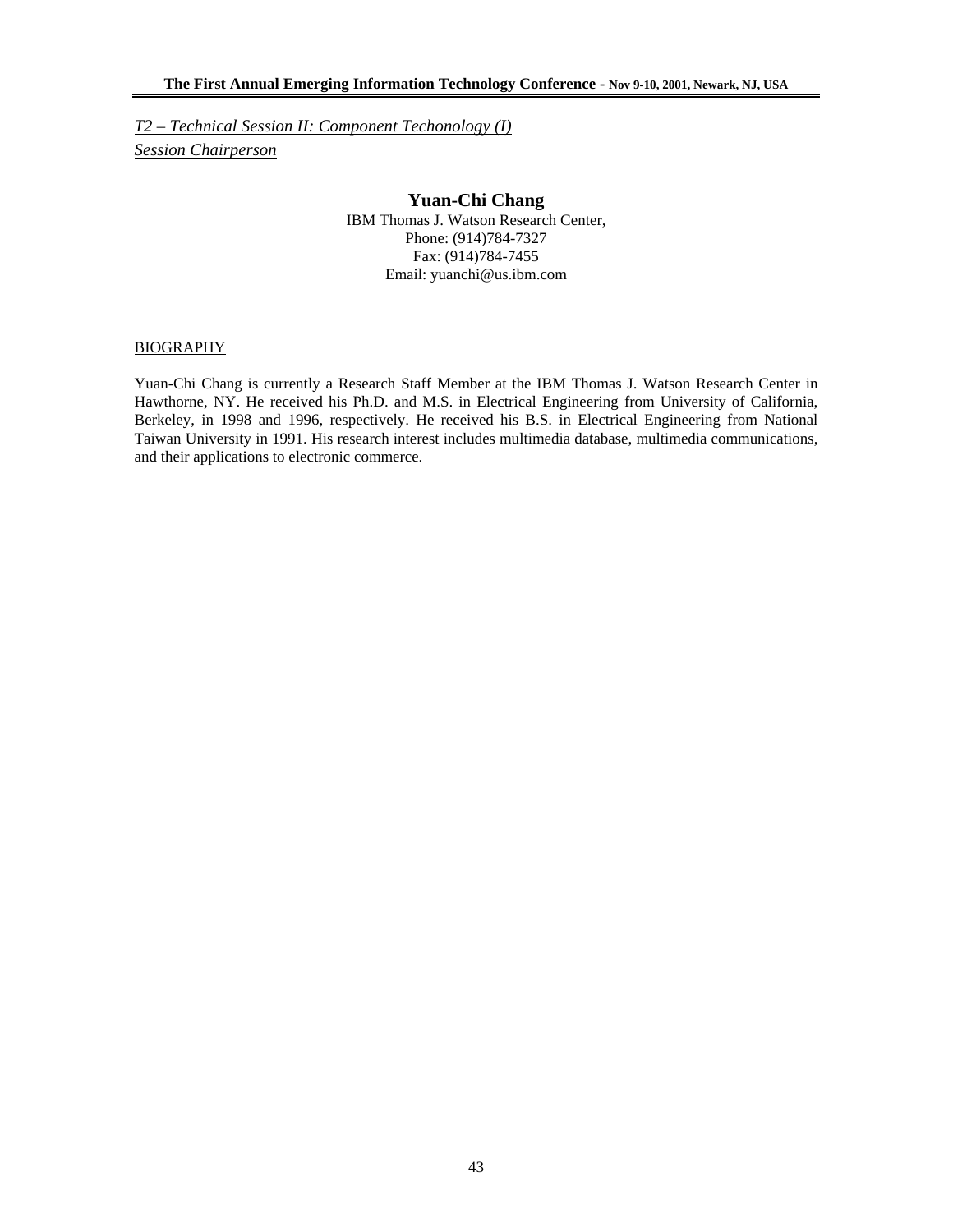*T2 – Technical Session II: Component Techonology (I)*
*Session Chairperson*

## Yuan-Chi Chang

IBM Thomas J. Watson Research Center,
Phone: (914)784-7327
Fax: (914)784-7455
Email: yuanchi@us.ibm.com

### BIOGRAPHY

Yuan-Chi Chang is currently a Research Staff Member at the IBM Thomas J. Watson Research Center in Hawthorne, NY. He received his Ph.D. and M.S. in Electrical Engineering from University of California, Berkeley, in 1998 and 1996, respectively. He received his B.S. in Electrical Engineering from National Taiwan University in 1991. His research interest includes multimedia database, multimedia communications, and their applications to electronic commerce.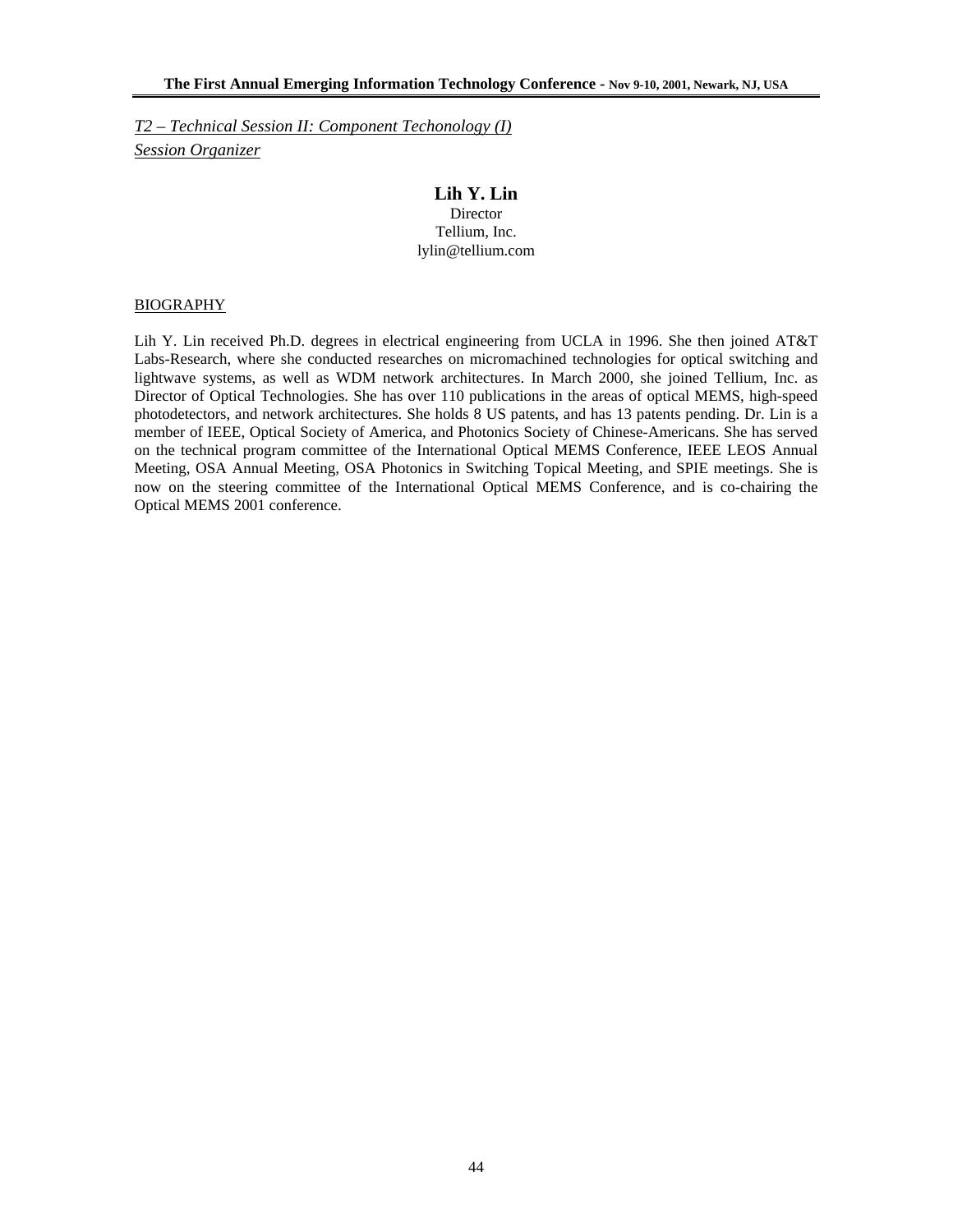*T2 – Technical Session II: Component Techonology (I)*
*Session Organizer*

**Lih Y. Lin**
Director
Tellium, Inc.
lylin@tellium.com

BIOGRAPHY

Lih Y. Lin received Ph.D. degrees in electrical engineering from UCLA in 1996. She then joined AT&T Labs-Research, where she conducted researches on micromachined technologies for optical switching and lightwave systems, as well as WDM network architectures. In March 2000, she joined Tellium, Inc. as Director of Optical Technologies. She has over 110 publications in the areas of optical MEMS, high-speed photodetectors, and network architectures. She holds 8 US patents, and has 13 patents pending. Dr. Lin is a member of IEEE, Optical Society of America, and Photonics Society of Chinese-Americans. She has served on the technical program committee of the International Optical MEMS Conference, IEEE LEOS Annual Meeting, OSA Annual Meeting, OSA Photonics in Switching Topical Meeting, and SPIE meetings. She is now on the steering committee of the International Optical MEMS Conference, and is co-chairing the Optical MEMS 2001 conference.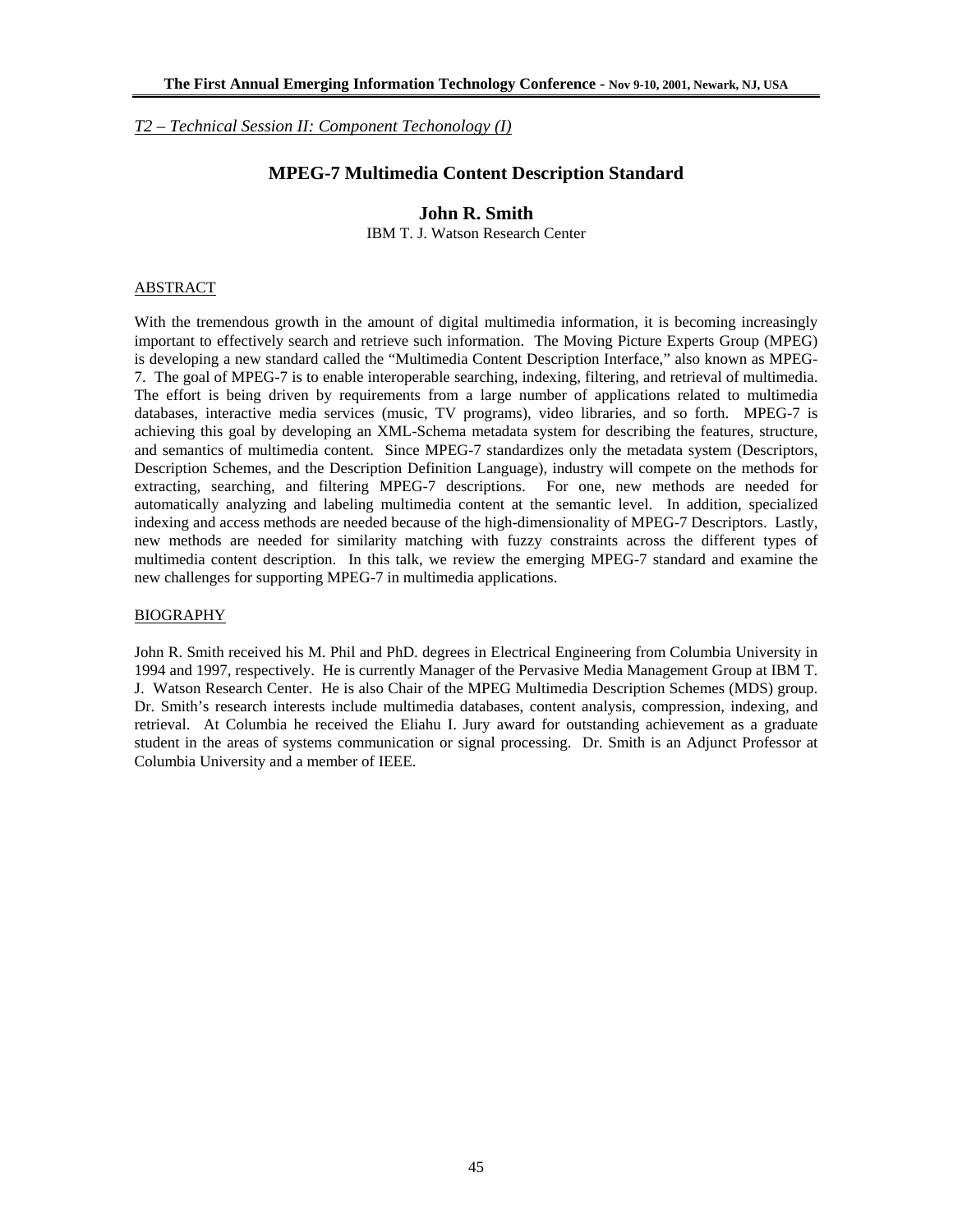*T2 – Technical Session II: Component Techonology (I)*

# MPEG-7 Multimedia Content Description Standard

## John R. Smith

IBM T. J. Watson Research Center

### ABSTRACT

With the tremendous growth in the amount of digital multimedia information, it is becoming increasingly important to effectively search and retrieve such information. The Moving Picture Experts Group (MPEG) is developing a new standard called the "Multimedia Content Description Interface," also known as MPEG-7. The goal of MPEG-7 is to enable interoperable searching, indexing, filtering, and retrieval of multimedia. The effort is being driven by requirements from a large number of applications related to multimedia databases, interactive media services (music, TV programs), video libraries, and so forth. MPEG-7 is achieving this goal by developing an XML-Schema metadata system for describing the features, structure, and semantics of multimedia content. Since MPEG-7 standardizes only the metadata system (Descriptors, Description Schemes, and the Description Definition Language), industry will compete on the methods for extracting, searching, and filtering MPEG-7 descriptions. For one, new methods are needed for automatically analyzing and labeling multimedia content at the semantic level. In addition, specialized indexing and access methods are needed because of the high-dimensionality of MPEG-7 Descriptors. Lastly, new methods are needed for similarity matching with fuzzy constraints across the different types of multimedia content description. In this talk, we review the emerging MPEG-7 standard and examine the new challenges for supporting MPEG-7 in multimedia applications.

### BIOGRAPHY

John R. Smith received his M. Phil and PhD. degrees in Electrical Engineering from Columbia University in 1994 and 1997, respectively. He is currently Manager of the Pervasive Media Management Group at IBM T. J. Watson Research Center. He is also Chair of the MPEG Multimedia Description Schemes (MDS) group. Dr. Smith's research interests include multimedia databases, content analysis, compression, indexing, and retrieval. At Columbia he received the Eliahu I. Jury award for outstanding achievement as a graduate student in the areas of systems communication or signal processing. Dr. Smith is an Adjunct Professor at Columbia University and a member of IEEE.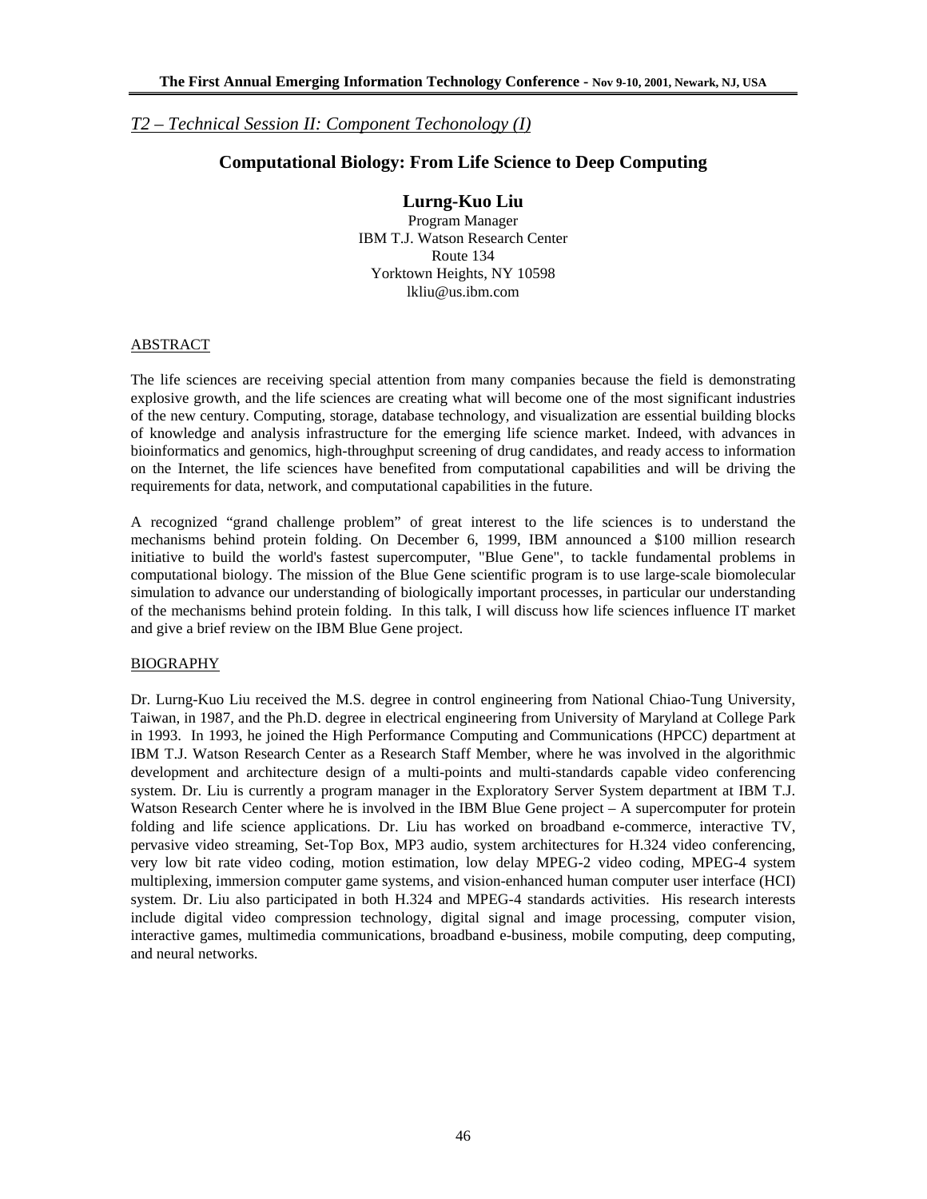*T2 – Technical Session II: Component Techonology (I)*

## Computational Biology: From Life Science to Deep Computing

**Lurng-Kuo Liu**
Program Manager
IBM T.J. Watson Research Center
Route 134
Yorktown Heights, NY 10598
lkliu@us.ibm.com

### ABSTRACT

The life sciences are receiving special attention from many companies because the field is demonstrating explosive growth, and the life sciences are creating what will become one of the most significant industries of the new century. Computing, storage, database technology, and visualization are essential building blocks of knowledge and analysis infrastructure for the emerging life science market. Indeed, with advances in bioinformatics and genomics, high-throughput screening of drug candidates, and ready access to information on the Internet, the life sciences have benefited from computational capabilities and will be driving the requirements for data, network, and computational capabilities in the future.

A recognized "grand challenge problem" of great interest to the life sciences is to understand the mechanisms behind protein folding. On December 6, 1999, IBM announced a $100 million research initiative to build the world's fastest supercomputer, "Blue Gene", to tackle fundamental problems in computational biology. The mission of the Blue Gene scientific program is to use large-scale biomolecular simulation to advance our understanding of biologically important processes, in particular our understanding of the mechanisms behind protein folding. In this talk, I will discuss how life sciences influence IT market and give a brief review on the IBM Blue Gene project.

### BIOGRAPHY

Dr. Lurng-Kuo Liu received the M.S. degree in control engineering from National Chiao-Tung University, Taiwan, in 1987, and the Ph.D. degree in electrical engineering from University of Maryland at College Park in 1993. In 1993, he joined the High Performance Computing and Communications (HPCC) department at IBM T.J. Watson Research Center as a Research Staff Member, where he was involved in the algorithmic development and architecture design of a multi-points and multi-standards capable video conferencing system. Dr. Liu is currently a program manager in the Exploratory Server System department at IBM T.J. Watson Research Center where he is involved in the IBM Blue Gene project – A supercomputer for protein folding and life science applications. Dr. Liu has worked on broadband e-commerce, interactive TV, pervasive video streaming, Set-Top Box, MP3 audio, system architectures for H.324 video conferencing, very low bit rate video coding, motion estimation, low delay MPEG-2 video coding, MPEG-4 system multiplexing, immersion computer game systems, and vision-enhanced human computer user interface (HCI) system. Dr. Liu also participated in both H.324 and MPEG-4 standards activities. His research interests include digital video compression technology, digital signal and image processing, computer vision, interactive games, multimedia communications, broadband e-business, mobile computing, deep computing, and neural networks.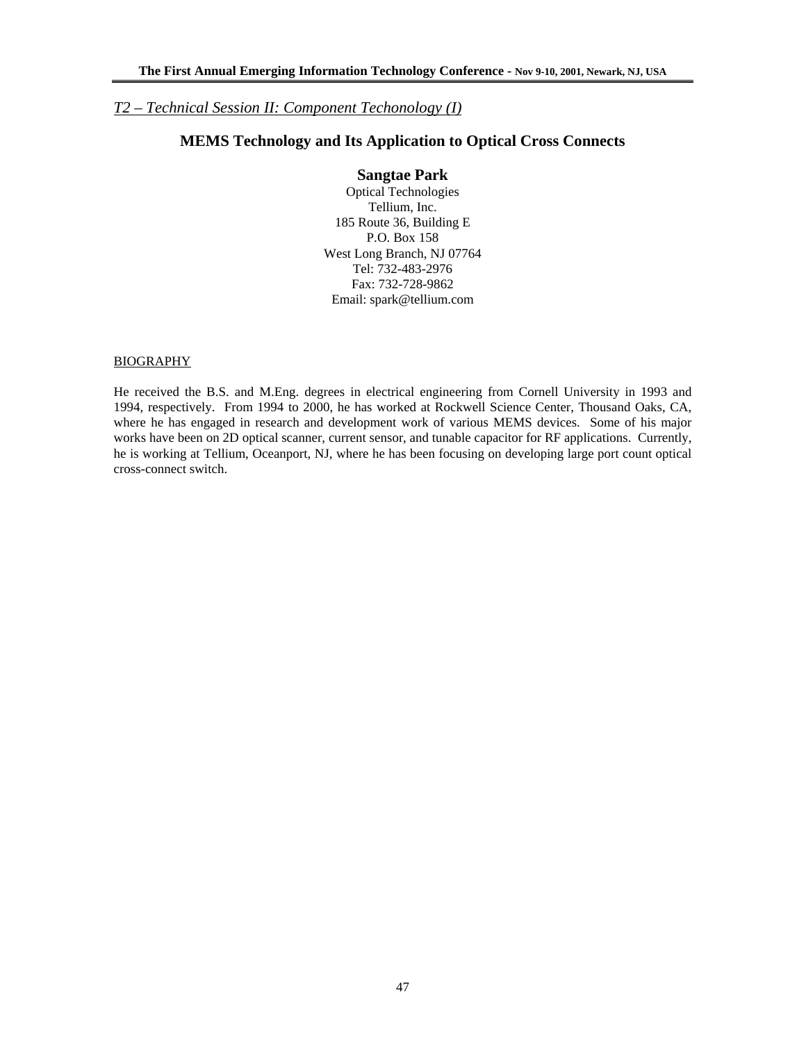*T2 – Technical Session II: Component Techonology (I)*

## MEMS Technology and Its Application to Optical Cross Connects

**Sangtae Park**

Optical Technologies
Tellium, Inc.
185 Route 36, Building E
P.O. Box 158
West Long Branch, NJ 07764
Tel: 732-483-2976
Fax: 732-728-9862
Email: spark@tellium.com

BIOGRAPHY

He received the B.S. and M.Eng. degrees in electrical engineering from Cornell University in 1993 and 1994, respectively. From 1994 to 2000, he has worked at Rockwell Science Center, Thousand Oaks, CA, where he has engaged in research and development work of various MEMS devices. Some of his major works have been on 2D optical scanner, current sensor, and tunable capacitor for RF applications. Currently, he is working at Tellium, Oceanport, NJ, where he has been focusing on developing large port count optical cross-connect switch.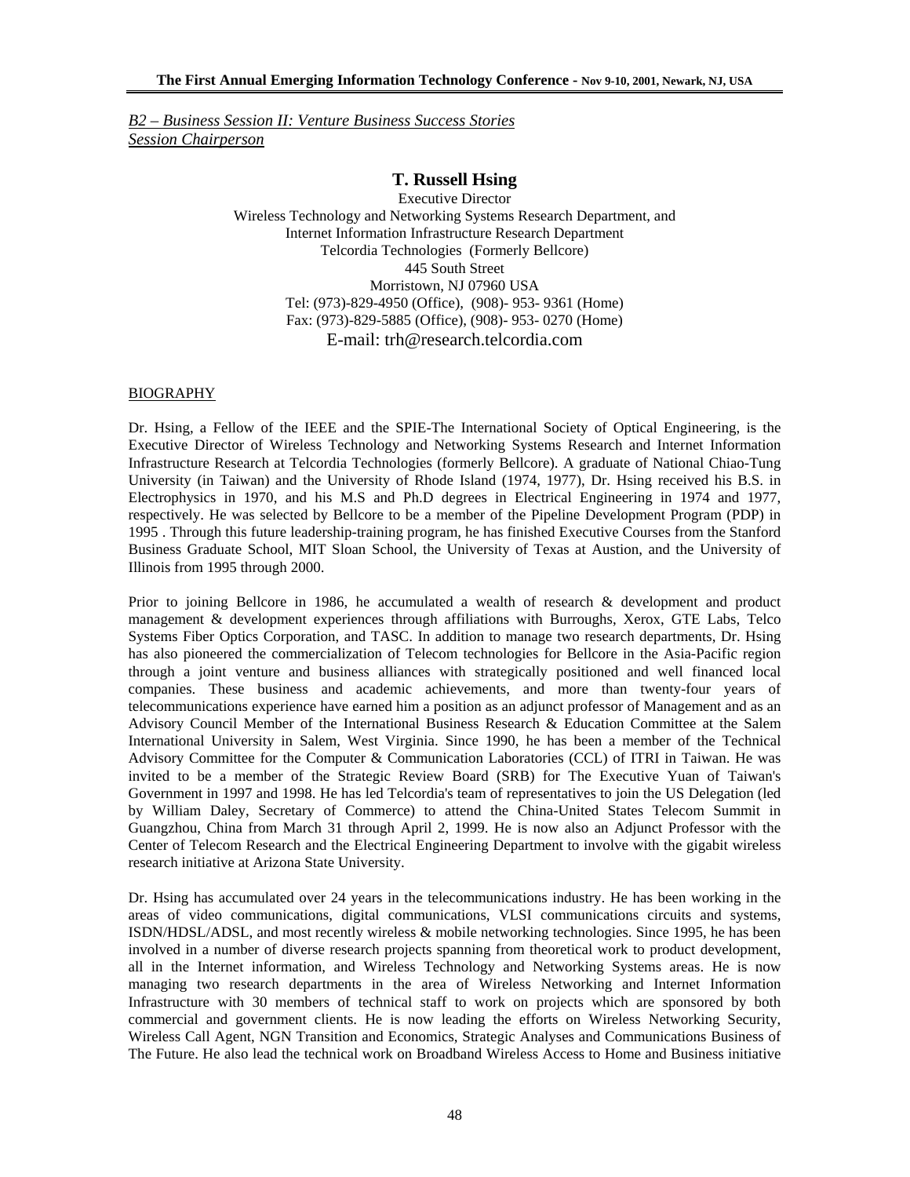*B2 – Business Session II: Venture Business Success Stories*
*Session Chairperson*

## T. Russell Hsing

Executive Director
Wireless Technology and Networking Systems Research Department, and
Internet Information Infrastructure Research Department
Telcordia Technologies (Formerly Bellcore)
445 South Street
Morristown, NJ 07960 USA
Tel: (973)-829-4950 (Office), (908)- 953- 9361 (Home)
Fax: (973)-829-5885 (Office), (908)- 953- 0270 (Home)
E-mail: trh@research.telcordia.com

### BIOGRAPHY

Dr. Hsing, a Fellow of the IEEE and the SPIE-The International Society of Optical Engineering, is the Executive Director of Wireless Technology and Networking Systems Research and Internet Information Infrastructure Research at Telcordia Technologies (formerly Bellcore). A graduate of National Chiao-Tung University (in Taiwan) and the University of Rhode Island (1974, 1977), Dr. Hsing received his B.S. in Electrophysics in 1970, and his M.S and Ph.D degrees in Electrical Engineering in 1974 and 1977, respectively. He was selected by Bellcore to be a member of the Pipeline Development Program (PDP) in 1995 . Through this future leadership-training program, he has finished Executive Courses from the Stanford Business Graduate School, MIT Sloan School, the University of Texas at Austion, and the University of Illinois from 1995 through 2000.

Prior to joining Bellcore in 1986, he accumulated a wealth of research & development and product management & development experiences through affiliations with Burroughs, Xerox, GTE Labs, Telco Systems Fiber Optics Corporation, and TASC. In addition to manage two research departments, Dr. Hsing has also pioneered the commercialization of Telecom technologies for Bellcore in the Asia-Pacific region through a joint venture and business alliances with strategically positioned and well financed local companies. These business and academic achievements, and more than twenty-four years of telecommunications experience have earned him a position as an adjunct professor of Management and as an Advisory Council Member of the International Business Research & Education Committee at the Salem International University in Salem, West Virginia. Since 1990, he has been a member of the Technical Advisory Committee for the Computer & Communication Laboratories (CCL) of ITRI in Taiwan. He was invited to be a member of the Strategic Review Board (SRB) for The Executive Yuan of Taiwan's Government in 1997 and 1998. He has led Telcordia's team of representatives to join the US Delegation (led by William Daley, Secretary of Commerce) to attend the China-United States Telecom Summit in Guangzhou, China from March 31 through April 2, 1999. He is now also an Adjunct Professor with the Center of Telecom Research and the Electrical Engineering Department to involve with the gigabit wireless research initiative at Arizona State University.

Dr. Hsing has accumulated over 24 years in the telecommunications industry. He has been working in the areas of video communications, digital communications, VLSI communications circuits and systems, ISDN/HDSL/ADSL, and most recently wireless & mobile networking technologies. Since 1995, he has been involved in a number of diverse research projects spanning from theoretical work to product development, all in the Internet information, and Wireless Technology and Networking Systems areas. He is now managing two research departments in the area of Wireless Networking and Internet Information Infrastructure with 30 members of technical staff to work on projects which are sponsored by both commercial and government clients. He is now leading the efforts on Wireless Networking Security, Wireless Call Agent, NGN Transition and Economics, Strategic Analyses and Communications Business of The Future. He also lead the technical work on Broadband Wireless Access to Home and Business initiative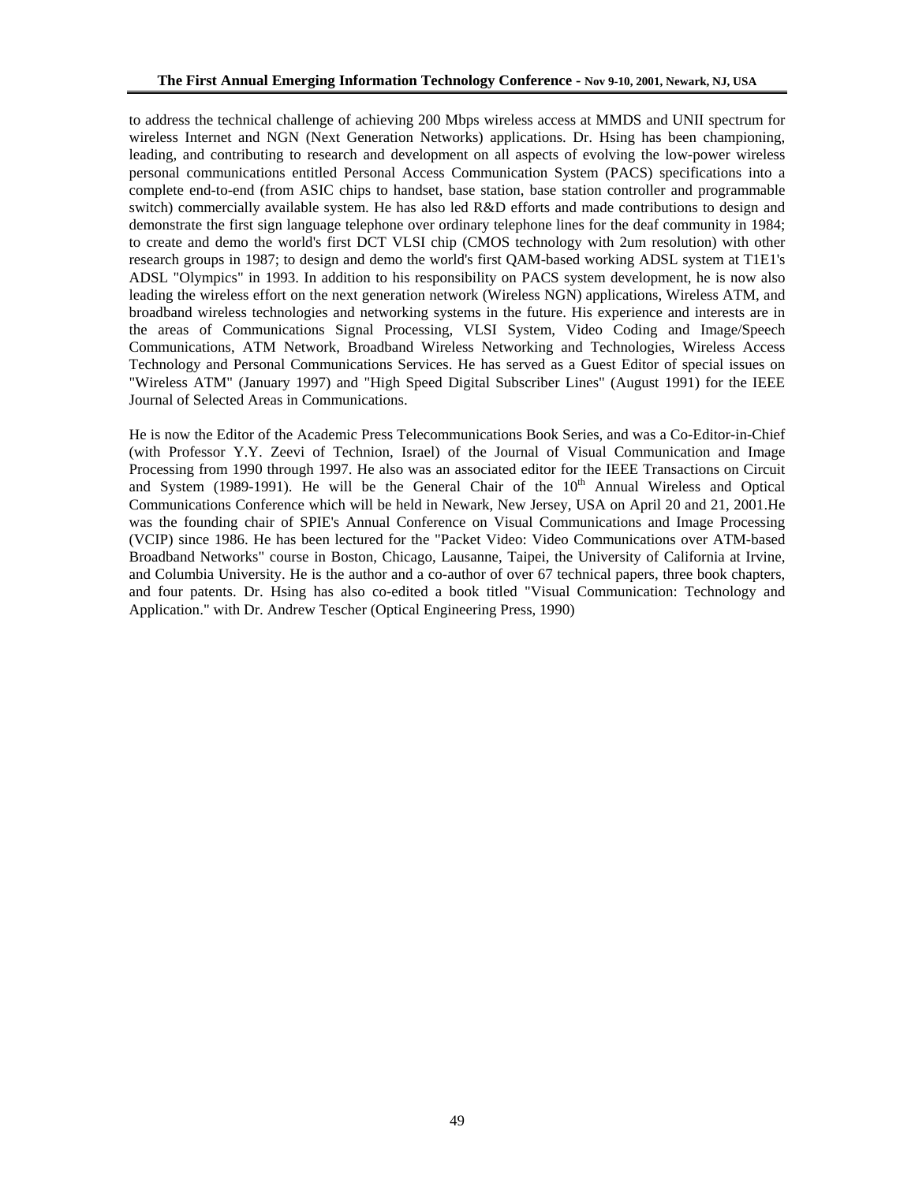to address the technical challenge of achieving 200 Mbps wireless access at MMDS and UNII spectrum for wireless Internet and NGN (Next Generation Networks) applications. Dr. Hsing has been championing, leading, and contributing to research and development on all aspects of evolving the low-power wireless personal communications entitled Personal Access Communication System (PACS) specifications into a complete end-to-end (from ASIC chips to handset, base station, base station controller and programmable switch) commercially available system. He has also led R&D efforts and made contributions to design and demonstrate the first sign language telephone over ordinary telephone lines for the deaf community in 1984; to create and demo the world's first DCT VLSI chip (CMOS technology with 2um resolution) with other research groups in 1987; to design and demo the world's first QAM-based working ADSL system at T1E1's ADSL "Olympics" in 1993. In addition to his responsibility on PACS system development, he is now also leading the wireless effort on the next generation network (Wireless NGN) applications, Wireless ATM, and broadband wireless technologies and networking systems in the future. His experience and interests are in the areas of Communications Signal Processing, VLSI System, Video Coding and Image/Speech Communications, ATM Network, Broadband Wireless Networking and Technologies, Wireless Access Technology and Personal Communications Services. He has served as a Guest Editor of special issues on "Wireless ATM" (January 1997) and "High Speed Digital Subscriber Lines" (August 1991) for the IEEE Journal of Selected Areas in Communications.

He is now the Editor of the Academic Press Telecommunications Book Series, and was a Co-Editor-in-Chief (with Professor Y.Y. Zeevi of Technion, Israel) of the Journal of Visual Communication and Image Processing from 1990 through 1997. He also was an associated editor for the IEEE Transactions on Circuit and System (1989-1991). He will be the General Chair of the 10th Annual Wireless and Optical Communications Conference which will be held in Newark, New Jersey, USA on April 20 and 21, 2001.He was the founding chair of SPIE's Annual Conference on Visual Communications and Image Processing (VCIP) since 1986. He has been lectured for the "Packet Video: Video Communications over ATM-based Broadband Networks" course in Boston, Chicago, Lausanne, Taipei, the University of California at Irvine, and Columbia University. He is the author and a co-author of over 67 technical papers, three book chapters, and four patents. Dr. Hsing has also co-edited a book titled "Visual Communication: Technology and Application." with Dr. Andrew Tescher (Optical Engineering Press, 1990)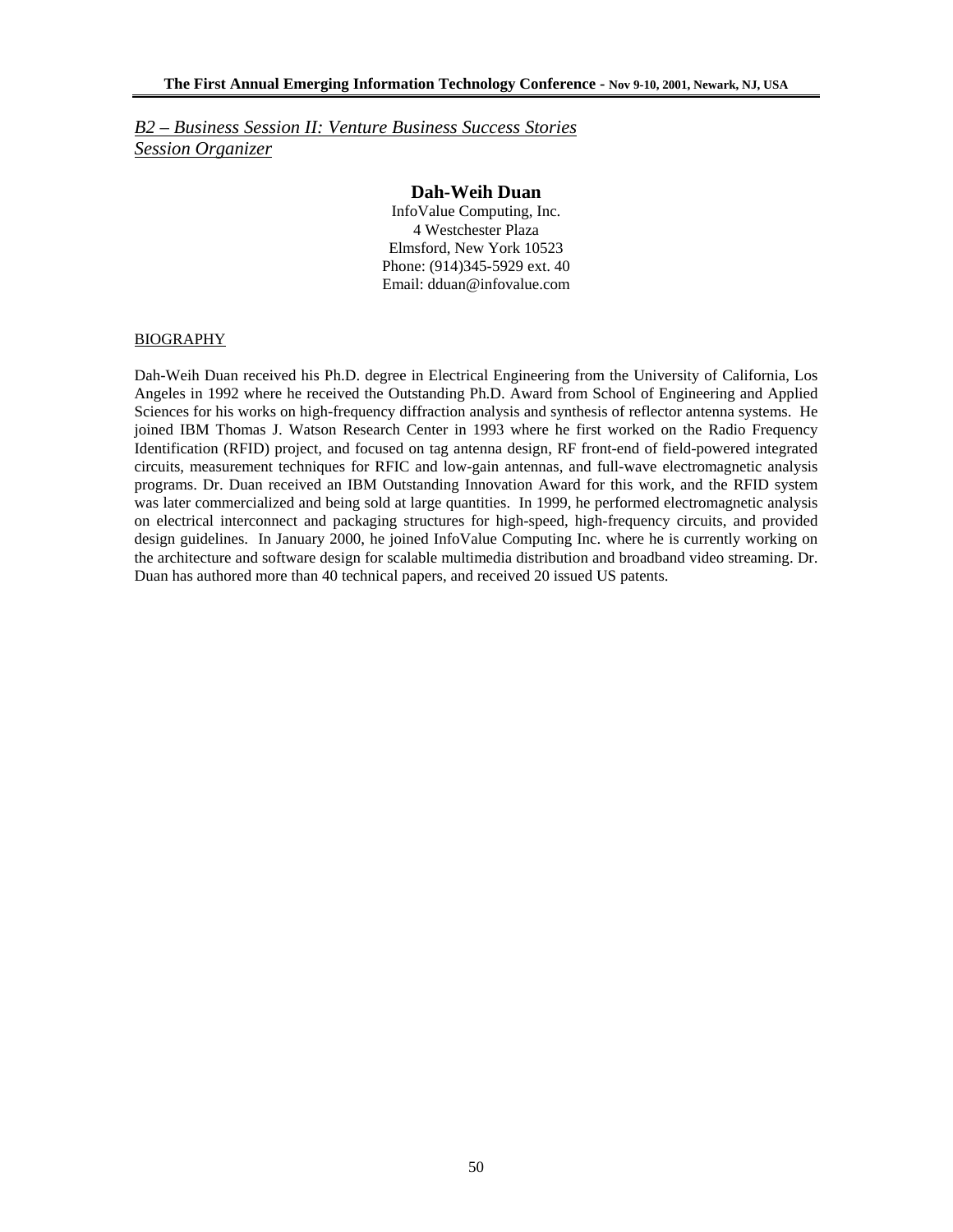*B2 – Business Session II: Venture Business Success Stories*
*Session Organizer*

**Dah-Weih Duan**

InfoValue Computing, Inc.
4 Westchester Plaza
Elmsford, New York 10523
Phone: (914)345-5929 ext. 40
Email: dduan@infovalue.com

BIOGRAPHY

Dah-Weih Duan received his Ph.D. degree in Electrical Engineering from the University of California, Los Angeles in 1992 where he received the Outstanding Ph.D. Award from School of Engineering and Applied Sciences for his works on high-frequency diffraction analysis and synthesis of reflector antenna systems. He joined IBM Thomas J. Watson Research Center in 1993 where he first worked on the Radio Frequency Identification (RFID) project, and focused on tag antenna design, RF front-end of field-powered integrated circuits, measurement techniques for RFIC and low-gain antennas, and full-wave electromagnetic analysis programs. Dr. Duan received an IBM Outstanding Innovation Award for this work, and the RFID system was later commercialized and being sold at large quantities. In 1999, he performed electromagnetic analysis on electrical interconnect and packaging structures for high-speed, high-frequency circuits, and provided design guidelines. In January 2000, he joined InfoValue Computing Inc. where he is currently working on the architecture and software design for scalable multimedia distribution and broadband video streaming. Dr. Duan has authored more than 40 technical papers, and received 20 issued US patents.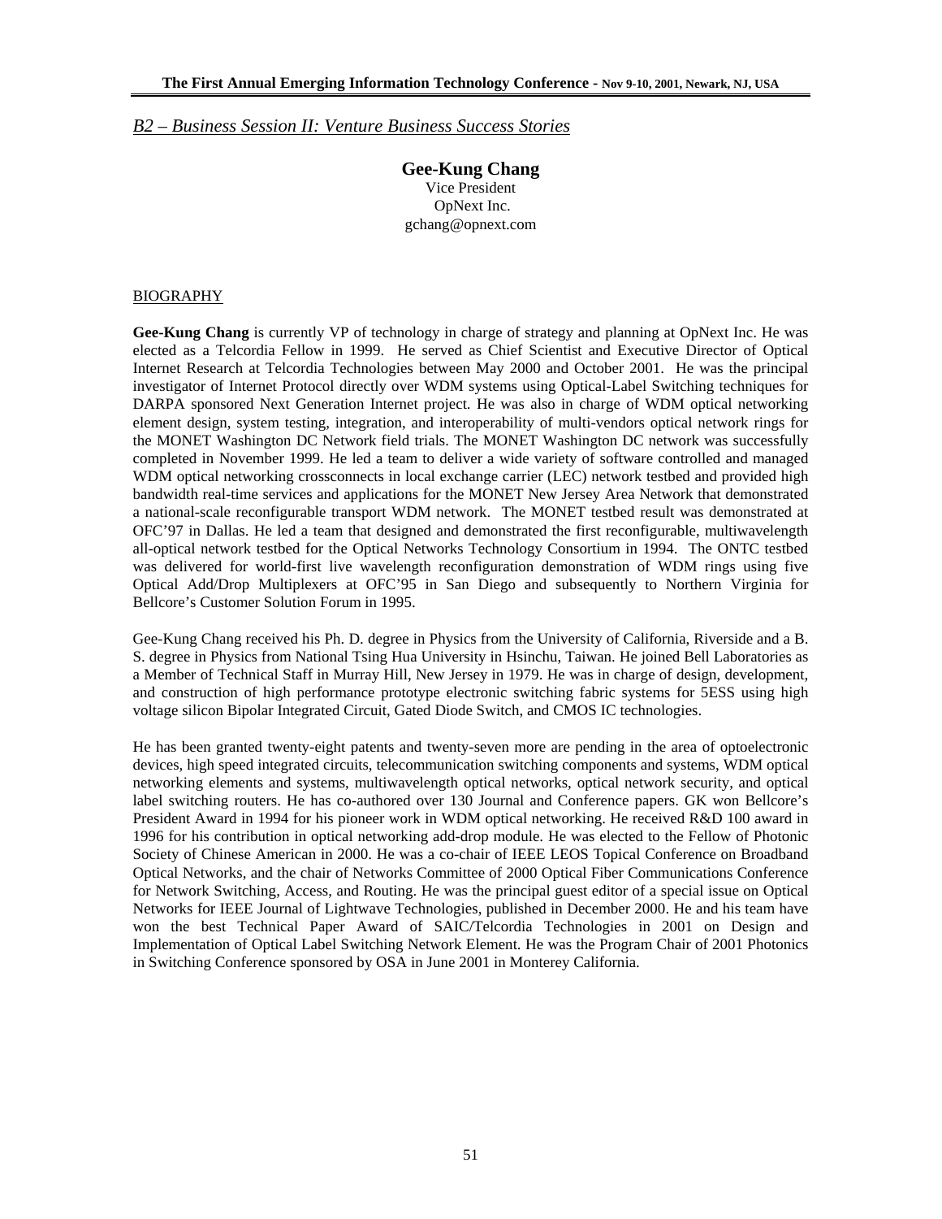## *B2 – Business Session II: Venture Business Success Stories*

**Gee-Kung Chang**
Vice President
OpNext Inc.
gchang@opnext.com

### BIOGRAPHY

**Gee-Kung Chang** is currently VP of technology in charge of strategy and planning at OpNext Inc. He was elected as a Telcordia Fellow in 1999. He served as Chief Scientist and Executive Director of Optical Internet Research at Telcordia Technologies between May 2000 and October 2001. He was the principal investigator of Internet Protocol directly over WDM systems using Optical-Label Switching techniques for DARPA sponsored Next Generation Internet project. He was also in charge of WDM optical networking element design, system testing, integration, and interoperability of multi-vendors optical network rings for the MONET Washington DC Network field trials. The MONET Washington DC network was successfully completed in November 1999. He led a team to deliver a wide variety of software controlled and managed WDM optical networking crossconnects in local exchange carrier (LEC) network testbed and provided high bandwidth real-time services and applications for the MONET New Jersey Area Network that demonstrated a national-scale reconfigurable transport WDM network. The MONET testbed result was demonstrated at OFC'97 in Dallas. He led a team that designed and demonstrated the first reconfigurable, multiwavelength all-optical network testbed for the Optical Networks Technology Consortium in 1994. The ONTC testbed was delivered for world-first live wavelength reconfiguration demonstration of WDM rings using five Optical Add/Drop Multiplexers at OFC'95 in San Diego and subsequently to Northern Virginia for Bellcore's Customer Solution Forum in 1995.

Gee-Kung Chang received his Ph. D. degree in Physics from the University of California, Riverside and a B. S. degree in Physics from National Tsing Hua University in Hsinchu, Taiwan. He joined Bell Laboratories as a Member of Technical Staff in Murray Hill, New Jersey in 1979. He was in charge of design, development, and construction of high performance prototype electronic switching fabric systems for 5ESS using high voltage silicon Bipolar Integrated Circuit, Gated Diode Switch, and CMOS IC technologies.

He has been granted twenty-eight patents and twenty-seven more are pending in the area of optoelectronic devices, high speed integrated circuits, telecommunication switching components and systems, WDM optical networking elements and systems, multiwavelength optical networks, optical network security, and optical label switching routers. He has co-authored over 130 Journal and Conference papers. GK won Bellcore's President Award in 1994 for his pioneer work in WDM optical networking. He received R&D 100 award in 1996 for his contribution in optical networking add-drop module. He was elected to the Fellow of Photonic Society of Chinese American in 2000. He was a co-chair of IEEE LEOS Topical Conference on Broadband Optical Networks, and the chair of Networks Committee of 2000 Optical Fiber Communications Conference for Network Switching, Access, and Routing. He was the principal guest editor of a special issue on Optical Networks for IEEE Journal of Lightwave Technologies, published in December 2000. He and his team have won the best Technical Paper Award of SAIC/Telcordia Technologies in 2001 on Design and Implementation of Optical Label Switching Network Element. He was the Program Chair of 2001 Photonics in Switching Conference sponsored by OSA in June 2001 in Monterey California.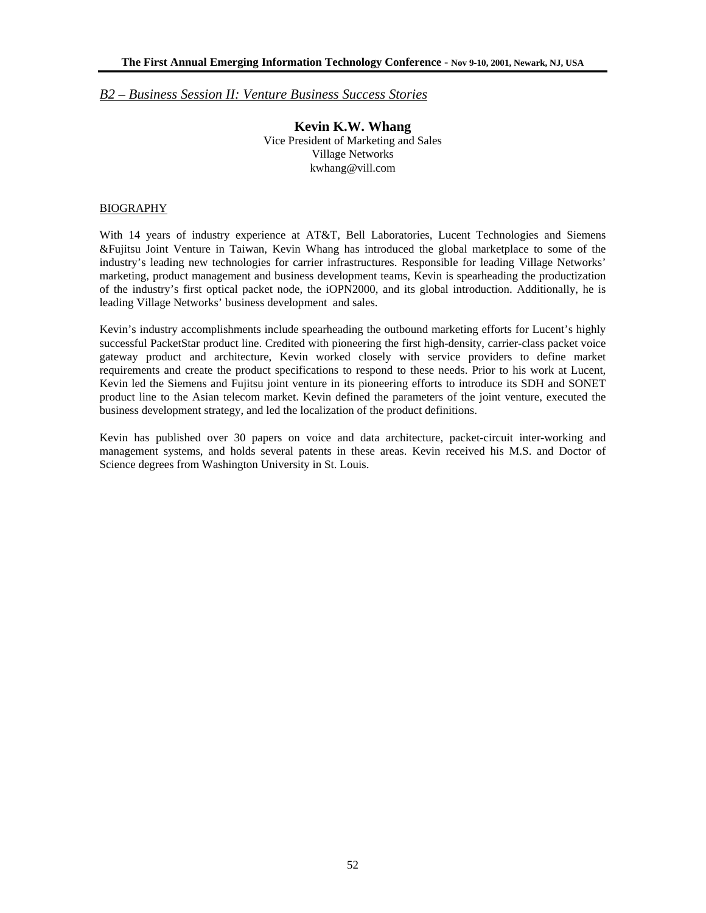## *B2 – Business Session II: Venture Business Success Stories*

### Kevin K.W. Whang

Vice President of Marketing and Sales
Village Networks
kwhang@vill.com

BIOGRAPHY

With 14 years of industry experience at AT&T, Bell Laboratories, Lucent Technologies and Siemens &Fujitsu Joint Venture in Taiwan, Kevin Whang has introduced the global marketplace to some of the industry's leading new technologies for carrier infrastructures. Responsible for leading Village Networks' marketing, product management and business development teams, Kevin is spearheading the productization of the industry's first optical packet node, the iOPN2000, and its global introduction. Additionally, he is leading Village Networks' business development and sales.

Kevin's industry accomplishments include spearheading the outbound marketing efforts for Lucent's highly successful PacketStar product line. Credited with pioneering the first high-density, carrier-class packet voice gateway product and architecture, Kevin worked closely with service providers to define market requirements and create the product specifications to respond to these needs. Prior to his work at Lucent, Kevin led the Siemens and Fujitsu joint venture in its pioneering efforts to introduce its SDH and SONET product line to the Asian telecom market. Kevin defined the parameters of the joint venture, executed the business development strategy, and led the localization of the product definitions.

Kevin has published over 30 papers on voice and data architecture, packet-circuit inter-working and management systems, and holds several patents in these areas. Kevin received his M.S. and Doctor of Science degrees from Washington University in St. Louis.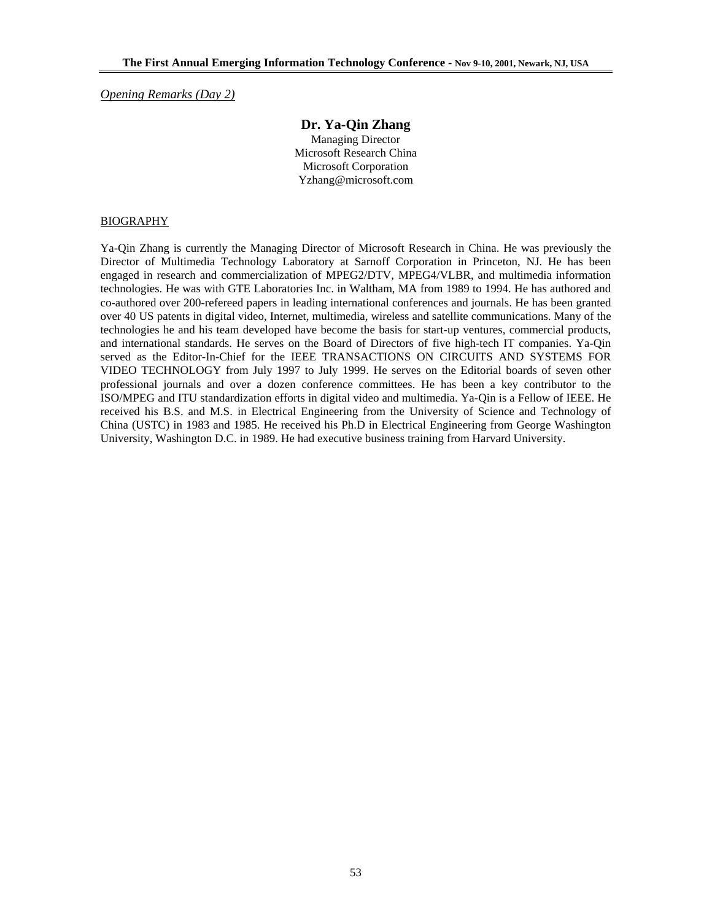*Opening Remarks (Day 2)*

## Dr. Ya-Qin Zhang

Managing Director
Microsoft Research China
Microsoft Corporation
Yzhang@microsoft.com

BIOGRAPHY

Ya-Qin Zhang is currently the Managing Director of Microsoft Research in China. He was previously the Director of Multimedia Technology Laboratory at Sarnoff Corporation in Princeton, NJ. He has been engaged in research and commercialization of MPEG2/DTV, MPEG4/VLBR, and multimedia information technologies. He was with GTE Laboratories Inc. in Waltham, MA from 1989 to 1994. He has authored and co-authored over 200-refereed papers in leading international conferences and journals. He has been granted over 40 US patents in digital video, Internet, multimedia, wireless and satellite communications. Many of the technologies he and his team developed have become the basis for start-up ventures, commercial products, and international standards. He serves on the Board of Directors of five high-tech IT companies. Ya-Qin served as the Editor-In-Chief for the IEEE TRANSACTIONS ON CIRCUITS AND SYSTEMS FOR VIDEO TECHNOLOGY from July 1997 to July 1999. He serves on the Editorial boards of seven other professional journals and over a dozen conference committees. He has been a key contributor to the ISO/MPEG and ITU standardization efforts in digital video and multimedia. Ya-Qin is a Fellow of IEEE. He received his B.S. and M.S. in Electrical Engineering from the University of Science and Technology of China (USTC) in 1983 and 1985. He received his Ph.D in Electrical Engineering from George Washington University, Washington D.C. in 1989. He had executive business training from Harvard University.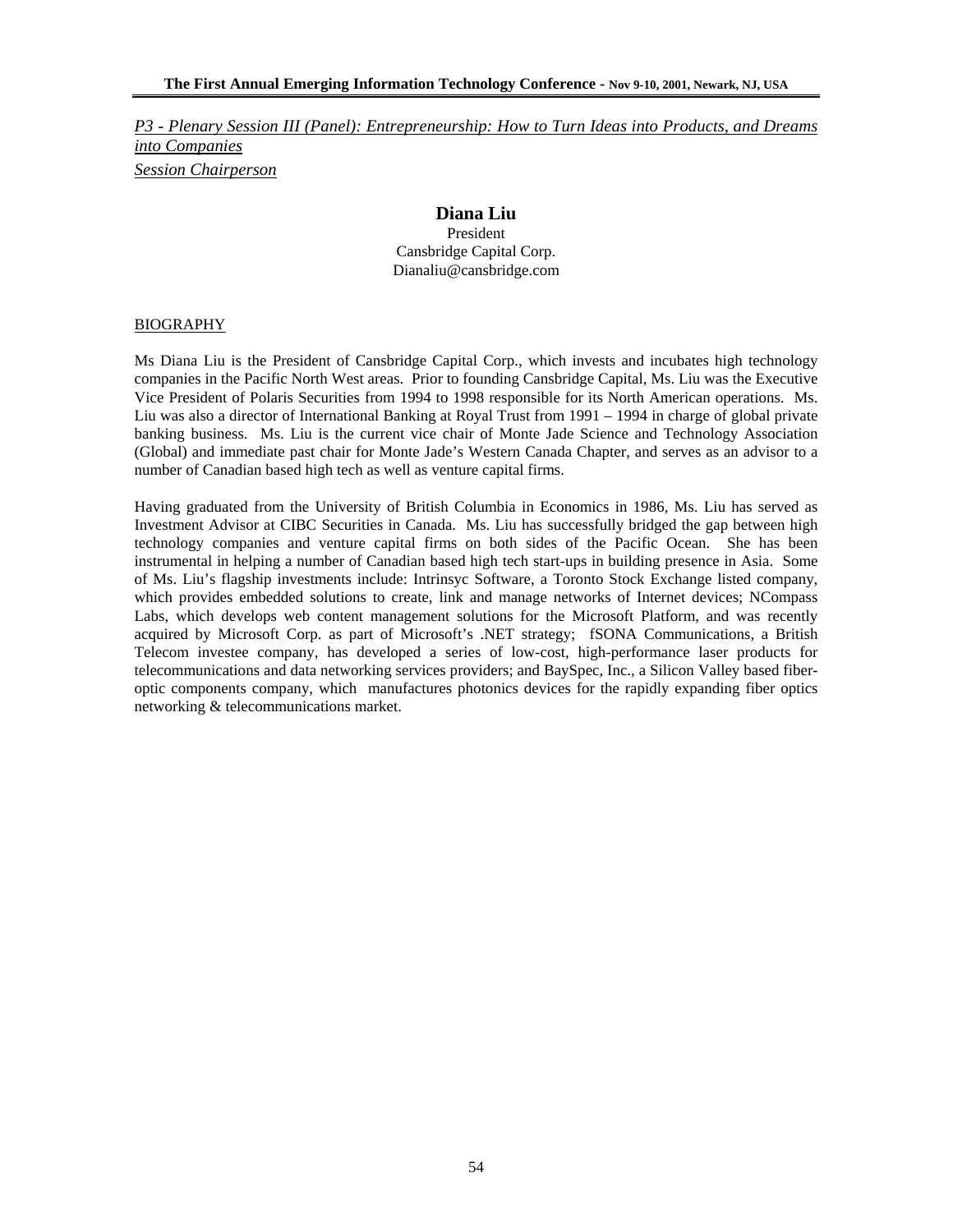*P3 - Plenary Session III (Panel): Entrepreneurship: How to Turn Ideas into Products, and Dreams into Companies*

*Session Chairperson*

**Diana Liu**

President

Cansbridge Capital Corp.

Dianaliu@cansbridge.com

BIOGRAPHY

Ms Diana Liu is the President of Cansbridge Capital Corp., which invests and incubates high technology companies in the Pacific North West areas. Prior to founding Cansbridge Capital, Ms. Liu was the Executive Vice President of Polaris Securities from 1994 to 1998 responsible for its North American operations. Ms. Liu was also a director of International Banking at Royal Trust from 1991 – 1994 in charge of global private banking business. Ms. Liu is the current vice chair of Monte Jade Science and Technology Association (Global) and immediate past chair for Monte Jade's Western Canada Chapter, and serves as an advisor to a number of Canadian based high tech as well as venture capital firms.

Having graduated from the University of British Columbia in Economics in 1986, Ms. Liu has served as Investment Advisor at CIBC Securities in Canada. Ms. Liu has successfully bridged the gap between high technology companies and venture capital firms on both sides of the Pacific Ocean. She has been instrumental in helping a number of Canadian based high tech start-ups in building presence in Asia. Some of Ms. Liu's flagship investments include: Intrinsyc Software, a Toronto Stock Exchange listed company, which provides embedded solutions to create, link and manage networks of Internet devices; NCompass Labs, which develops web content management solutions for the Microsoft Platform, and was recently acquired by Microsoft Corp. as part of Microsoft's .NET strategy; fSONA Communications, a British Telecom investee company, has developed a series of low-cost, high-performance laser products for telecommunications and data networking services providers; and BaySpec, Inc., a Silicon Valley based fiber-optic components company, which manufactures photonics devices for the rapidly expanding fiber optics networking & telecommunications market.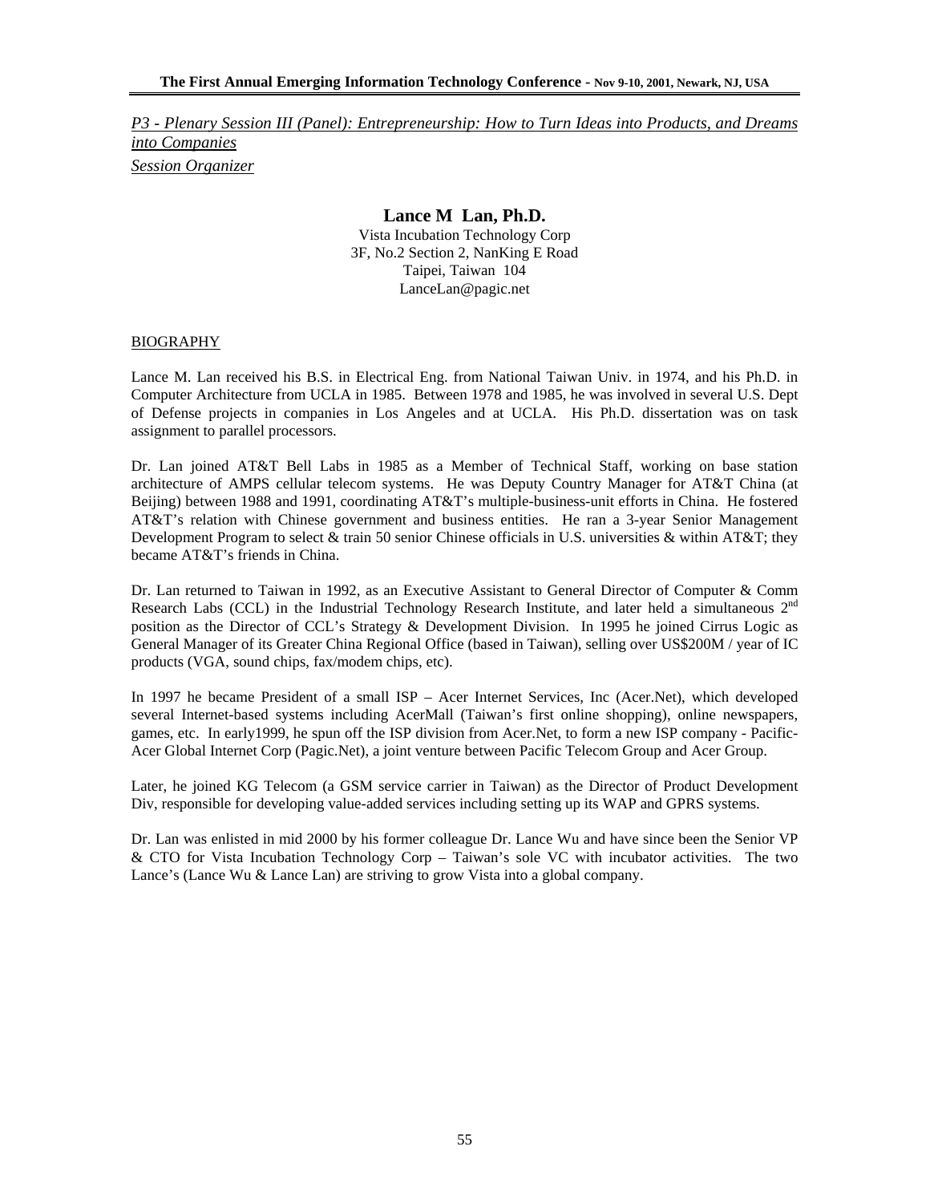*P3 - Plenary Session III (Panel): Entrepreneurship: How to Turn Ideas into Products, and Dreams into Companies*

*Session Organizer*

## Lance M Lan, Ph.D.

Vista Incubation Technology Corp
3F, No.2 Section 2, NanKing E Road
Taipei, Taiwan 104
LanceLan@pagic.net

BIOGRAPHY

Lance M. Lan received his B.S. in Electrical Eng. from National Taiwan Univ. in 1974, and his Ph.D. in Computer Architecture from UCLA in 1985. Between 1978 and 1985, he was involved in several U.S. Dept of Defense projects in companies in Los Angeles and at UCLA. His Ph.D. dissertation was on task assignment to parallel processors.

Dr. Lan joined AT&T Bell Labs in 1985 as a Member of Technical Staff, working on base station architecture of AMPS cellular telecom systems. He was Deputy Country Manager for AT&T China (at Beijing) between 1988 and 1991, coordinating AT&T's multiple-business-unit efforts in China. He fostered AT&T's relation with Chinese government and business entities. He ran a 3-year Senior Management Development Program to select & train 50 senior Chinese officials in U.S. universities & within AT&T; they became AT&T's friends in China.

Dr. Lan returned to Taiwan in 1992, as an Executive Assistant to General Director of Computer & Comm Research Labs (CCL) in the Industrial Technology Research Institute, and later held a simultaneous 2nd position as the Director of CCL's Strategy & Development Division. In 1995 he joined Cirrus Logic as General Manager of its Greater China Regional Office (based in Taiwan), selling over US$200M / year of IC products (VGA, sound chips, fax/modem chips, etc).

In 1997 he became President of a small ISP – Acer Internet Services, Inc (Acer.Net), which developed several Internet-based systems including AcerMall (Taiwan's first online shopping), online newspapers, games, etc. In early1999, he spun off the ISP division from Acer.Net, to form a new ISP company - Pacific-Acer Global Internet Corp (Pagic.Net), a joint venture between Pacific Telecom Group and Acer Group.

Later, he joined KG Telecom (a GSM service carrier in Taiwan) as the Director of Product Development Div, responsible for developing value-added services including setting up its WAP and GPRS systems.

Dr. Lan was enlisted in mid 2000 by his former colleague Dr. Lance Wu and have since been the Senior VP & CTO for Vista Incubation Technology Corp – Taiwan's sole VC with incubator activities. The two Lance's (Lance Wu & Lance Lan) are striving to grow Vista into a global company.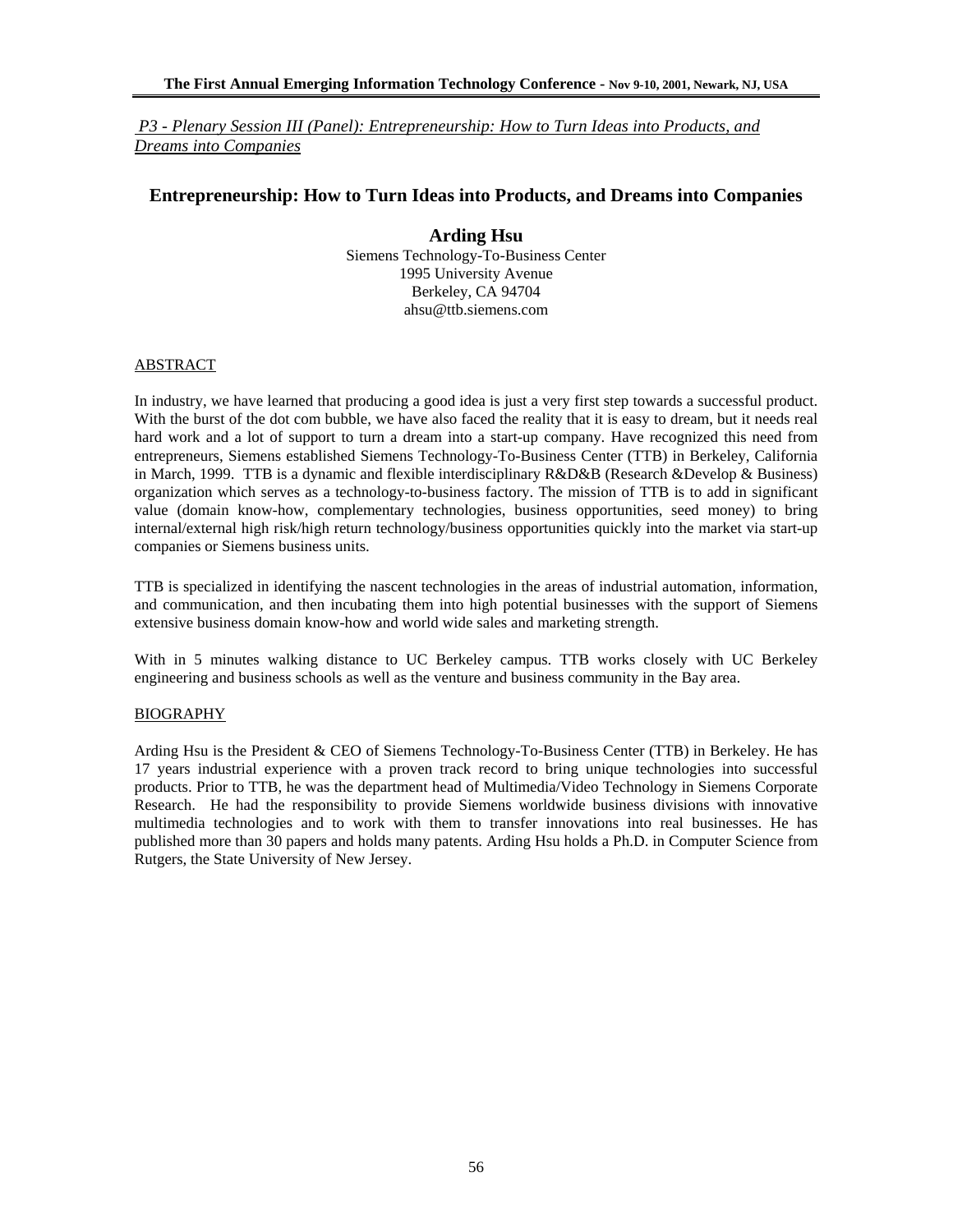*P3 - Plenary Session III (Panel): Entrepreneurship: How to Turn Ideas into Products, and Dreams into Companies*

## Entrepreneurship: How to Turn Ideas into Products, and Dreams into Companies

**Arding Hsu**

Siemens Technology-To-Business Center
1995 University Avenue
Berkeley, CA 94704
ahsu@ttb.siemens.com

### ABSTRACT

In industry, we have learned that producing a good idea is just a very first step towards a successful product. With the burst of the dot com bubble, we have also faced the reality that it is easy to dream, but it needs real hard work and a lot of support to turn a dream into a start-up company. Have recognized this need from entrepreneurs, Siemens established Siemens Technology-To-Business Center (TTB) in Berkeley, California in March, 1999. TTB is a dynamic and flexible interdisciplinary R&D&B (Research &Develop & Business) organization which serves as a technology-to-business factory. The mission of TTB is to add in significant value (domain know-how, complementary technologies, business opportunities, seed money) to bring internal/external high risk/high return technology/business opportunities quickly into the market via start-up companies or Siemens business units.

TTB is specialized in identifying the nascent technologies in the areas of industrial automation, information, and communication, and then incubating them into high potential businesses with the support of Siemens extensive business domain know-how and world wide sales and marketing strength.

With in 5 minutes walking distance to UC Berkeley campus. TTB works closely with UC Berkeley engineering and business schools as well as the venture and business community in the Bay area.

### BIOGRAPHY

Arding Hsu is the President & CEO of Siemens Technology-To-Business Center (TTB) in Berkeley. He has 17 years industrial experience with a proven track record to bring unique technologies into successful products. Prior to TTB, he was the department head of Multimedia/Video Technology in Siemens Corporate Research. He had the responsibility to provide Siemens worldwide business divisions with innovative multimedia technologies and to work with them to transfer innovations into real businesses. He has published more than 30 papers and holds many patents. Arding Hsu holds a Ph.D. in Computer Science from Rutgers, the State University of New Jersey.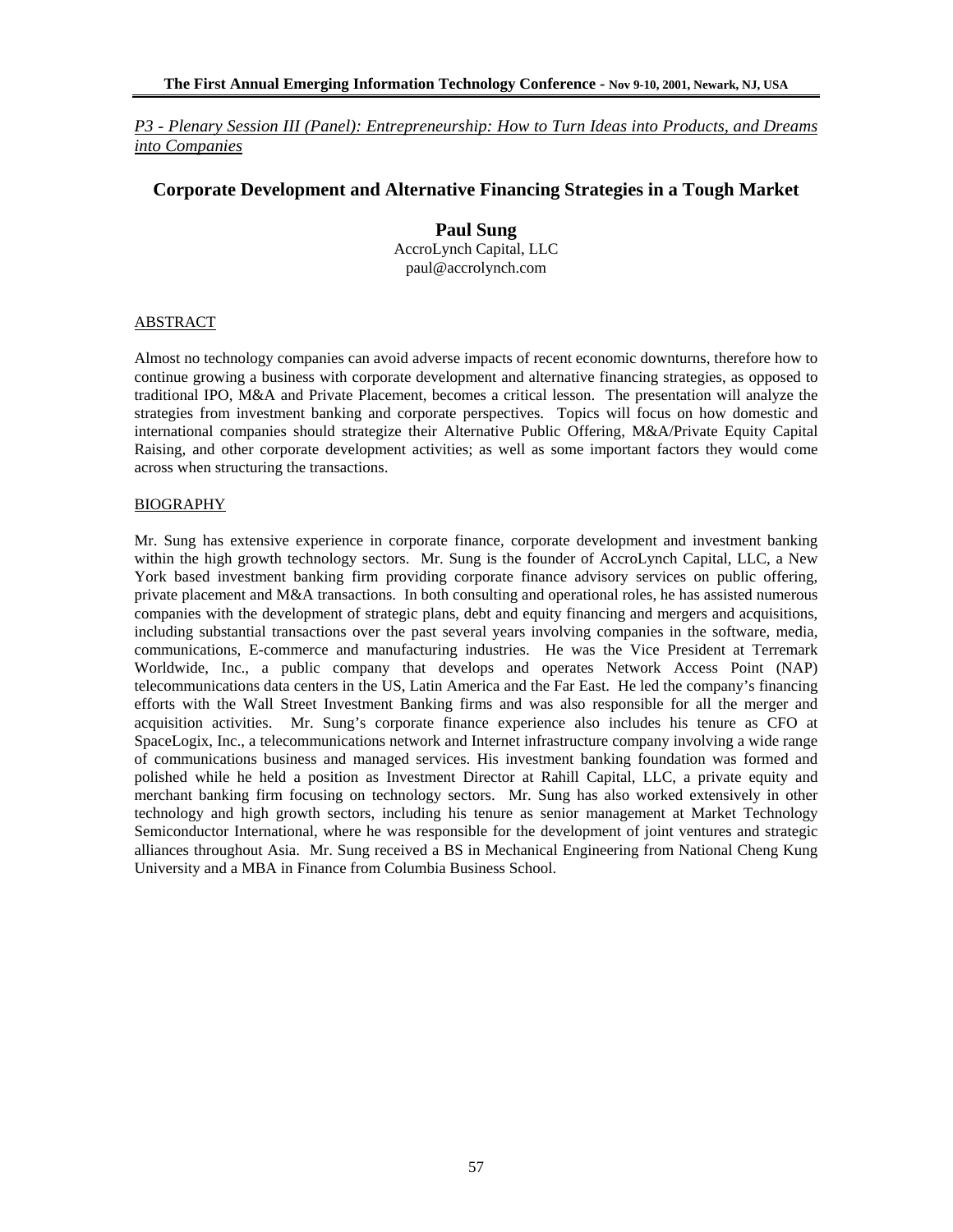*P3 - Plenary Session III (Panel): Entrepreneurship: How to Turn Ideas into Products, and Dreams into Companies*

## Corporate Development and Alternative Financing Strategies in a Tough Market

**Paul Sung**
AccroLynch Capital, LLC
paul@accrolynch.com

### ABSTRACT

Almost no technology companies can avoid adverse impacts of recent economic downturns, therefore how to continue growing a business with corporate development and alternative financing strategies, as opposed to traditional IPO, M&A and Private Placement, becomes a critical lesson. The presentation will analyze the strategies from investment banking and corporate perspectives. Topics will focus on how domestic and international companies should strategize their Alternative Public Offering, M&A/Private Equity Capital Raising, and other corporate development activities; as well as some important factors they would come across when structuring the transactions.

### BIOGRAPHY

Mr. Sung has extensive experience in corporate finance, corporate development and investment banking within the high growth technology sectors. Mr. Sung is the founder of AccroLynch Capital, LLC, a New York based investment banking firm providing corporate finance advisory services on public offering, private placement and M&A transactions. In both consulting and operational roles, he has assisted numerous companies with the development of strategic plans, debt and equity financing and mergers and acquisitions, including substantial transactions over the past several years involving companies in the software, media, communications, E-commerce and manufacturing industries. He was the Vice President at Terremark Worldwide, Inc., a public company that develops and operates Network Access Point (NAP) telecommunications data centers in the US, Latin America and the Far East. He led the company's financing efforts with the Wall Street Investment Banking firms and was also responsible for all the merger and acquisition activities. Mr. Sung's corporate finance experience also includes his tenure as CFO at SpaceLogix, Inc., a telecommunications network and Internet infrastructure company involving a wide range of communications business and managed services. His investment banking foundation was formed and polished while he held a position as Investment Director at Rahill Capital, LLC, a private equity and merchant banking firm focusing on technology sectors. Mr. Sung has also worked extensively in other technology and high growth sectors, including his tenure as senior management at Market Technology Semiconductor International, where he was responsible for the development of joint ventures and strategic alliances throughout Asia. Mr. Sung received a BS in Mechanical Engineering from National Cheng Kung University and a MBA in Finance from Columbia Business School.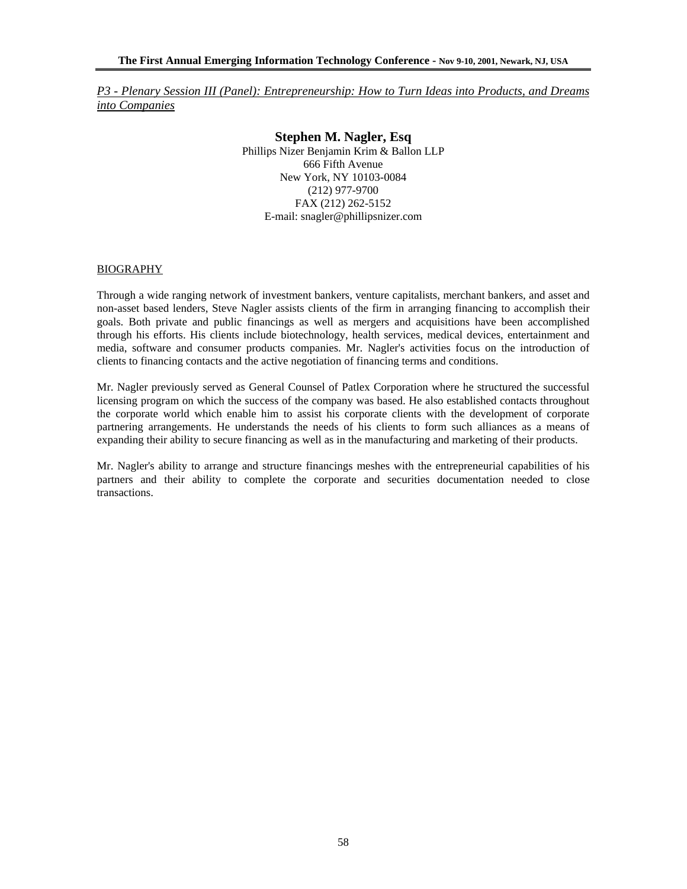*P3 - Plenary Session III (Panel): Entrepreneurship: How to Turn Ideas into Products, and Dreams into Companies*

## Stephen M. Nagler, Esq

Phillips Nizer Benjamin Krim & Ballon LLP
666 Fifth Avenue
New York, NY 10103-0084
(212) 977-9700
FAX (212) 262-5152
E-mail: snagler@phillipsnizer.com

### BIOGRAPHY

Through a wide ranging network of investment bankers, venture capitalists, merchant bankers, and asset and non-asset based lenders, Steve Nagler assists clients of the firm in arranging financing to accomplish their goals. Both private and public financings as well as mergers and acquisitions have been accomplished through his efforts. His clients include biotechnology, health services, medical devices, entertainment and media, software and consumer products companies. Mr. Nagler's activities focus on the introduction of clients to financing contacts and the active negotiation of financing terms and conditions.

Mr. Nagler previously served as General Counsel of Patlex Corporation where he structured the successful licensing program on which the success of the company was based. He also established contacts throughout the corporate world which enable him to assist his corporate clients with the development of corporate partnering arrangements. He understands the needs of his clients to form such alliances as a means of expanding their ability to secure financing as well as in the manufacturing and marketing of their products.

Mr. Nagler's ability to arrange and structure financings meshes with the entrepreneurial capabilities of his partners and their ability to complete the corporate and securities documentation needed to close transactions.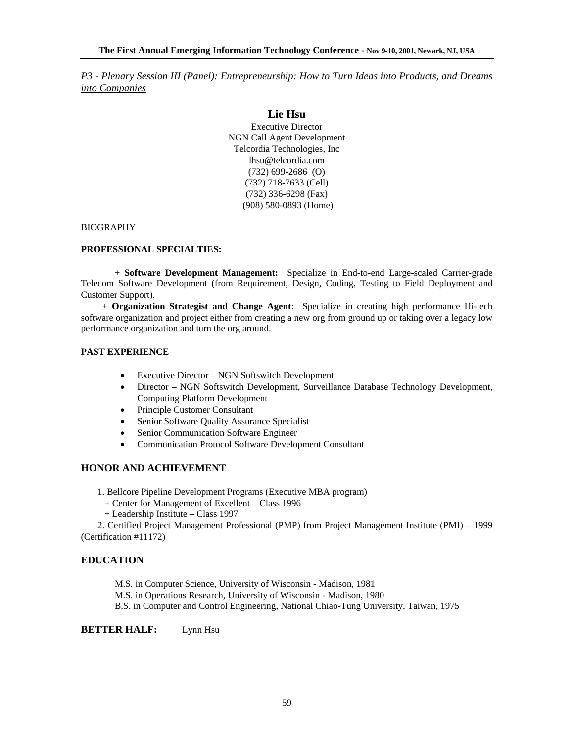*P3 - Plenary Session III (Panel): Entrepreneurship: How to Turn Ideas into Products, and Dreams into Companies*

## Lie Hsu

Executive Director
NGN Call Agent Development
Telcordia Technologies, Inc
lhsu@telcordia.com
(732) 699-2686 (O)
(732) 718-7633 (Cell)
(732) 336-6298 (Fax)
(908) 580-0893 (Home)

BIOGRAPHY

**PROFESSIONAL SPECIALTIES:**

+ **Software Development Management:** Specialize in End-to-end Large-scaled Carrier-grade Telecom Software Development (from Requirement, Design, Coding, Testing to Field Deployment and Customer Support).

+ **Organization Strategist and Change Agent**: Specialize in creating high performance Hi-tech software organization and project either from creating a new org from ground up or taking over a legacy low performance organization and turn the org around.

**PAST EXPERIENCE**

- Executive Director – NGN Softswitch Development
- Director – NGN Softswitch Development, Surveillance Database Technology Development, Computing Platform Development
- Principle Customer Consultant
- Senior Software Quality Assurance Specialist
- Senior Communication Software Engineer
- Communication Protocol Software Development Consultant

### HONOR AND ACHIEVEMENT

1. Bellcore Pipeline Development Programs (Executive MBA program)
   + Center for Management of Excellent – Class 1996
   + Leadership Institute – Class 1997
2. Certified Project Management Professional (PMP) from Project Management Institute (PMI) – 1999 (Certification #11172)

### EDUCATION

M.S. in Computer Science, University of Wisconsin - Madison, 1981
M.S. in Operations Research, University of Wisconsin - Madison, 1980
B.S. in Computer and Control Engineering, National Chiao-Tung University, Taiwan, 1975

**BETTER HALF:** Lynn Hsu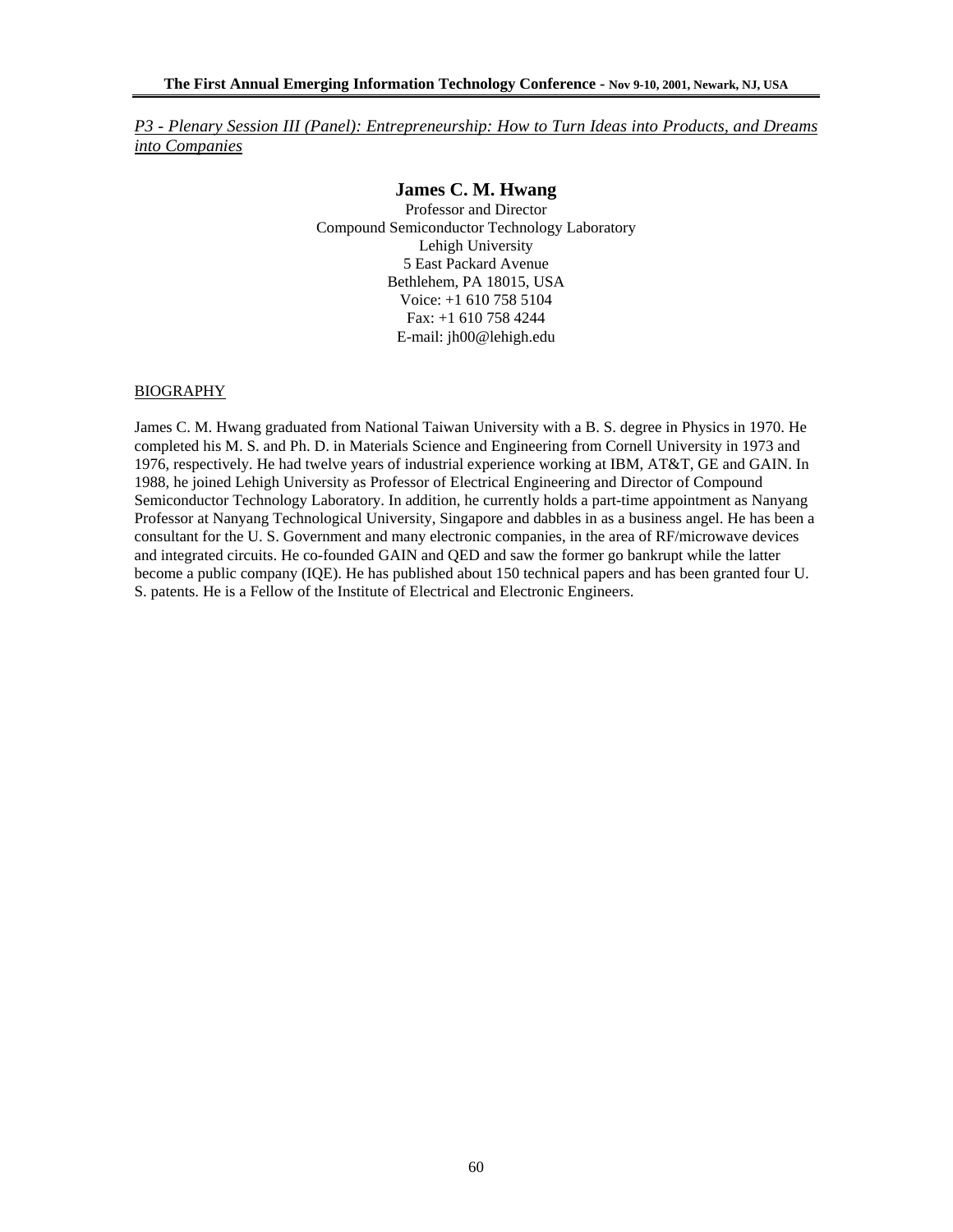*P3 - Plenary Session III (Panel): Entrepreneurship: How to Turn Ideas into Products, and Dreams into Companies*

## James C. M. Hwang

Professor and Director
Compound Semiconductor Technology Laboratory
Lehigh University
5 East Packard Avenue
Bethlehem, PA 18015, USA
Voice: +1 610 758 5104
Fax: +1 610 758 4244
E-mail: jh00@lehigh.edu

### BIOGRAPHY

James C. M. Hwang graduated from National Taiwan University with a B. S. degree in Physics in 1970. He completed his M. S. and Ph. D. in Materials Science and Engineering from Cornell University in 1973 and 1976, respectively. He had twelve years of industrial experience working at IBM, AT&T, GE and GAIN. In 1988, he joined Lehigh University as Professor of Electrical Engineering and Director of Compound Semiconductor Technology Laboratory. In addition, he currently holds a part-time appointment as Nanyang Professor at Nanyang Technological University, Singapore and dabbles in as a business angel. He has been a consultant for the U. S. Government and many electronic companies, in the area of RF/microwave devices and integrated circuits. He co-founded GAIN and QED and saw the former go bankrupt while the latter become a public company (IQE). He has published about 150 technical papers and has been granted four U. S. patents. He is a Fellow of the Institute of Electrical and Electronic Engineers.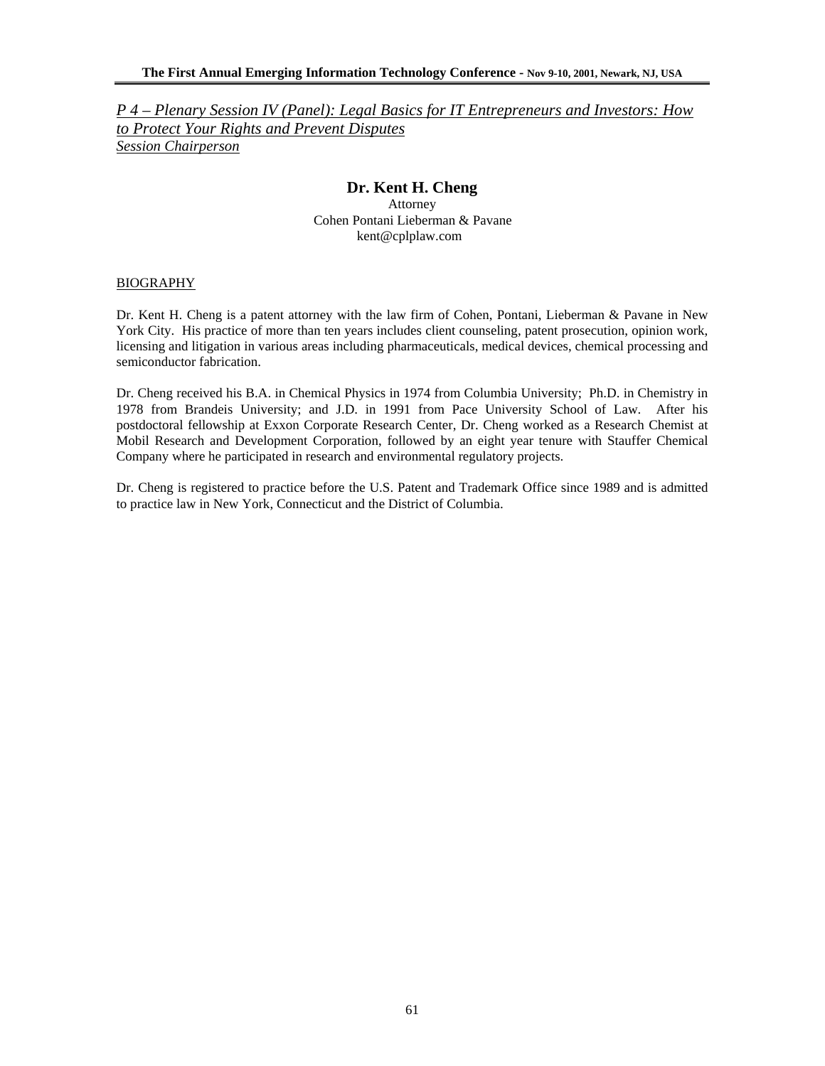*P 4 – Plenary Session IV (Panel): Legal Basics for IT Entrepreneurs and Investors: How to Protect Your Rights and Prevent Disputes*
*Session Chairperson*

## Dr. Kent H. Cheng

Attorney
Cohen Pontani Lieberman & Pavane
kent@cplplaw.com

BIOGRAPHY

Dr. Kent H. Cheng is a patent attorney with the law firm of Cohen, Pontani, Lieberman & Pavane in New York City. His practice of more than ten years includes client counseling, patent prosecution, opinion work, licensing and litigation in various areas including pharmaceuticals, medical devices, chemical processing and semiconductor fabrication.

Dr. Cheng received his B.A. in Chemical Physics in 1974 from Columbia University; Ph.D. in Chemistry in 1978 from Brandeis University; and J.D. in 1991 from Pace University School of Law. After his postdoctoral fellowship at Exxon Corporate Research Center, Dr. Cheng worked as a Research Chemist at Mobil Research and Development Corporation, followed by an eight year tenure with Stauffer Chemical Company where he participated in research and environmental regulatory projects.

Dr. Cheng is registered to practice before the U.S. Patent and Trademark Office since 1989 and is admitted to practice law in New York, Connecticut and the District of Columbia.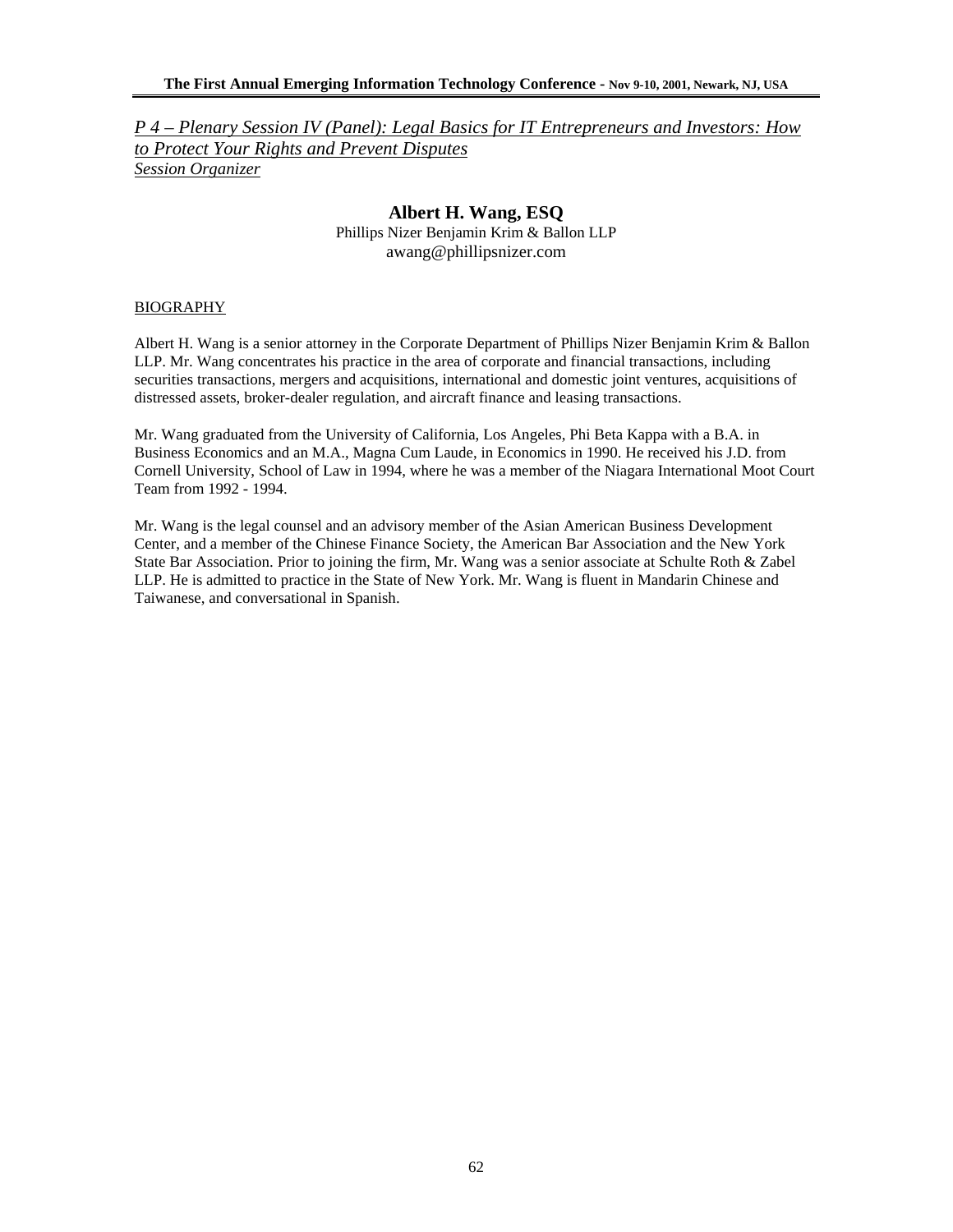*P 4 – Plenary Session IV (Panel): Legal Basics for IT Entrepreneurs and Investors: How to Protect Your Rights and Prevent Disputes*
*Session Organizer*

## Albert H. Wang, ESQ

Phillips Nizer Benjamin Krim & Ballon LLP
awang@phillipsnizer.com

BIOGRAPHY

Albert H. Wang is a senior attorney in the Corporate Department of Phillips Nizer Benjamin Krim & Ballon LLP. Mr. Wang concentrates his practice in the area of corporate and financial transactions, including securities transactions, mergers and acquisitions, international and domestic joint ventures, acquisitions of distressed assets, broker-dealer regulation, and aircraft finance and leasing transactions.

Mr. Wang graduated from the University of California, Los Angeles, Phi Beta Kappa with a B.A. in Business Economics and an M.A., Magna Cum Laude, in Economics in 1990. He received his J.D. from Cornell University, School of Law in 1994, where he was a member of the Niagara International Moot Court Team from 1992 - 1994.

Mr. Wang is the legal counsel and an advisory member of the Asian American Business Development Center, and a member of the Chinese Finance Society, the American Bar Association and the New York State Bar Association. Prior to joining the firm, Mr. Wang was a senior associate at Schulte Roth & Zabel LLP. He is admitted to practice in the State of New York. Mr. Wang is fluent in Mandarin Chinese and Taiwanese, and conversational in Spanish.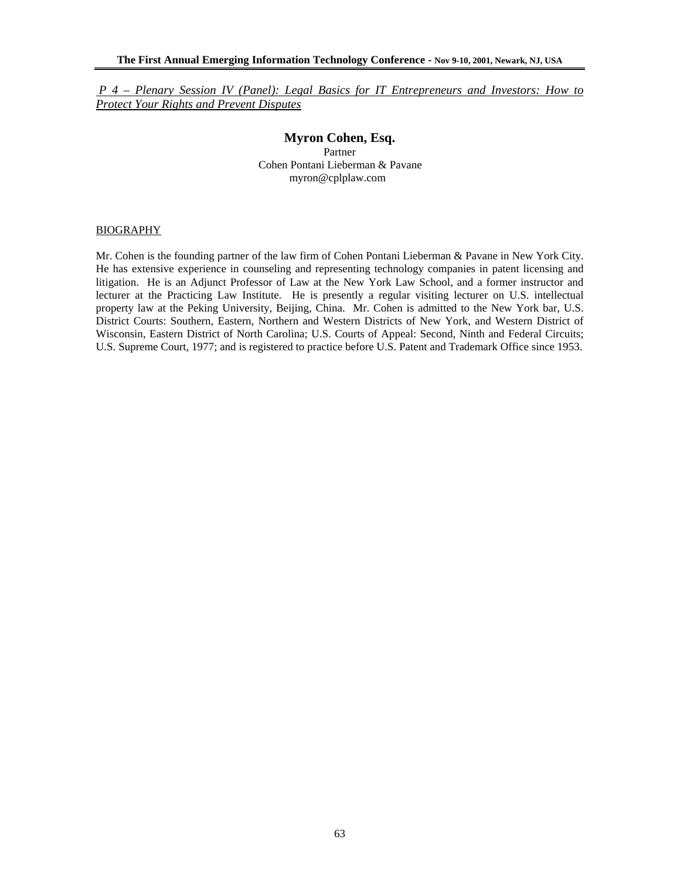*P 4 – Plenary Session IV (Panel): Legal Basics for IT Entrepreneurs and Investors: How to Protect Your Rights and Prevent Disputes*

## Myron Cohen, Esq.

Partner
Cohen Pontani Lieberman & Pavane
myron@cplplaw.com

BIOGRAPHY

Mr. Cohen is the founding partner of the law firm of Cohen Pontani Lieberman & Pavane in New York City. He has extensive experience in counseling and representing technology companies in patent licensing and litigation. He is an Adjunct Professor of Law at the New York Law School, and a former instructor and lecturer at the Practicing Law Institute. He is presently a regular visiting lecturer on U.S. intellectual property law at the Peking University, Beijing, China. Mr. Cohen is admitted to the New York bar, U.S. District Courts: Southern, Eastern, Northern and Western Districts of New York, and Western District of Wisconsin, Eastern District of North Carolina; U.S. Courts of Appeal: Second, Ninth and Federal Circuits; U.S. Supreme Court, 1977; and is registered to practice before U.S. Patent and Trademark Office since 1953.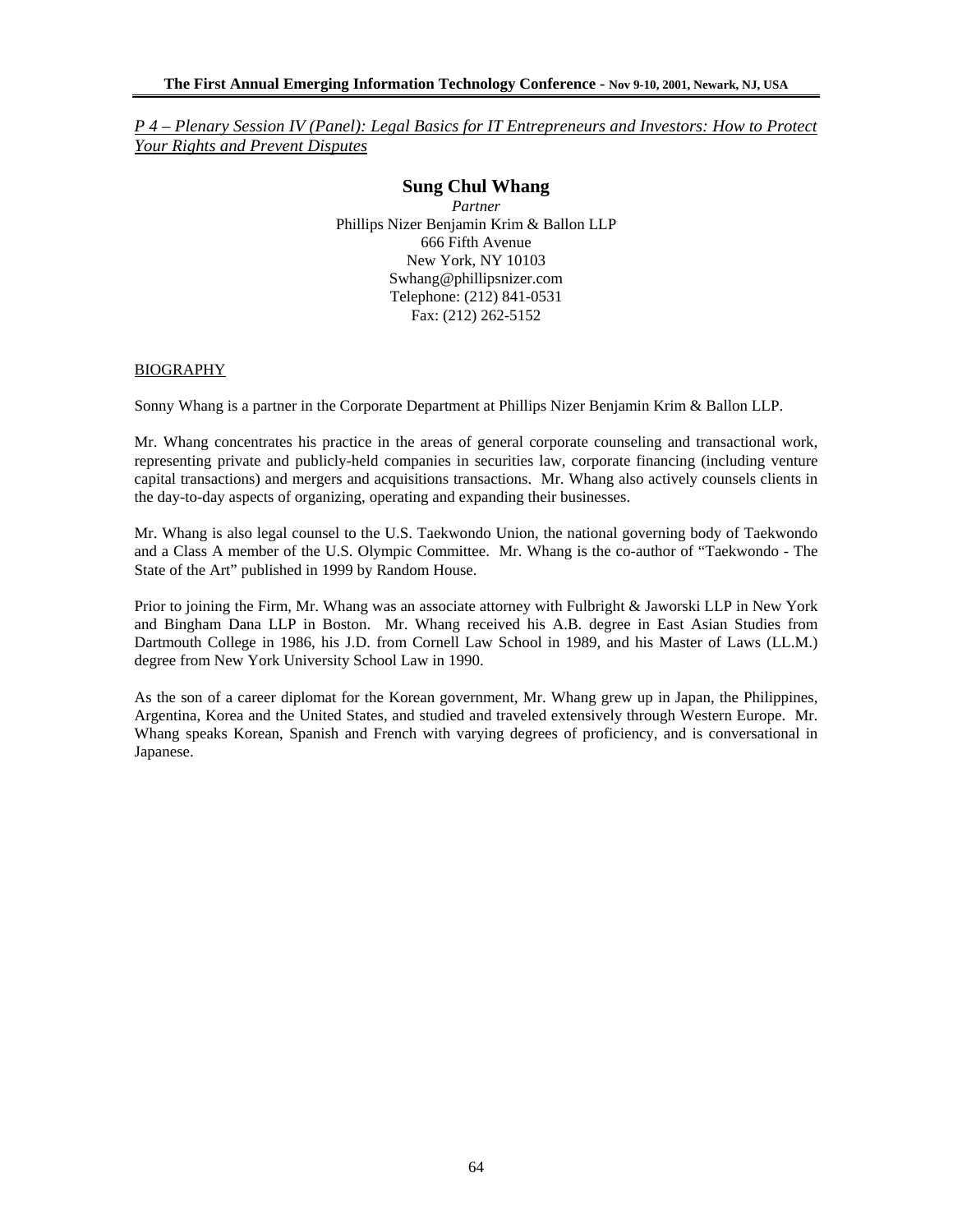*P 4 – Plenary Session IV (Panel): Legal Basics for IT Entrepreneurs and Investors: How to Protect Your Rights and Prevent Disputes*

## Sung Chul Whang

*Partner*
Phillips Nizer Benjamin Krim & Ballon LLP
666 Fifth Avenue
New York, NY 10103
Swhang@phillipsnizer.com
Telephone: (212) 841-0531
Fax: (212) 262-5152

BIOGRAPHY

Sonny Whang is a partner in the Corporate Department at Phillips Nizer Benjamin Krim & Ballon LLP.

Mr. Whang concentrates his practice in the areas of general corporate counseling and transactional work, representing private and publicly-held companies in securities law, corporate financing (including venture capital transactions) and mergers and acquisitions transactions. Mr. Whang also actively counsels clients in the day-to-day aspects of organizing, operating and expanding their businesses.

Mr. Whang is also legal counsel to the U.S. Taekwondo Union, the national governing body of Taekwondo and a Class A member of the U.S. Olympic Committee. Mr. Whang is the co-author of "Taekwondo - The State of the Art" published in 1999 by Random House.

Prior to joining the Firm, Mr. Whang was an associate attorney with Fulbright & Jaworski LLP in New York and Bingham Dana LLP in Boston. Mr. Whang received his A.B. degree in East Asian Studies from Dartmouth College in 1986, his J.D. from Cornell Law School in 1989, and his Master of Laws (LL.M.) degree from New York University School Law in 1990.

As the son of a career diplomat for the Korean government, Mr. Whang grew up in Japan, the Philippines, Argentina, Korea and the United States, and studied and traveled extensively through Western Europe. Mr. Whang speaks Korean, Spanish and French with varying degrees of proficiency, and is conversational in Japanese.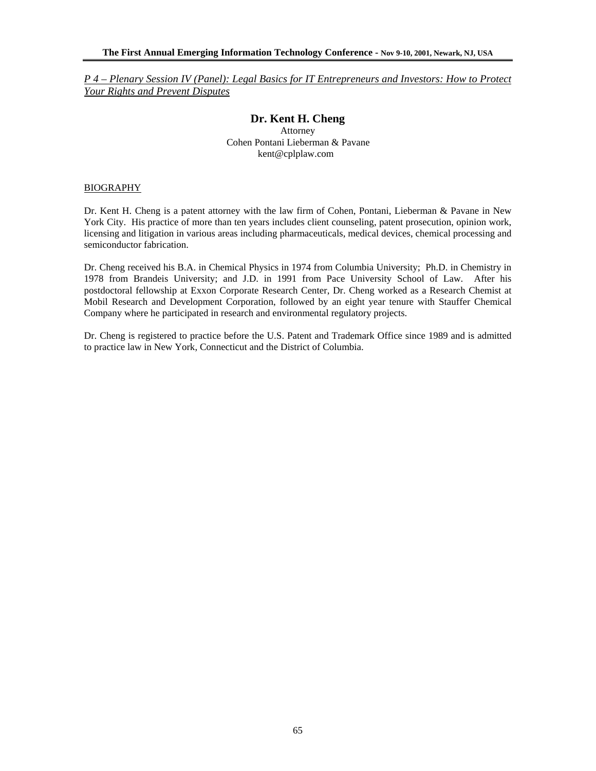*P 4 – Plenary Session IV (Panel): Legal Basics for IT Entrepreneurs and Investors: How to Protect Your Rights and Prevent Disputes*

## Dr. Kent H. Cheng

Attorney
Cohen Pontani Lieberman & Pavane
kent@cplplaw.com

### BIOGRAPHY

Dr. Kent H. Cheng is a patent attorney with the law firm of Cohen, Pontani, Lieberman & Pavane in New York City. His practice of more than ten years includes client counseling, patent prosecution, opinion work, licensing and litigation in various areas including pharmaceuticals, medical devices, chemical processing and semiconductor fabrication.

Dr. Cheng received his B.A. in Chemical Physics in 1974 from Columbia University; Ph.D. in Chemistry in 1978 from Brandeis University; and J.D. in 1991 from Pace University School of Law. After his postdoctoral fellowship at Exxon Corporate Research Center, Dr. Cheng worked as a Research Chemist at Mobil Research and Development Corporation, followed by an eight year tenure with Stauffer Chemical Company where he participated in research and environmental regulatory projects.

Dr. Cheng is registered to practice before the U.S. Patent and Trademark Office since 1989 and is admitted to practice law in New York, Connecticut and the District of Columbia.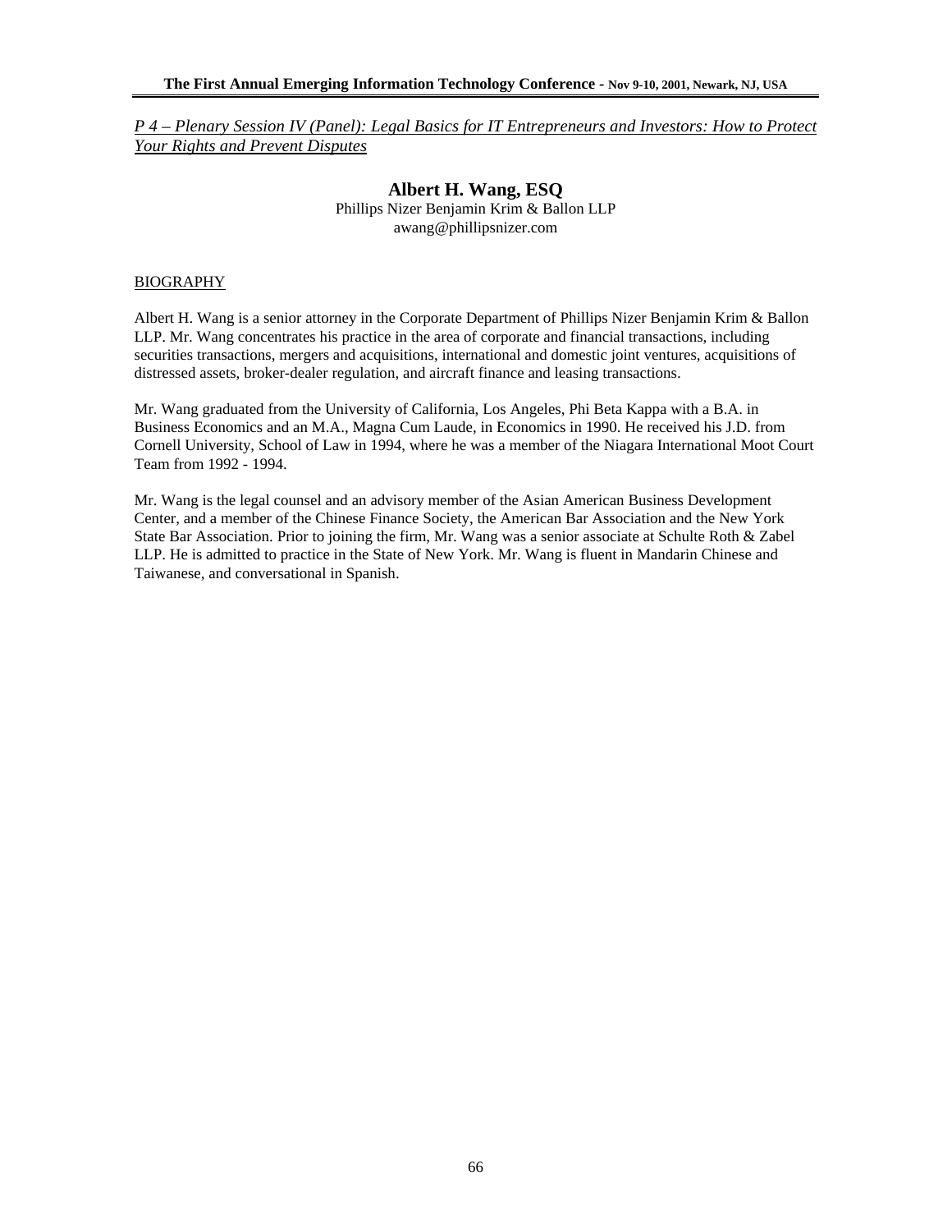*P 4 – Plenary Session IV (Panel): Legal Basics for IT Entrepreneurs and Investors: How to Protect Your Rights and Prevent Disputes*

## Albert H. Wang, ESQ

Phillips Nizer Benjamin Krim & Ballon LLP
awang@phillipsnizer.com

### BIOGRAPHY

Albert H. Wang is a senior attorney in the Corporate Department of Phillips Nizer Benjamin Krim & Ballon LLP. Mr. Wang concentrates his practice in the area of corporate and financial transactions, including securities transactions, mergers and acquisitions, international and domestic joint ventures, acquisitions of distressed assets, broker-dealer regulation, and aircraft finance and leasing transactions.

Mr. Wang graduated from the University of California, Los Angeles, Phi Beta Kappa with a B.A. in Business Economics and an M.A., Magna Cum Laude, in Economics in 1990. He received his J.D. from Cornell University, School of Law in 1994, where he was a member of the Niagara International Moot Court Team from 1992 - 1994.

Mr. Wang is the legal counsel and an advisory member of the Asian American Business Development Center, and a member of the Chinese Finance Society, the American Bar Association and the New York State Bar Association. Prior to joining the firm, Mr. Wang was a senior associate at Schulte Roth & Zabel LLP. He is admitted to practice in the State of New York. Mr. Wang is fluent in Mandarin Chinese and Taiwanese, and conversational in Spanish.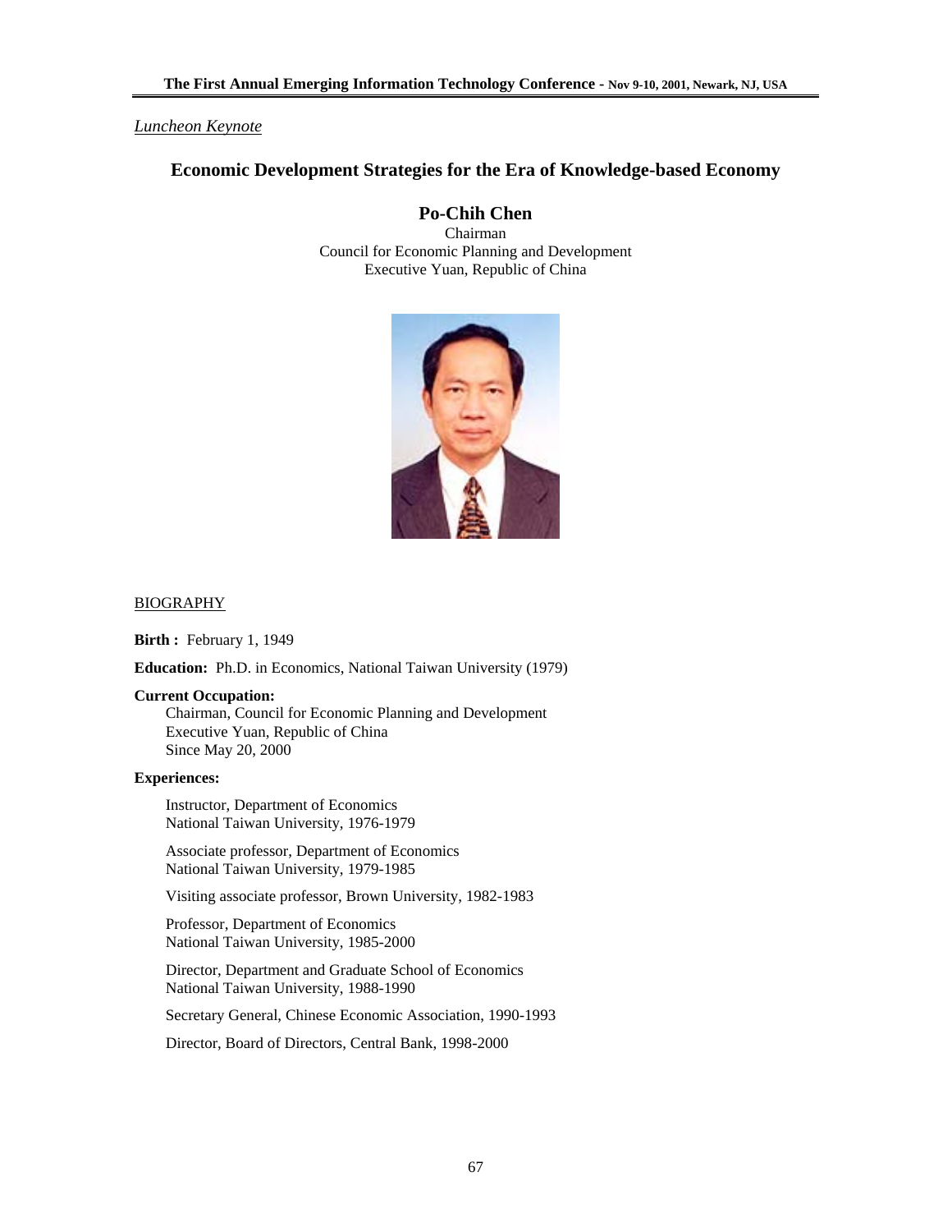*Luncheon Keynote*

## Economic Development Strategies for the Era of Knowledge-based Economy

### Po-Chih Chen

Chairman
Council for Economic Planning and Development
Executive Yuan, Republic of China

BIOGRAPHY

**Birth :** February 1, 1949

**Education:** Ph.D. in Economics, National Taiwan University (1979)

**Current Occupation:**
Chairman, Council for Economic Planning and Development
Executive Yuan, Republic of China
Since May 20, 2000

**Experiences:**

Instructor, Department of Economics
National Taiwan University, 1976-1979

Associate professor, Department of Economics
National Taiwan University, 1979-1985

Visiting associate professor, Brown University, 1982-1983

Professor, Department of Economics
National Taiwan University, 1985-2000

Director, Department and Graduate School of Economics
National Taiwan University, 1988-1990

Secretary General, Chinese Economic Association, 1990-1993

Director, Board of Directors, Central Bank, 1998-2000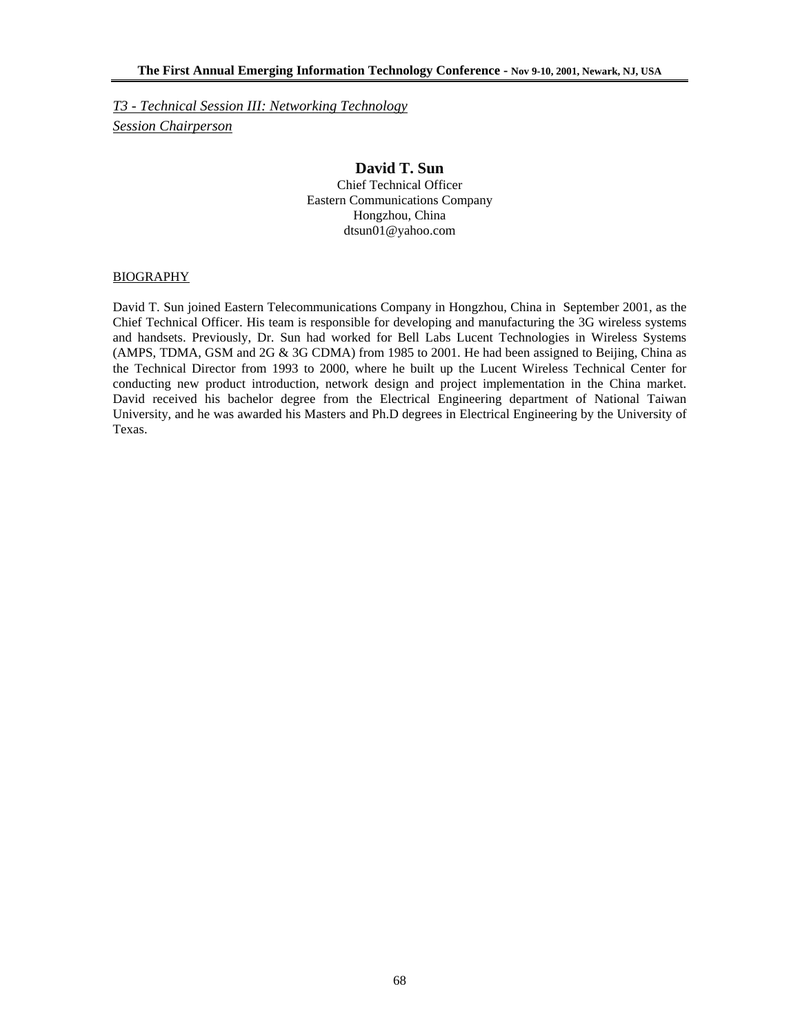*T3 - Technical Session III: Networking Technology*
*Session Chairperson*

## David T. Sun

Chief Technical Officer
Eastern Communications Company
Hongzhou, China
dtsun01@yahoo.com

BIOGRAPHY

David T. Sun joined Eastern Telecommunications Company in Hongzhou, China in September 2001, as the Chief Technical Officer. His team is responsible for developing and manufacturing the 3G wireless systems and handsets. Previously, Dr. Sun had worked for Bell Labs Lucent Technologies in Wireless Systems (AMPS, TDMA, GSM and 2G & 3G CDMA) from 1985 to 2001. He had been assigned to Beijing, China as the Technical Director from 1993 to 2000, where he built up the Lucent Wireless Technical Center for conducting new product introduction, network design and project implementation in the China market. David received his bachelor degree from the Electrical Engineering department of National Taiwan University, and he was awarded his Masters and Ph.D degrees in Electrical Engineering by the University of Texas.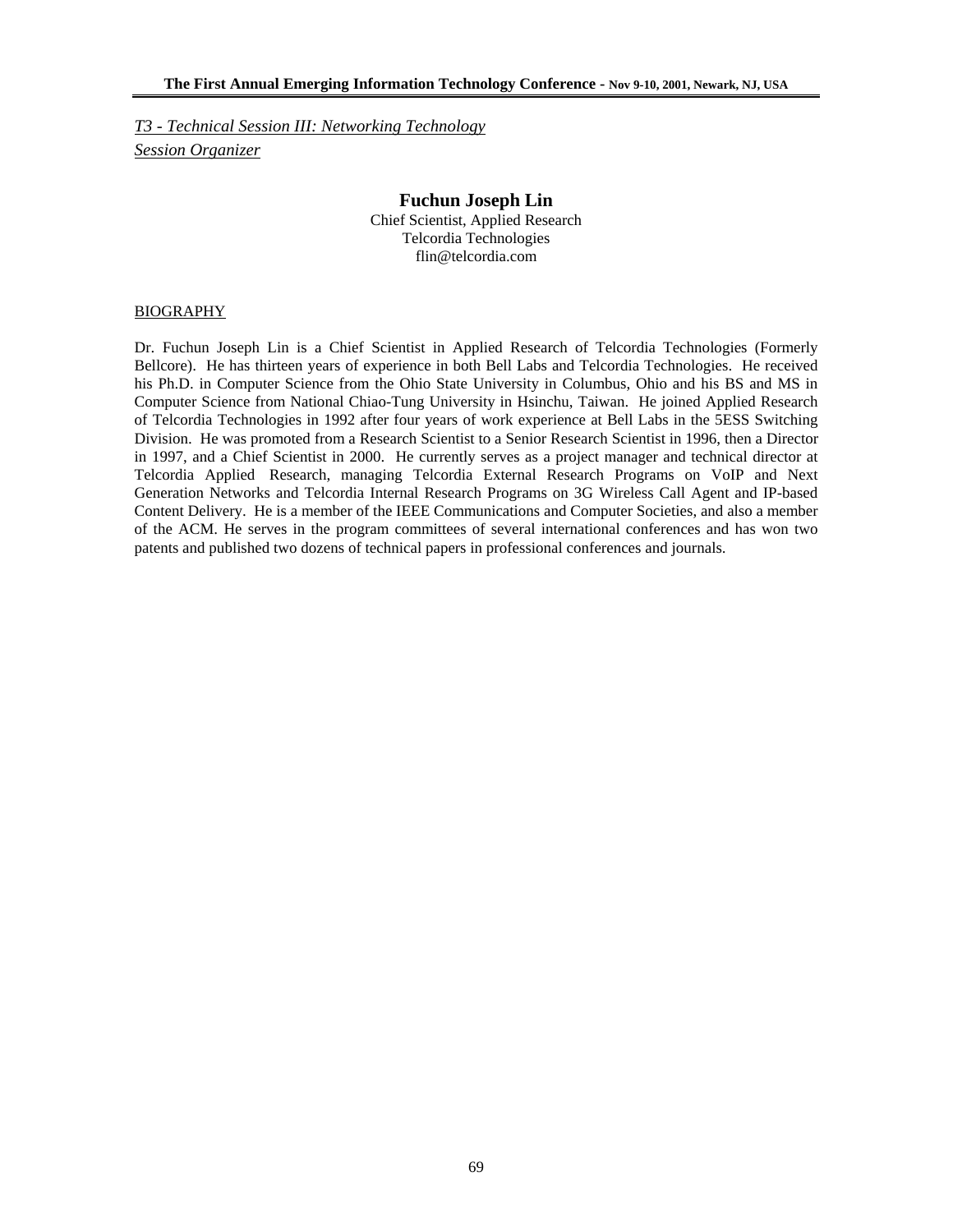*T3 - Technical Session III: Networking Technology*

*Session Organizer*

## Fuchun Joseph Lin

Chief Scientist, Applied Research
Telcordia Technologies
flin@telcordia.com

BIOGRAPHY

Dr. Fuchun Joseph Lin is a Chief Scientist in Applied Research of Telcordia Technologies (Formerly Bellcore). He has thirteen years of experience in both Bell Labs and Telcordia Technologies. He received his Ph.D. in Computer Science from the Ohio State University in Columbus, Ohio and his BS and MS in Computer Science from National Chiao-Tung University in Hsinchu, Taiwan. He joined Applied Research of Telcordia Technologies in 1992 after four years of work experience at Bell Labs in the 5ESS Switching Division. He was promoted from a Research Scientist to a Senior Research Scientist in 1996, then a Director in 1997, and a Chief Scientist in 2000. He currently serves as a project manager and technical director at Telcordia Applied Research, managing Telcordia External Research Programs on VoIP and Next Generation Networks and Telcordia Internal Research Programs on 3G Wireless Call Agent and IP-based Content Delivery. He is a member of the IEEE Communications and Computer Societies, and also a member of the ACM. He serves in the program committees of several international conferences and has won two patents and published two dozens of technical papers in professional conferences and journals.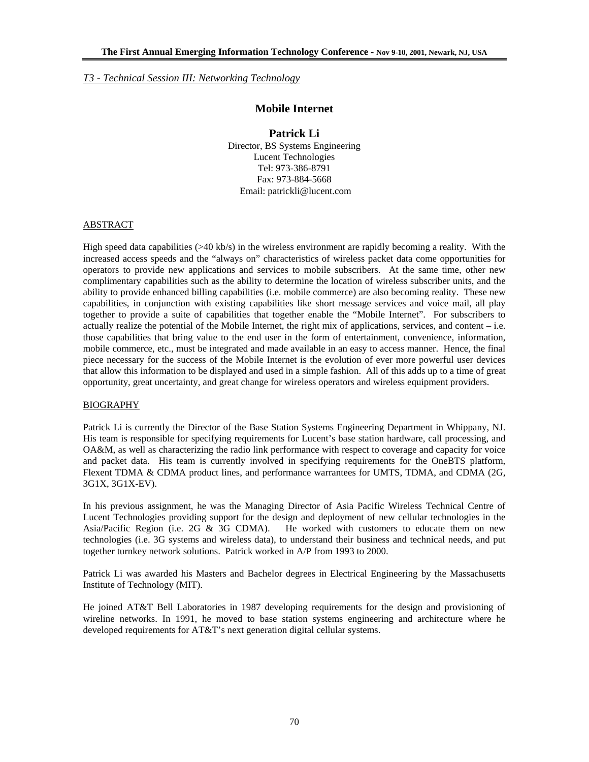*T3 - Technical Session III: Networking Technology*

# Mobile Internet

## Patrick Li

Director, BS Systems Engineering
Lucent Technologies
Tel: 973-386-8791
Fax: 973-884-5668
Email: patrickli@lucent.com

### ABSTRACT

High speed data capabilities (>40 kb/s) in the wireless environment are rapidly becoming a reality. With the increased access speeds and the "always on" characteristics of wireless packet data come opportunities for operators to provide new applications and services to mobile subscribers. At the same time, other new complimentary capabilities such as the ability to determine the location of wireless subscriber units, and the ability to provide enhanced billing capabilities (i.e. mobile commerce) are also becoming reality. These new capabilities, in conjunction with existing capabilities like short message services and voice mail, all play together to provide a suite of capabilities that together enable the "Mobile Internet". For subscribers to actually realize the potential of the Mobile Internet, the right mix of applications, services, and content – i.e. those capabilities that bring value to the end user in the form of entertainment, convenience, information, mobile commerce, etc., must be integrated and made available in an easy to access manner. Hence, the final piece necessary for the success of the Mobile Internet is the evolution of ever more powerful user devices that allow this information to be displayed and used in a simple fashion. All of this adds up to a time of great opportunity, great uncertainty, and great change for wireless operators and wireless equipment providers.

### BIOGRAPHY

Patrick Li is currently the Director of the Base Station Systems Engineering Department in Whippany, NJ. His team is responsible for specifying requirements for Lucent's base station hardware, call processing, and OA&M, as well as characterizing the radio link performance with respect to coverage and capacity for voice and packet data. His team is currently involved in specifying requirements for the OneBTS platform, Flexent TDMA & CDMA product lines, and performance warrantees for UMTS, TDMA, and CDMA (2G, 3G1X, 3G1X-EV).

In his previous assignment, he was the Managing Director of Asia Pacific Wireless Technical Centre of Lucent Technologies providing support for the design and deployment of new cellular technologies in the Asia/Pacific Region (i.e. 2G & 3G CDMA). He worked with customers to educate them on new technologies (i.e. 3G systems and wireless data), to understand their business and technical needs, and put together turnkey network solutions. Patrick worked in A/P from 1993 to 2000.

Patrick Li was awarded his Masters and Bachelor degrees in Electrical Engineering by the Massachusetts Institute of Technology (MIT).

He joined AT&T Bell Laboratories in 1987 developing requirements for the design and provisioning of wireline networks. In 1991, he moved to base station systems engineering and architecture where he developed requirements for AT&T's next generation digital cellular systems.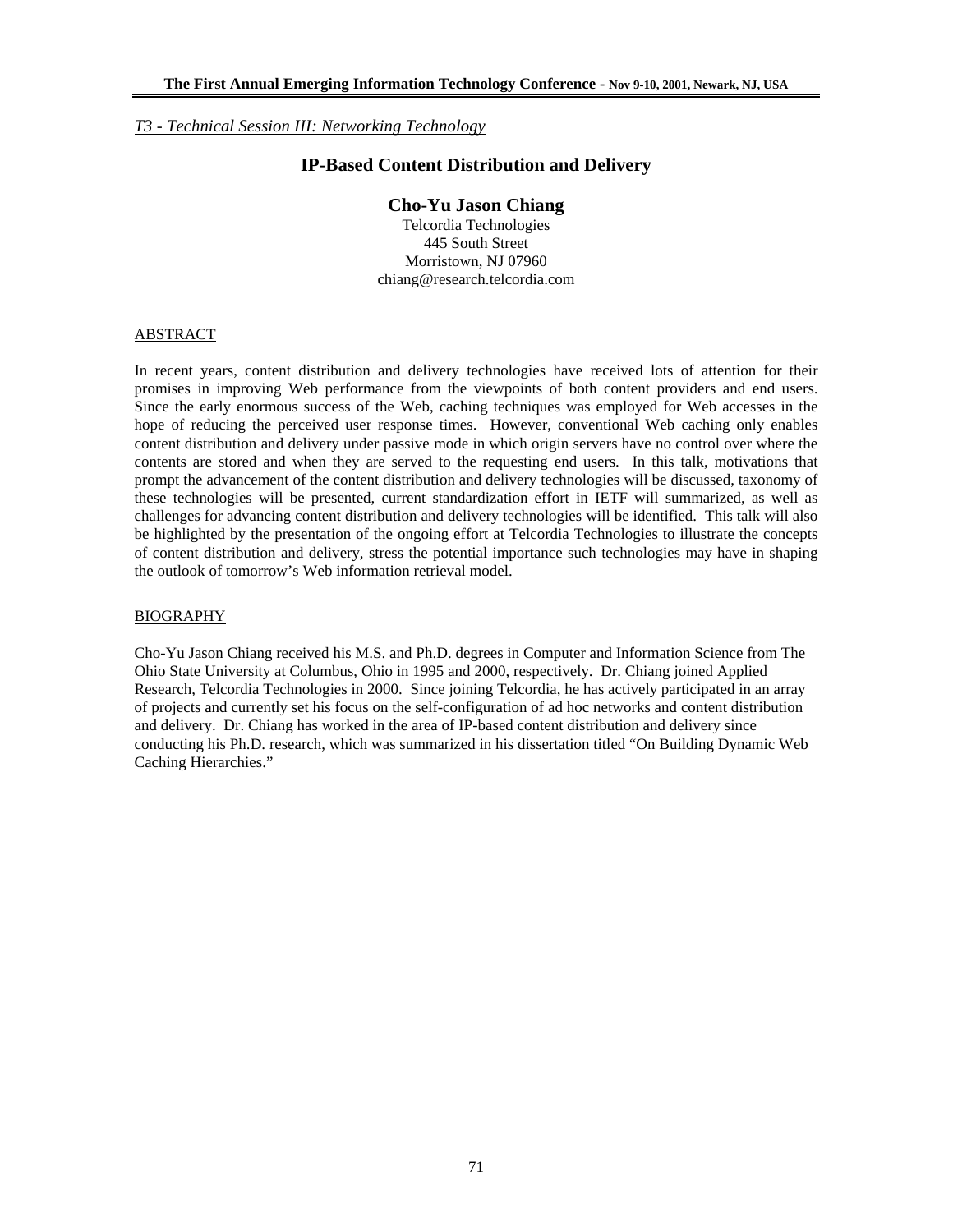*T3 - Technical Session III: Networking Technology*

# IP-Based Content Distribution and Delivery

## Cho-Yu Jason Chiang

Telcordia Technologies
445 South Street
Morristown, NJ 07960
chiang@research.telcordia.com

### ABSTRACT

In recent years, content distribution and delivery technologies have received lots of attention for their promises in improving Web performance from the viewpoints of both content providers and end users. Since the early enormous success of the Web, caching techniques was employed for Web accesses in the hope of reducing the perceived user response times. However, conventional Web caching only enables content distribution and delivery under passive mode in which origin servers have no control over where the contents are stored and when they are served to the requesting end users. In this talk, motivations that prompt the advancement of the content distribution and delivery technologies will be discussed, taxonomy of these technologies will be presented, current standardization effort in IETF will summarized, as well as challenges for advancing content distribution and delivery technologies will be identified. This talk will also be highlighted by the presentation of the ongoing effort at Telcordia Technologies to illustrate the concepts of content distribution and delivery, stress the potential importance such technologies may have in shaping the outlook of tomorrow's Web information retrieval model.

### BIOGRAPHY

Cho-Yu Jason Chiang received his M.S. and Ph.D. degrees in Computer and Information Science from The Ohio State University at Columbus, Ohio in 1995 and 2000, respectively. Dr. Chiang joined Applied Research, Telcordia Technologies in 2000. Since joining Telcordia, he has actively participated in an array of projects and currently set his focus on the self-configuration of ad hoc networks and content distribution and delivery. Dr. Chiang has worked in the area of IP-based content distribution and delivery since conducting his Ph.D. research, which was summarized in his dissertation titled "On Building Dynamic Web Caching Hierarchies."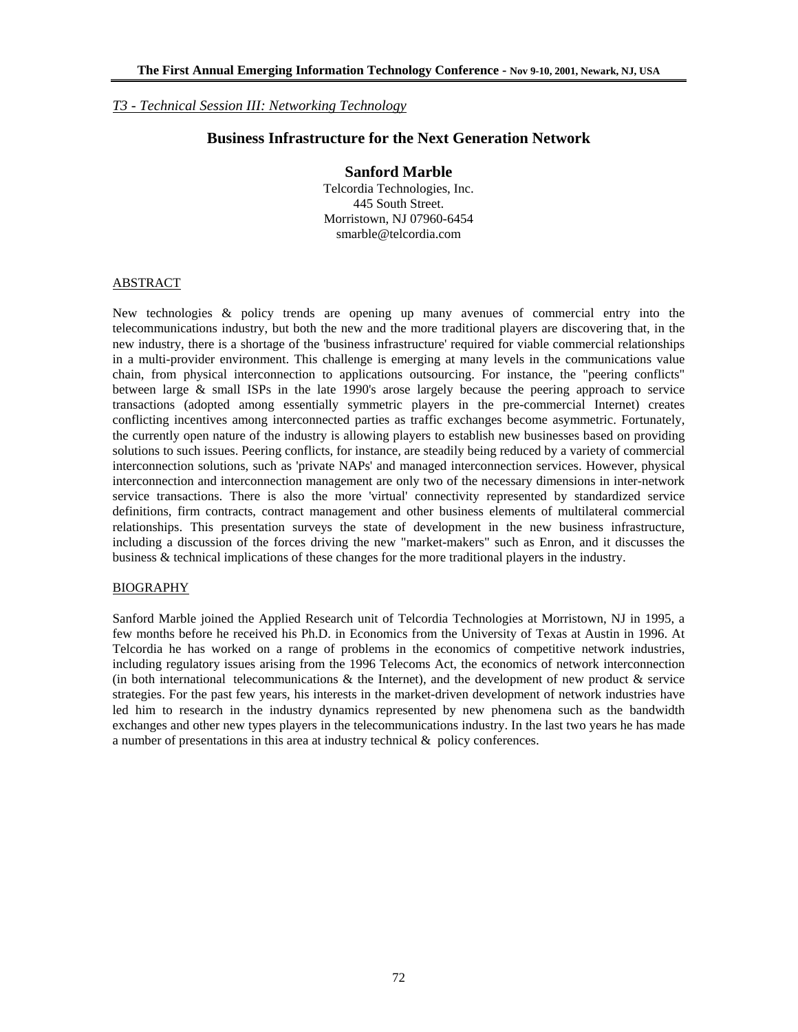*T3 - Technical Session III: Networking Technology*

# Business Infrastructure for the Next Generation Network

**Sanford Marble**

Telcordia Technologies, Inc.
445 South Street.
Morristown, NJ 07960-6454
smarble@telcordia.com

## ABSTRACT

New technologies & policy trends are opening up many avenues of commercial entry into the telecommunications industry, but both the new and the more traditional players are discovering that, in the new industry, there is a shortage of the 'business infrastructure' required for viable commercial relationships in a multi-provider environment. This challenge is emerging at many levels in the communications value chain, from physical interconnection to applications outsourcing. For instance, the "peering conflicts" between large & small ISPs in the late 1990's arose largely because the peering approach to service transactions (adopted among essentially symmetric players in the pre-commercial Internet) creates conflicting incentives among interconnected parties as traffic exchanges become asymmetric. Fortunately, the currently open nature of the industry is allowing players to establish new businesses based on providing solutions to such issues. Peering conflicts, for instance, are steadily being reduced by a variety of commercial interconnection solutions, such as 'private NAPs' and managed interconnection services. However, physical interconnection and interconnection management are only two of the necessary dimensions in inter-network service transactions. There is also the more 'virtual' connectivity represented by standardized service definitions, firm contracts, contract management and other business elements of multilateral commercial relationships. This presentation surveys the state of development in the new business infrastructure, including a discussion of the forces driving the new "market-makers" such as Enron, and it discusses the business & technical implications of these changes for the more traditional players in the industry.

## BIOGRAPHY

Sanford Marble joined the Applied Research unit of Telcordia Technologies at Morristown, NJ in 1995, a few months before he received his Ph.D. in Economics from the University of Texas at Austin in 1996. At Telcordia he has worked on a range of problems in the economics of competitive network industries, including regulatory issues arising from the 1996 Telecoms Act, the economics of network interconnection (in both international telecommunications & the Internet), and the development of new product & service strategies. For the past few years, his interests in the market-driven development of network industries have led him to research in the industry dynamics represented by new phenomena such as the bandwidth exchanges and other new types players in the telecommunications industry. In the last two years he has made a number of presentations in this area at industry technical & policy conferences.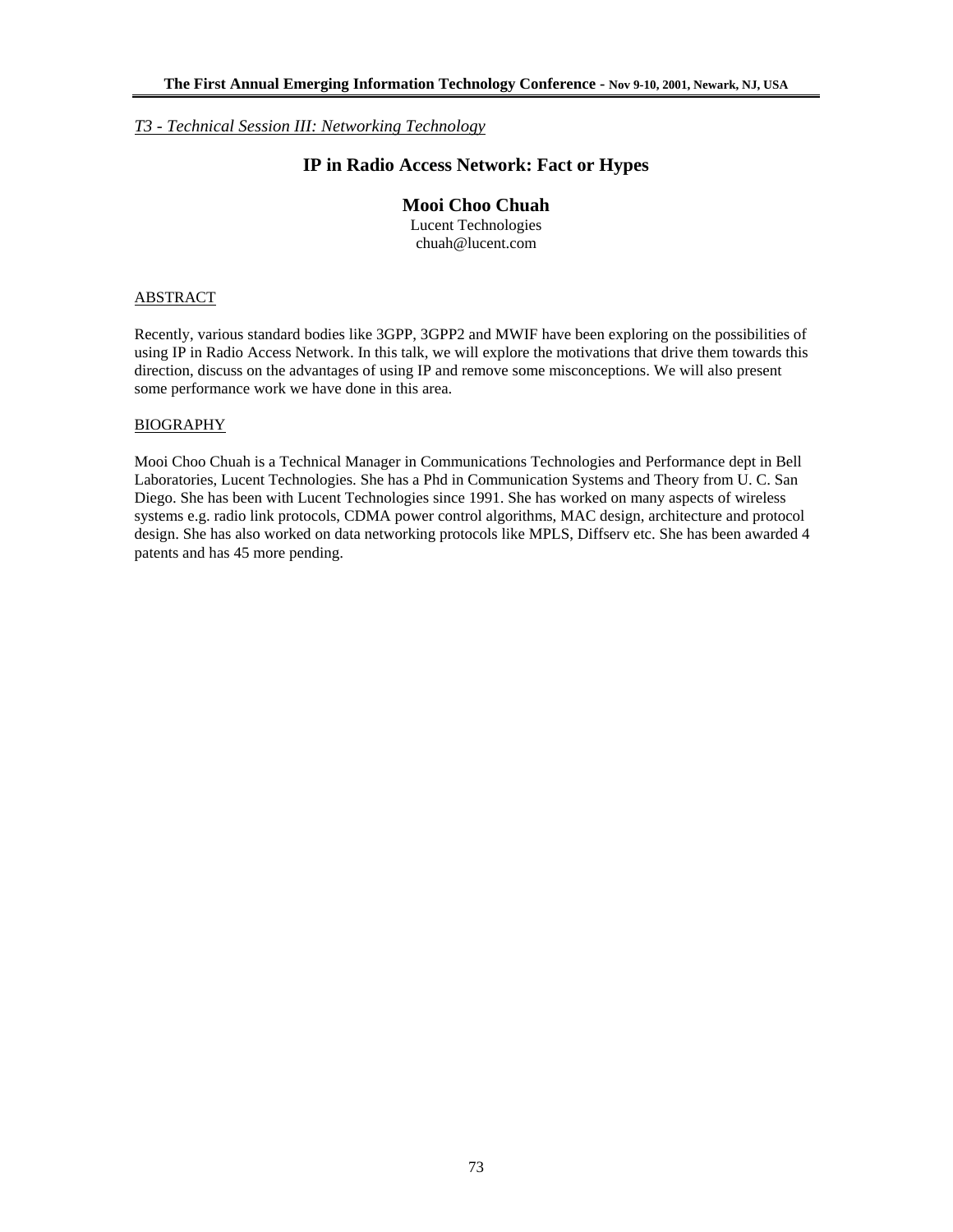*T3 - Technical Session III: Networking Technology*

# IP in Radio Access Network: Fact or Hypes

## Mooi Choo Chuah

Lucent Technologies
chuah@lucent.com

ABSTRACT

Recently, various standard bodies like 3GPP, 3GPP2 and MWIF have been exploring on the possibilities of using IP in Radio Access Network. In this talk, we will explore the motivations that drive them towards this direction, discuss on the advantages of using IP and remove some misconceptions. We will also present some performance work we have done in this area.

BIOGRAPHY

Mooi Choo Chuah is a Technical Manager in Communications Technologies and Performance dept in Bell Laboratories, Lucent Technologies. She has a Phd in Communication Systems and Theory from U. C. San Diego. She has been with Lucent Technologies since 1991. She has worked on many aspects of wireless systems e.g. radio link protocols, CDMA power control algorithms, MAC design, architecture and protocol design. She has also worked on data networking protocols like MPLS, Diffserv etc. She has been awarded 4 patents and has 45 more pending.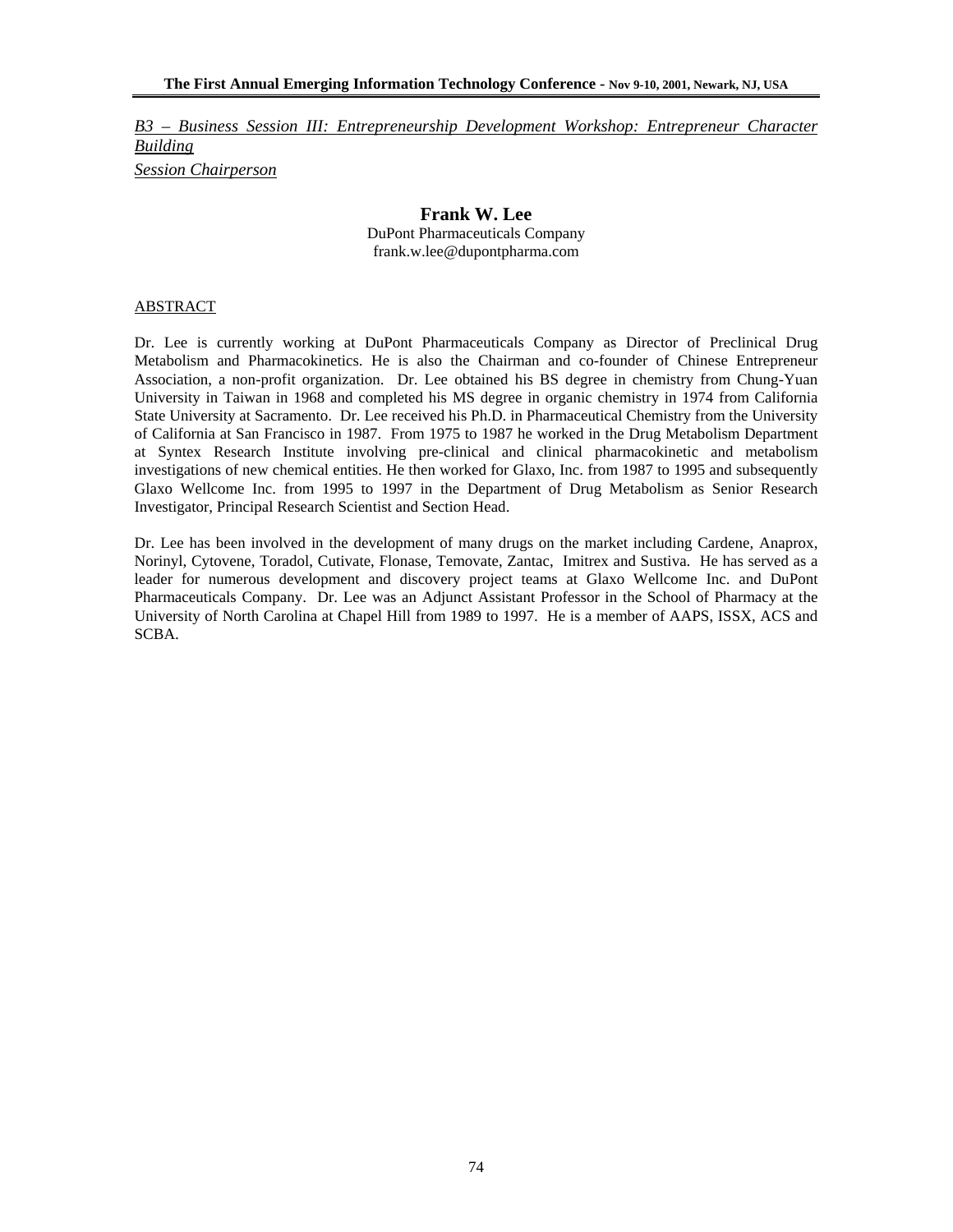*B3 – Business Session III: Entrepreneurship Development Workshop: Entrepreneur Character Building*

*Session Chairperson*

## Frank W. Lee

DuPont Pharmaceuticals Company
frank.w.lee@dupontpharma.com

ABSTRACT

Dr. Lee is currently working at DuPont Pharmaceuticals Company as Director of Preclinical Drug Metabolism and Pharmacokinetics. He is also the Chairman and co-founder of Chinese Entrepreneur Association, a non-profit organization. Dr. Lee obtained his BS degree in chemistry from Chung-Yuan University in Taiwan in 1968 and completed his MS degree in organic chemistry in 1974 from California State University at Sacramento. Dr. Lee received his Ph.D. in Pharmaceutical Chemistry from the University of California at San Francisco in 1987. From 1975 to 1987 he worked in the Drug Metabolism Department at Syntex Research Institute involving pre-clinical and clinical pharmacokinetic and metabolism investigations of new chemical entities. He then worked for Glaxo, Inc. from 1987 to 1995 and subsequently Glaxo Wellcome Inc. from 1995 to 1997 in the Department of Drug Metabolism as Senior Research Investigator, Principal Research Scientist and Section Head.

Dr. Lee has been involved in the development of many drugs on the market including Cardene, Anaprox, Norinyl, Cytovene, Toradol, Cutivate, Flonase, Temovate, Zantac, Imitrex and Sustiva. He has served as a leader for numerous development and discovery project teams at Glaxo Wellcome Inc. and DuPont Pharmaceuticals Company. Dr. Lee was an Adjunct Assistant Professor in the School of Pharmacy at the University of North Carolina at Chapel Hill from 1989 to 1997. He is a member of AAPS, ISSX, ACS and SCBA.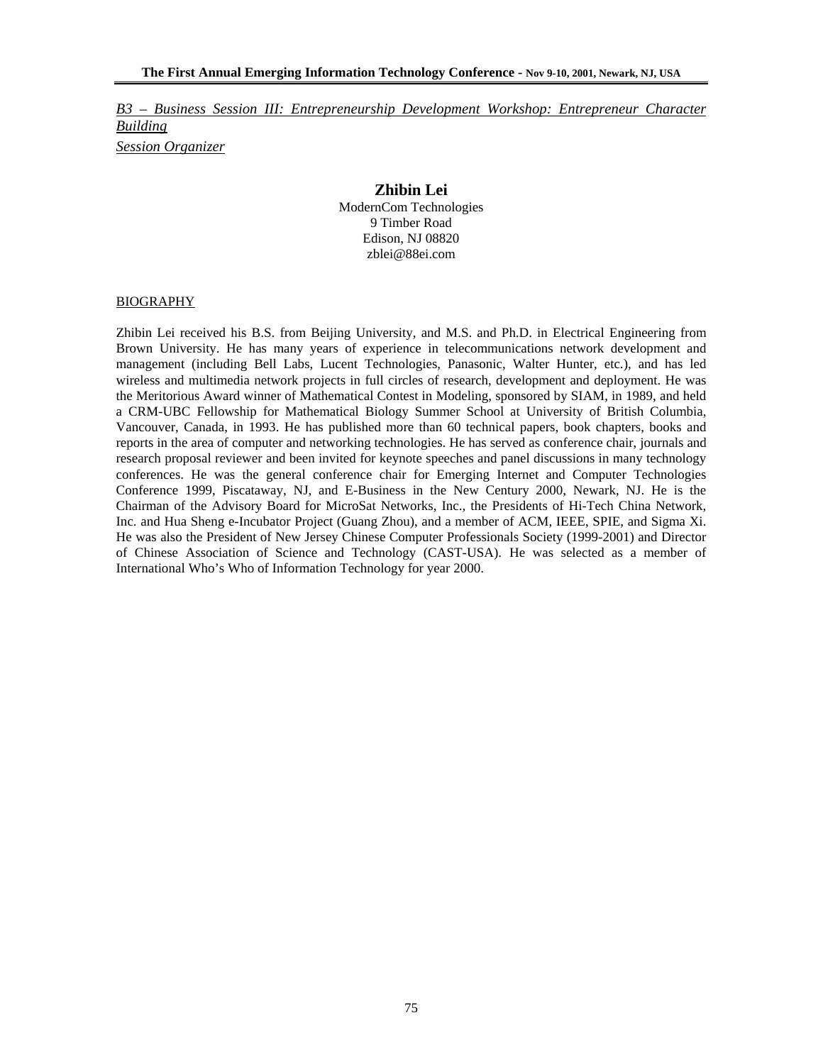*B3 – Business Session III: Entrepreneurship Development Workshop: Entrepreneur Character Building*

*Session Organizer*

**Zhibin Lei**
ModernCom Technologies
9 Timber Road
Edison, NJ 08820
zblei@88ei.com

BIOGRAPHY

Zhibin Lei received his B.S. from Beijing University, and M.S. and Ph.D. in Electrical Engineering from Brown University. He has many years of experience in telecommunications network development and management (including Bell Labs, Lucent Technologies, Panasonic, Walter Hunter, etc.), and has led wireless and multimedia network projects in full circles of research, development and deployment. He was the Meritorious Award winner of Mathematical Contest in Modeling, sponsored by SIAM, in 1989, and held a CRM-UBC Fellowship for Mathematical Biology Summer School at University of British Columbia, Vancouver, Canada, in 1993. He has published more than 60 technical papers, book chapters, books and reports in the area of computer and networking technologies. He has served as conference chair, journals and research proposal reviewer and been invited for keynote speeches and panel discussions in many technology conferences. He was the general conference chair for Emerging Internet and Computer Technologies Conference 1999, Piscataway, NJ, and E-Business in the New Century 2000, Newark, NJ. He is the Chairman of the Advisory Board for MicroSat Networks, Inc., the Presidents of Hi-Tech China Network, Inc. and Hua Sheng e-Incubator Project (Guang Zhou), and a member of ACM, IEEE, SPIE, and Sigma Xi. He was also the President of New Jersey Chinese Computer Professionals Society (1999-2001) and Director of Chinese Association of Science and Technology (CAST-USA). He was selected as a member of International Who's Who of Information Technology for year 2000.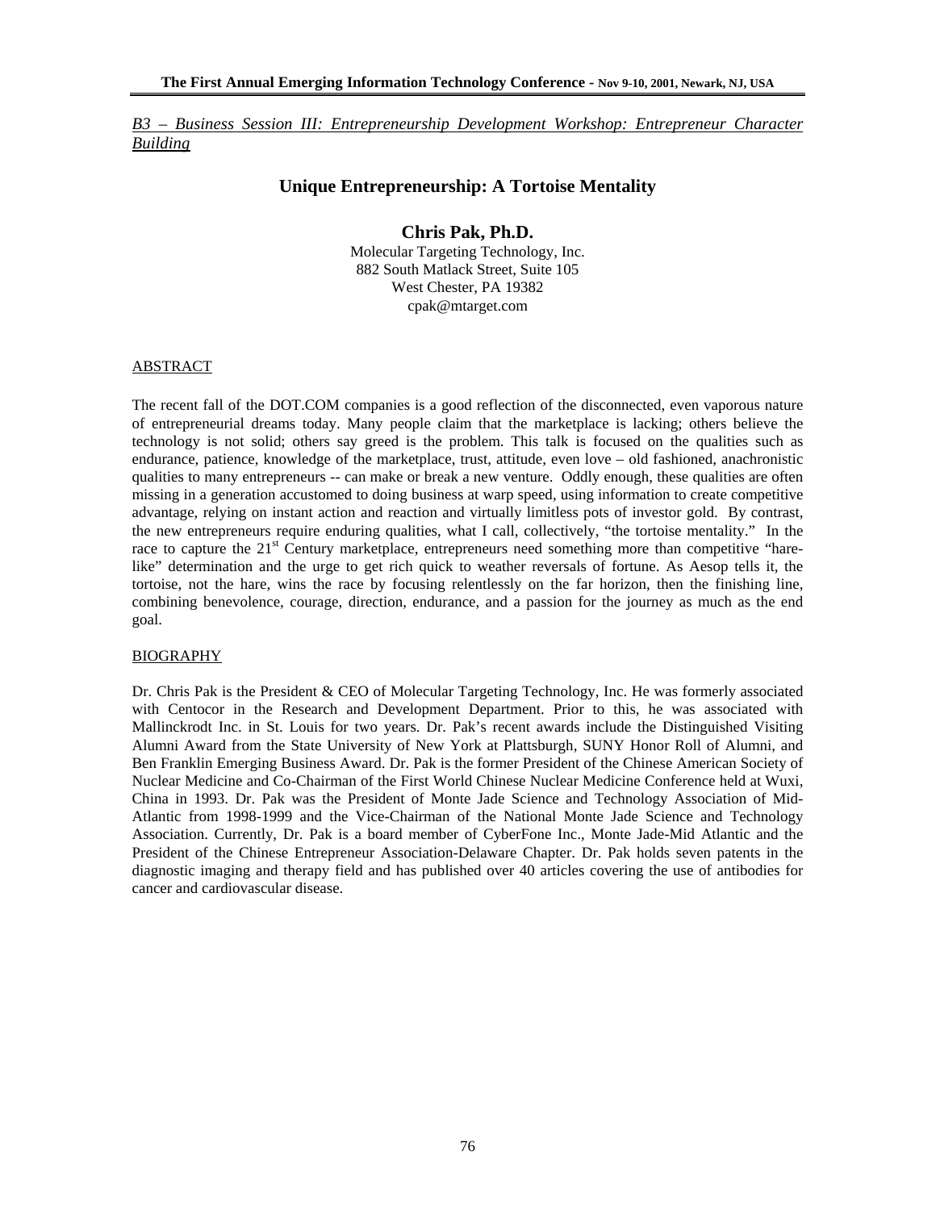*B3 – Business Session III: Entrepreneurship Development Workshop: Entrepreneur Character Building*

## Unique Entrepreneurship: A Tortoise Mentality

**Chris Pak, Ph.D.**
Molecular Targeting Technology, Inc.
882 South Matlack Street, Suite 105
West Chester, PA 19382
cpak@mtarget.com

### ABSTRACT

The recent fall of the DOT.COM companies is a good reflection of the disconnected, even vaporous nature of entrepreneurial dreams today. Many people claim that the marketplace is lacking; others believe the technology is not solid; others say greed is the problem. This talk is focused on the qualities such as endurance, patience, knowledge of the marketplace, trust, attitude, even love – old fashioned, anachronistic qualities to many entrepreneurs -- can make or break a new venture. Oddly enough, these qualities are often missing in a generation accustomed to doing business at warp speed, using information to create competitive advantage, relying on instant action and reaction and virtually limitless pots of investor gold. By contrast, the new entrepreneurs require enduring qualities, what I call, collectively, "the tortoise mentality." In the race to capture the 21st Century marketplace, entrepreneurs need something more than competitive "hare-like" determination and the urge to get rich quick to weather reversals of fortune. As Aesop tells it, the tortoise, not the hare, wins the race by focusing relentlessly on the far horizon, then the finishing line, combining benevolence, courage, direction, endurance, and a passion for the journey as much as the end goal.

### BIOGRAPHY

Dr. Chris Pak is the President & CEO of Molecular Targeting Technology, Inc. He was formerly associated with Centocor in the Research and Development Department. Prior to this, he was associated with Mallinckrodt Inc. in St. Louis for two years. Dr. Pak's recent awards include the Distinguished Visiting Alumni Award from the State University of New York at Plattsburgh, SUNY Honor Roll of Alumni, and Ben Franklin Emerging Business Award. Dr. Pak is the former President of the Chinese American Society of Nuclear Medicine and Co-Chairman of the First World Chinese Nuclear Medicine Conference held at Wuxi, China in 1993. Dr. Pak was the President of Monte Jade Science and Technology Association of Mid-Atlantic from 1998-1999 and the Vice-Chairman of the National Monte Jade Science and Technology Association. Currently, Dr. Pak is a board member of CyberFone Inc., Monte Jade-Mid Atlantic and the President of the Chinese Entrepreneur Association-Delaware Chapter. Dr. Pak holds seven patents in the diagnostic imaging and therapy field and has published over 40 articles covering the use of antibodies for cancer and cardiovascular disease.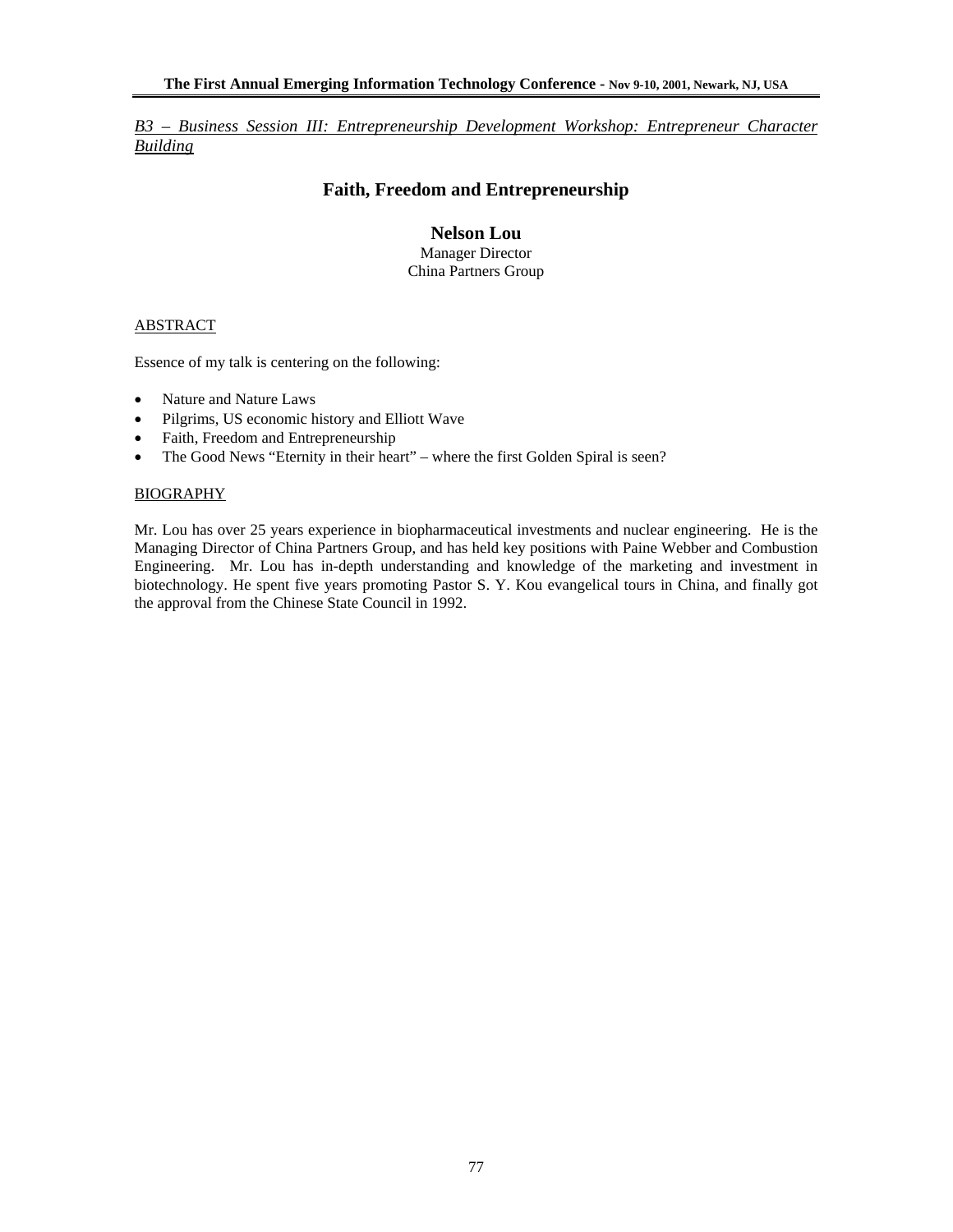*B3 – Business Session III: Entrepreneurship Development Workshop: Entrepreneur Character Building*

# Faith, Freedom and Entrepreneurship

**Nelson Lou**
Manager Director
China Partners Group

## ABSTRACT

Essence of my talk is centering on the following:

- Nature and Nature Laws
- Pilgrims, US economic history and Elliott Wave
- Faith, Freedom and Entrepreneurship
- The Good News "Eternity in their heart" – where the first Golden Spiral is seen?

## BIOGRAPHY

Mr. Lou has over 25 years experience in biopharmaceutical investments and nuclear engineering. He is the Managing Director of China Partners Group, and has held key positions with Paine Webber and Combustion Engineering. Mr. Lou has in-depth understanding and knowledge of the marketing and investment in biotechnology. He spent five years promoting Pastor S. Y. Kou evangelical tours in China, and finally got the approval from the Chinese State Council in 1992.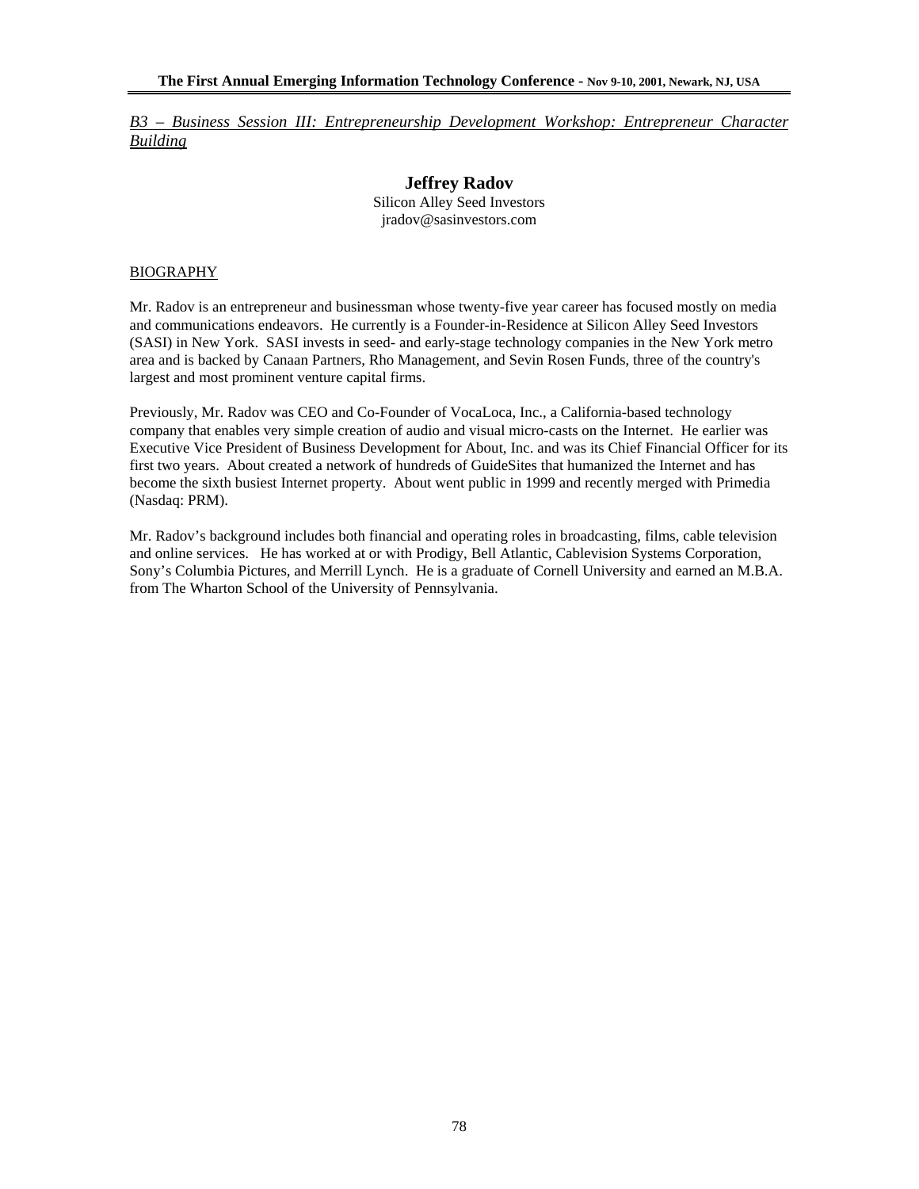*B3 – Business Session III: Entrepreneurship Development Workshop: Entrepreneur Character Building*

## Jeffrey Radov

Silicon Alley Seed Investors
jradov@sasinvestors.com

### BIOGRAPHY

Mr. Radov is an entrepreneur and businessman whose twenty-five year career has focused mostly on media and communications endeavors. He currently is a Founder-in-Residence at Silicon Alley Seed Investors (SASI) in New York. SASI invests in seed- and early-stage technology companies in the New York metro area and is backed by Canaan Partners, Rho Management, and Sevin Rosen Funds, three of the country's largest and most prominent venture capital firms.

Previously, Mr. Radov was CEO and Co-Founder of VocaLoca, Inc., a California-based technology company that enables very simple creation of audio and visual micro-casts on the Internet. He earlier was Executive Vice President of Business Development for About, Inc. and was its Chief Financial Officer for its first two years. About created a network of hundreds of GuideSites that humanized the Internet and has become the sixth busiest Internet property. About went public in 1999 and recently merged with Primedia (Nasdaq: PRM).

Mr. Radov's background includes both financial and operating roles in broadcasting, films, cable television and online services. He has worked at or with Prodigy, Bell Atlantic, Cablevision Systems Corporation, Sony's Columbia Pictures, and Merrill Lynch. He is a graduate of Cornell University and earned an M.B.A. from The Wharton School of the University of Pennsylvania.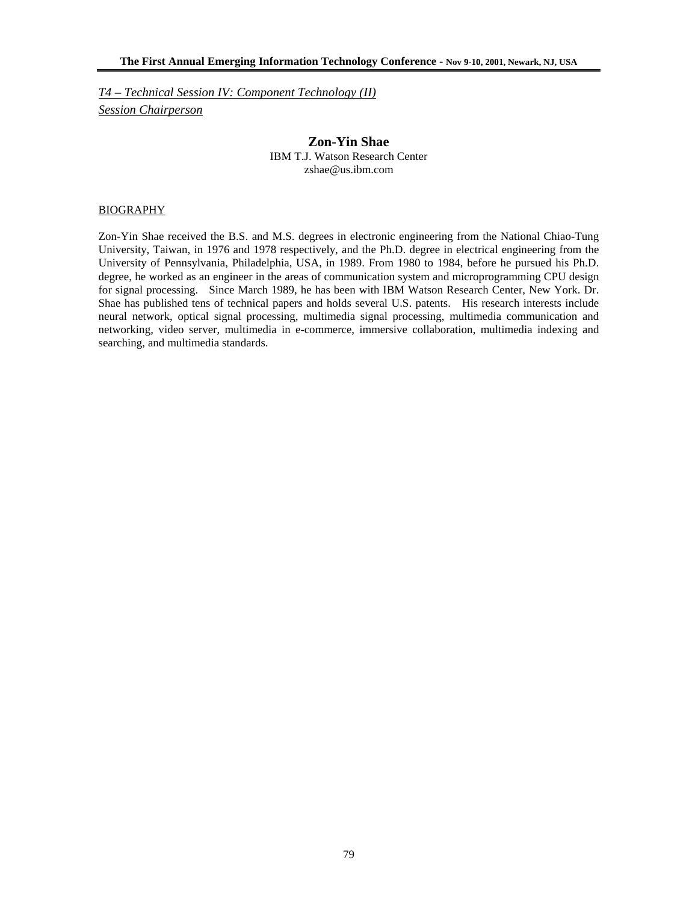*T4 – Technical Session IV: Component Technology (II)*
*Session Chairperson*

## Zon-Yin Shae

IBM T.J. Watson Research Center
zshae@us.ibm.com

### BIOGRAPHY

Zon-Yin Shae received the B.S. and M.S. degrees in electronic engineering from the National Chiao-Tung University, Taiwan, in 1976 and 1978 respectively, and the Ph.D. degree in electrical engineering from the University of Pennsylvania, Philadelphia, USA, in 1989. From 1980 to 1984, before he pursued his Ph.D. degree, he worked as an engineer in the areas of communication system and microprogramming CPU design for signal processing. Since March 1989, he has been with IBM Watson Research Center, New York. Dr. Shae has published tens of technical papers and holds several U.S. patents. His research interests include neural network, optical signal processing, multimedia signal processing, multimedia communication and networking, video server, multimedia in e-commerce, immersive collaboration, multimedia indexing and searching, and multimedia standards.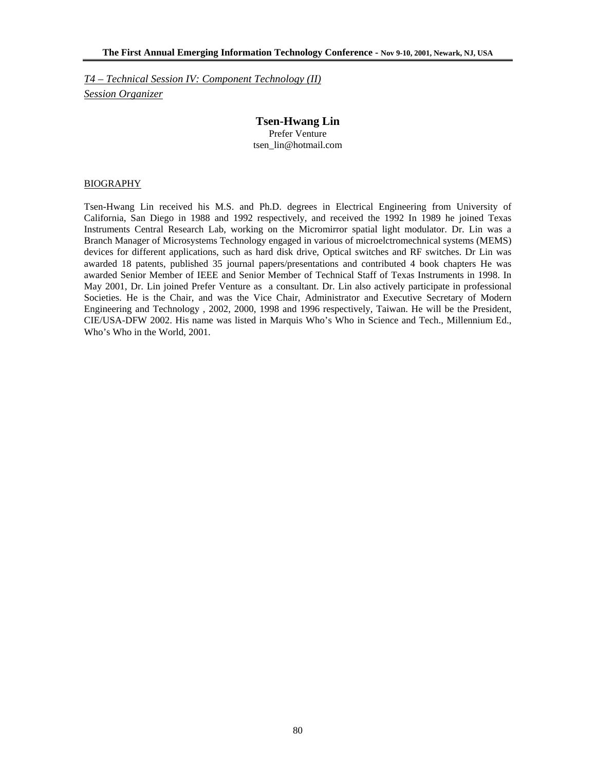*T4 – Technical Session IV: Component Technology (II)*

*Session Organizer*

**Tsen-Hwang Lin**

Prefer Venture

tsen_lin@hotmail.com

BIOGRAPHY

Tsen-Hwang Lin received his M.S. and Ph.D. degrees in Electrical Engineering from University of California, San Diego in 1988 and 1992 respectively, and received the 1992 In 1989 he joined Texas Instruments Central Research Lab, working on the Micromirror spatial light modulator. Dr. Lin was a Branch Manager of Microsystems Technology engaged in various of microelctromechnical systems (MEMS) devices for different applications, such as hard disk drive, Optical switches and RF switches. Dr Lin was awarded 18 patents, published 35 journal papers/presentations and contributed 4 book chapters He was awarded Senior Member of IEEE and Senior Member of Technical Staff of Texas Instruments in 1998. In May 2001, Dr. Lin joined Prefer Venture as a consultant. Dr. Lin also actively participate in professional Societies. He is the Chair, and was the Vice Chair, Administrator and Executive Secretary of Modern Engineering and Technology , 2002, 2000, 1998 and 1996 respectively, Taiwan. He will be the President, CIE/USA-DFW 2002. His name was listed in Marquis Who's Who in Science and Tech., Millennium Ed., Who's Who in the World, 2001.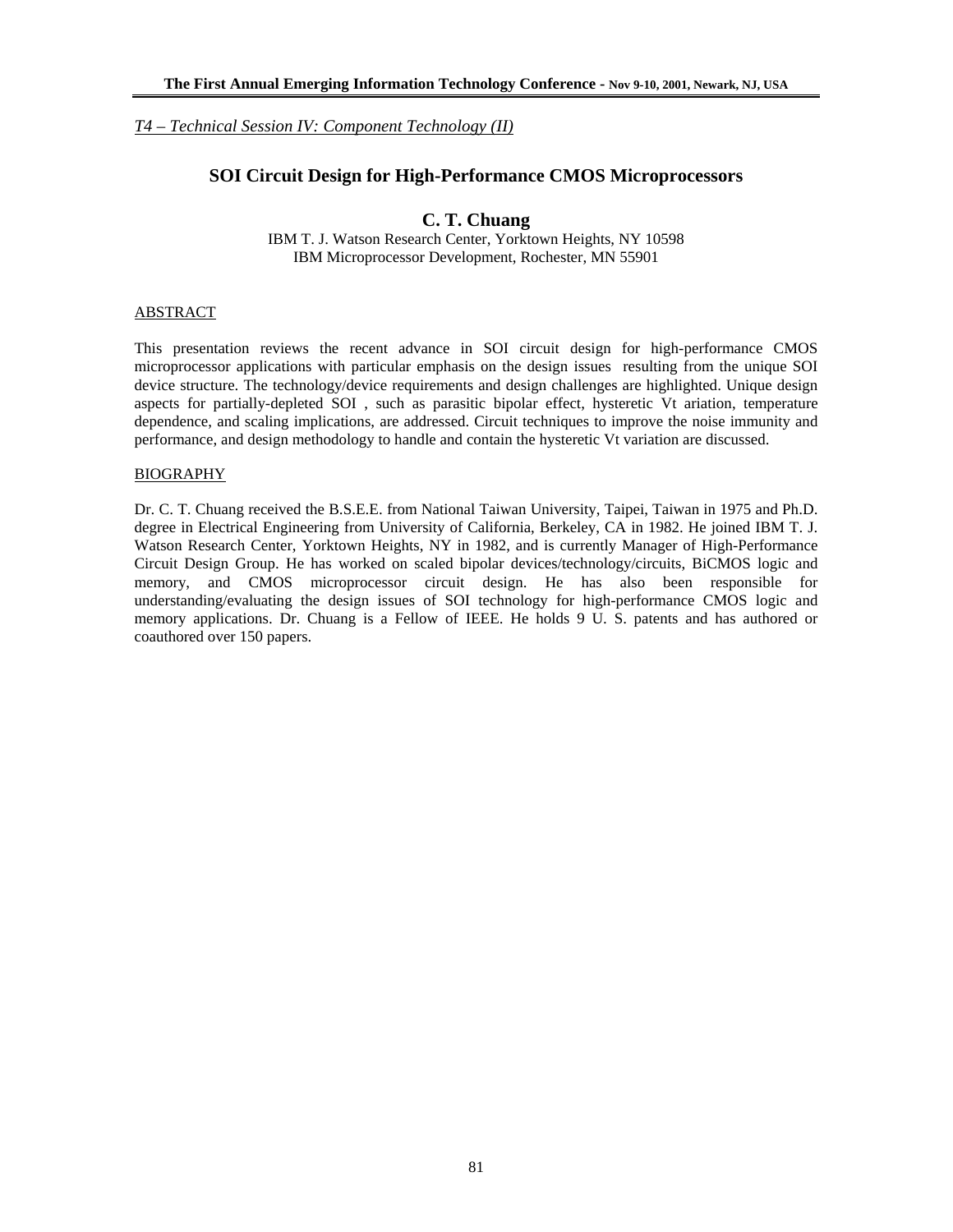*T4 – Technical Session IV: Component Technology (II)*

# SOI Circuit Design for High-Performance CMOS Microprocessors

## C. T. Chuang

IBM T. J. Watson Research Center, Yorktown Heights, NY 10598
IBM Microprocessor Development, Rochester, MN 55901

### ABSTRACT

This presentation reviews the recent advance in SOI circuit design for high-performance CMOS microprocessor applications with particular emphasis on the design issues resulting from the unique SOI device structure. The technology/device requirements and design challenges are highlighted. Unique design aspects for partially-depleted SOI , such as parasitic bipolar effect, hysteretic Vt ariation, temperature dependence, and scaling implications, are addressed. Circuit techniques to improve the noise immunity and performance, and design methodology to handle and contain the hysteretic Vt variation are discussed.

### BIOGRAPHY

Dr. C. T. Chuang received the B.S.E.E. from National Taiwan University, Taipei, Taiwan in 1975 and Ph.D. degree in Electrical Engineering from University of California, Berkeley, CA in 1982. He joined IBM T. J. Watson Research Center, Yorktown Heights, NY in 1982, and is currently Manager of High-Performance Circuit Design Group. He has worked on scaled bipolar devices/technology/circuits, BiCMOS logic and memory, and CMOS microprocessor circuit design. He has also been responsible for understanding/evaluating the design issues of SOI technology for high-performance CMOS logic and memory applications. Dr. Chuang is a Fellow of IEEE. He holds 9 U. S. patents and has authored or coauthored over 150 papers.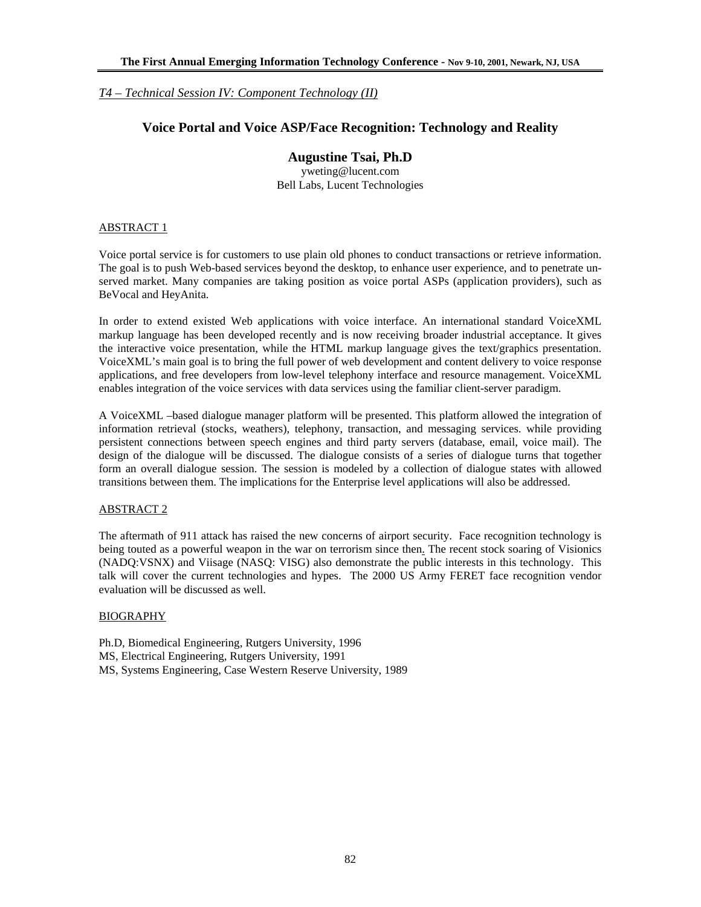*T4 – Technical Session IV: Component Technology (II)*

# Voice Portal and Voice ASP/Face Recognition: Technology and Reality

## Augustine Tsai, Ph.D

yweting@lucent.com
Bell Labs, Lucent Technologies

ABSTRACT 1

Voice portal service is for customers to use plain old phones to conduct transactions or retrieve information. The goal is to push Web-based services beyond the desktop, to enhance user experience, and to penetrate un-served market. Many companies are taking position as voice portal ASPs (application providers), such as BeVocal and HeyAnita.

In order to extend existed Web applications with voice interface. An international standard VoiceXML markup language has been developed recently and is now receiving broader industrial acceptance. It gives the interactive voice presentation, while the HTML markup language gives the text/graphics presentation. VoiceXML's main goal is to bring the full power of web development and content delivery to voice response applications, and free developers from low-level telephony interface and resource management. VoiceXML enables integration of the voice services with data services using the familiar client-server paradigm.

A VoiceXML –based dialogue manager platform will be presented. This platform allowed the integration of information retrieval (stocks, weathers), telephony, transaction, and messaging services. while providing persistent connections between speech engines and third party servers (database, email, voice mail). The design of the dialogue will be discussed. The dialogue consists of a series of dialogue turns that together form an overall dialogue session. The session is modeled by a collection of dialogue states with allowed transitions between them. The implications for the Enterprise level applications will also be addressed.

ABSTRACT 2

The aftermath of 911 attack has raised the new concerns of airport security. Face recognition technology is being touted as a powerful weapon in the war on terrorism since then. The recent stock soaring of Visionics (NADQ:VSNX) and Viisage (NASQ: VISG) also demonstrate the public interests in this technology. This talk will cover the current technologies and hypes. The 2000 US Army FERET face recognition vendor evaluation will be discussed as well.

BIOGRAPHY

Ph.D, Biomedical Engineering, Rutgers University, 1996
MS, Electrical Engineering, Rutgers University, 1991
MS, Systems Engineering, Case Western Reserve University, 1989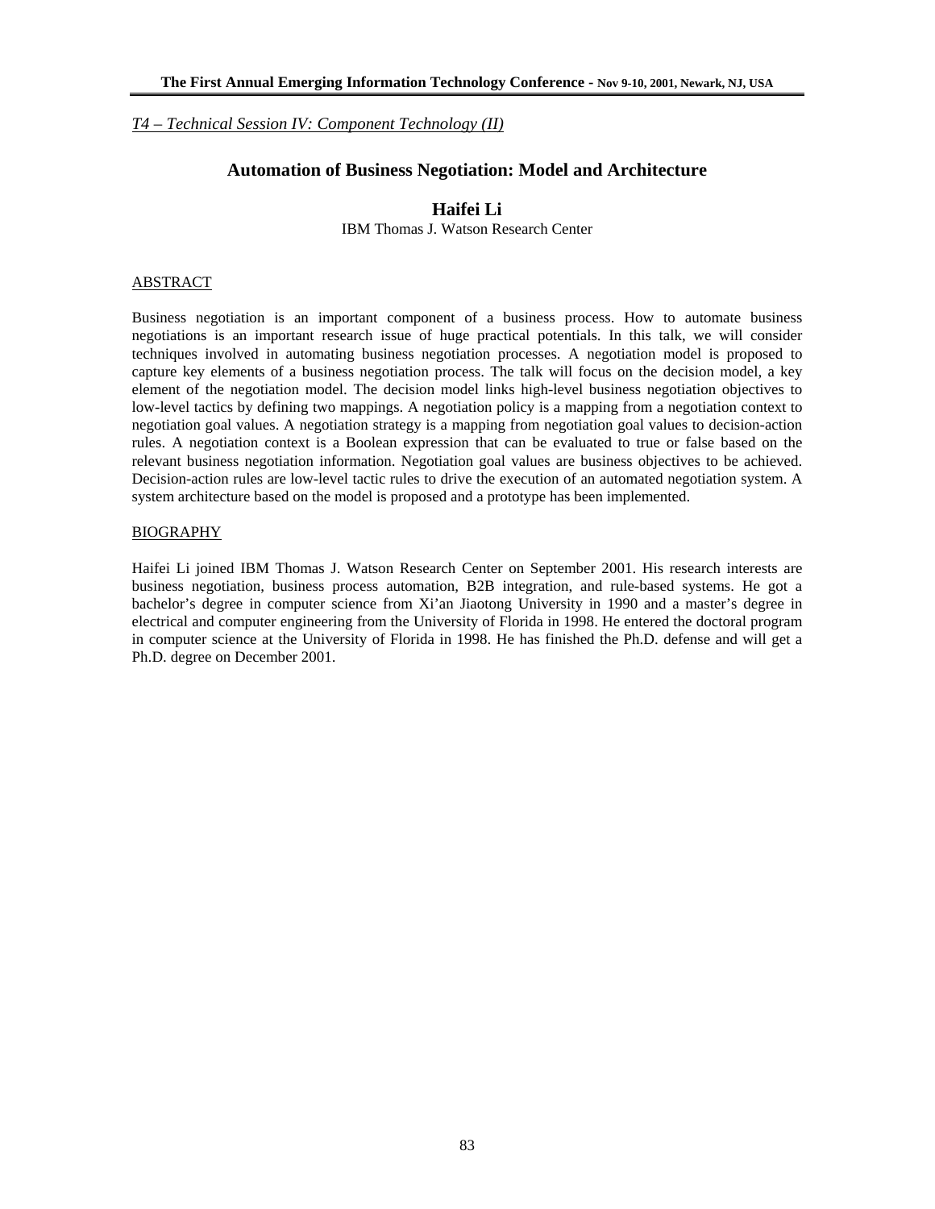*T4 – Technical Session IV: Component Technology (II)*

## Automation of Business Negotiation: Model and Architecture

### Haifei Li

IBM Thomas J. Watson Research Center

#### ABSTRACT

Business negotiation is an important component of a business process. How to automate business negotiations is an important research issue of huge practical potentials. In this talk, we will consider techniques involved in automating business negotiation processes. A negotiation model is proposed to capture key elements of a business negotiation process. The talk will focus on the decision model, a key element of the negotiation model. The decision model links high-level business negotiation objectives to low-level tactics by defining two mappings. A negotiation policy is a mapping from a negotiation context to negotiation goal values. A negotiation strategy is a mapping from negotiation goal values to decision-action rules. A negotiation context is a Boolean expression that can be evaluated to true or false based on the relevant business negotiation information. Negotiation goal values are business objectives to be achieved. Decision-action rules are low-level tactic rules to drive the execution of an automated negotiation system. A system architecture based on the model is proposed and a prototype has been implemented.

#### BIOGRAPHY

Haifei Li joined IBM Thomas J. Watson Research Center on September 2001. His research interests are business negotiation, business process automation, B2B integration, and rule-based systems. He got a bachelor's degree in computer science from Xi'an Jiaotong University in 1990 and a master's degree in electrical and computer engineering from the University of Florida in 1998. He entered the doctoral program in computer science at the University of Florida in 1998. He has finished the Ph.D. defense and will get a Ph.D. degree on December 2001.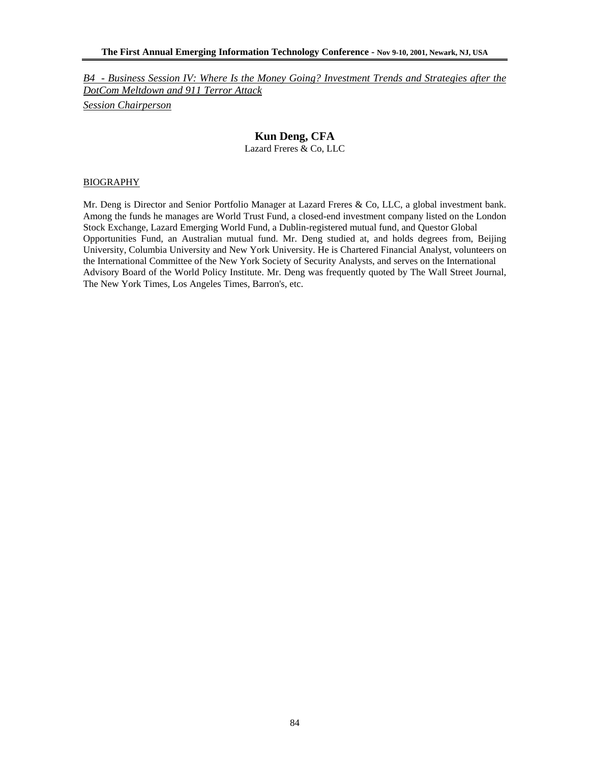*B4 - Business Session IV: Where Is the Money Going? Investment Trends and Strategies after the DotCom Meltdown and 911 Terror Attack*

*Session Chairperson*

## Kun Deng, CFA

Lazard Freres & Co, LLC

### BIOGRAPHY

Mr. Deng is Director and Senior Portfolio Manager at Lazard Freres & Co, LLC, a global investment bank. Among the funds he manages are World Trust Fund, a closed-end investment company listed on the London Stock Exchange, Lazard Emerging World Fund, a Dublin-registered mutual fund, and Questor Global Opportunities Fund, an Australian mutual fund. Mr. Deng studied at, and holds degrees from, Beijing University, Columbia University and New York University. He is Chartered Financial Analyst, volunteers on the International Committee of the New York Society of Security Analysts, and serves on the International Advisory Board of the World Policy Institute. Mr. Deng was frequently quoted by The Wall Street Journal, The New York Times, Los Angeles Times, Barron's, etc.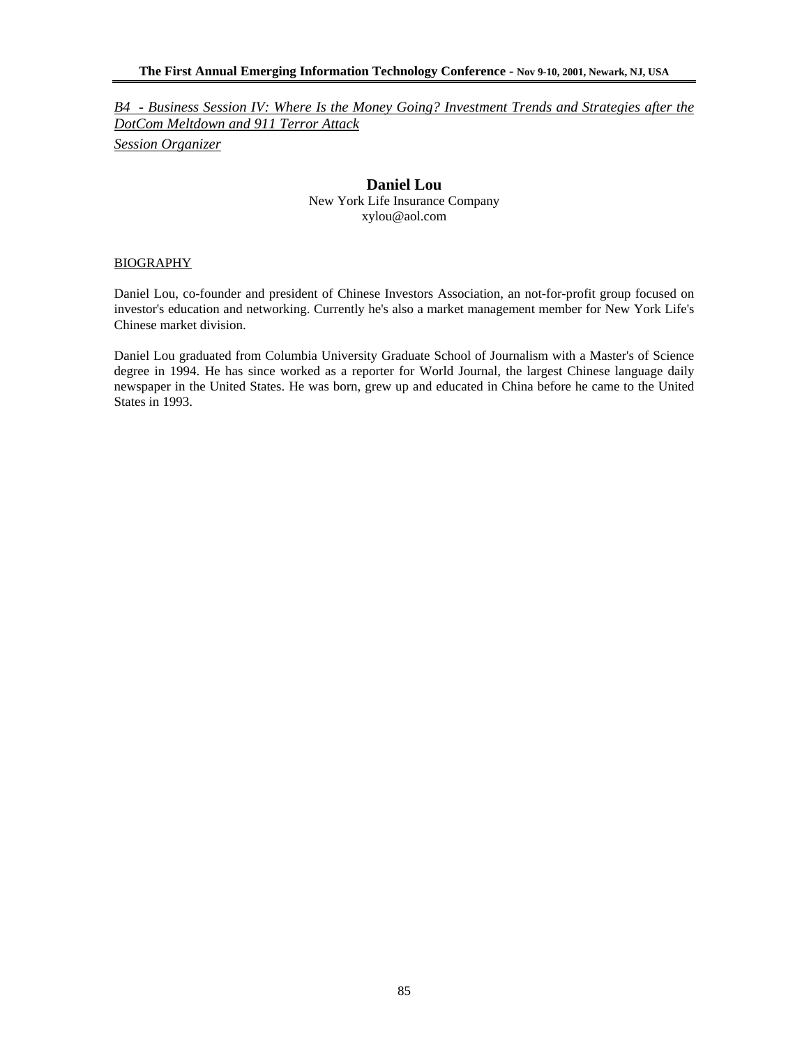*B4 - Business Session IV: Where Is the Money Going? Investment Trends and Strategies after the DotCom Meltdown and 911 Terror Attack*

*Session Organizer*

## Daniel Lou

New York Life Insurance Company
xylou@aol.com

BIOGRAPHY

Daniel Lou, co-founder and president of Chinese Investors Association, an not-for-profit group focused on investor's education and networking. Currently he's also a market management member for New York Life's Chinese market division.

Daniel Lou graduated from Columbia University Graduate School of Journalism with a Master's of Science degree in 1994. He has since worked as a reporter for World Journal, the largest Chinese language daily newspaper in the United States. He was born, grew up and educated in China before he came to the United States in 1993.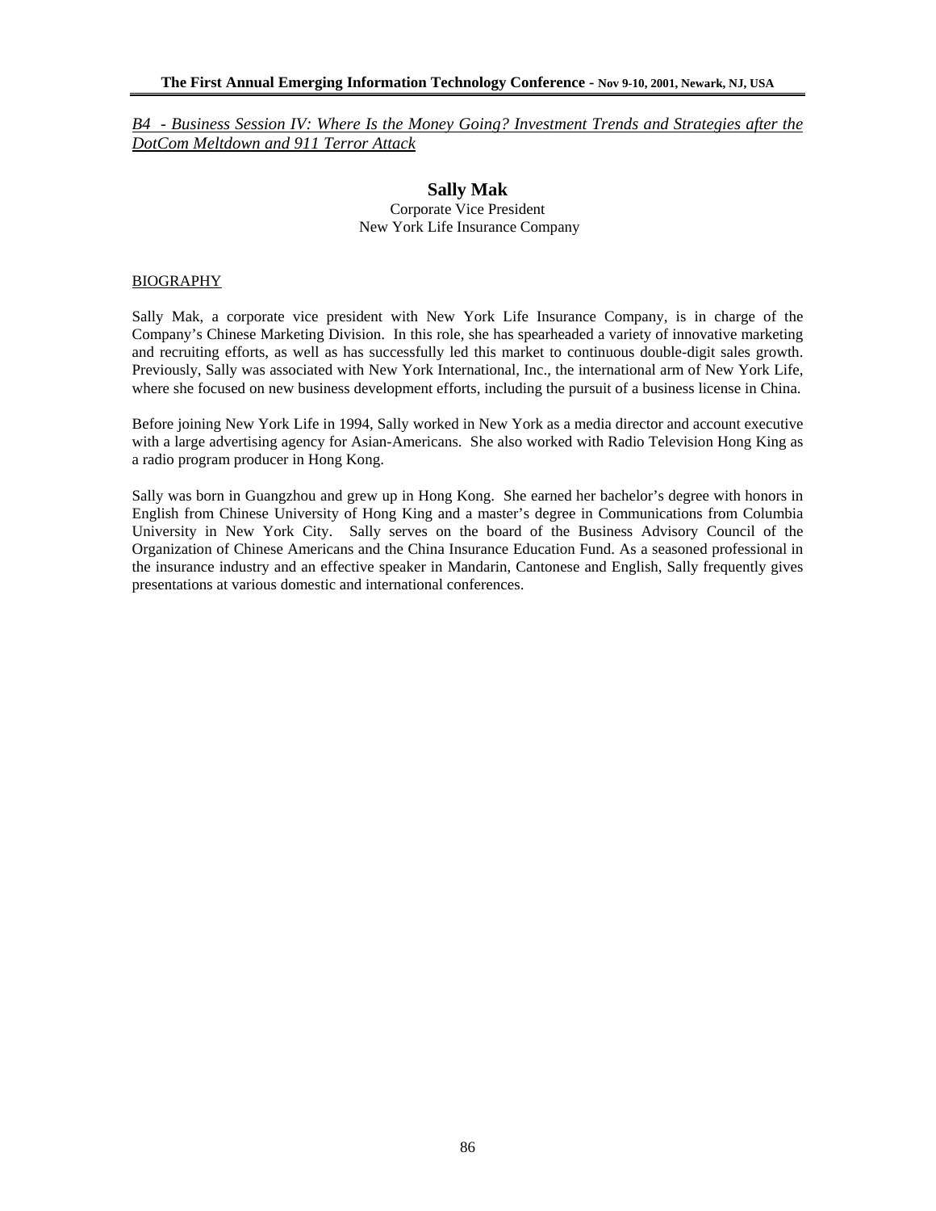*B4 - Business Session IV: Where Is the Money Going? Investment Trends and Strategies after the DotCom Meltdown and 911 Terror Attack*

## Sally Mak

Corporate Vice President
New York Life Insurance Company

BIOGRAPHY

Sally Mak, a corporate vice president with New York Life Insurance Company, is in charge of the Company's Chinese Marketing Division. In this role, she has spearheaded a variety of innovative marketing and recruiting efforts, as well as has successfully led this market to continuous double-digit sales growth. Previously, Sally was associated with New York International, Inc., the international arm of New York Life, where she focused on new business development efforts, including the pursuit of a business license in China.

Before joining New York Life in 1994, Sally worked in New York as a media director and account executive with a large advertising agency for Asian-Americans. She also worked with Radio Television Hong King as a radio program producer in Hong Kong.

Sally was born in Guangzhou and grew up in Hong Kong. She earned her bachelor's degree with honors in English from Chinese University of Hong King and a master's degree in Communications from Columbia University in New York City. Sally serves on the board of the Business Advisory Council of the Organization of Chinese Americans and the China Insurance Education Fund. As a seasoned professional in the insurance industry and an effective speaker in Mandarin, Cantonese and English, Sally frequently gives presentations at various domestic and international conferences.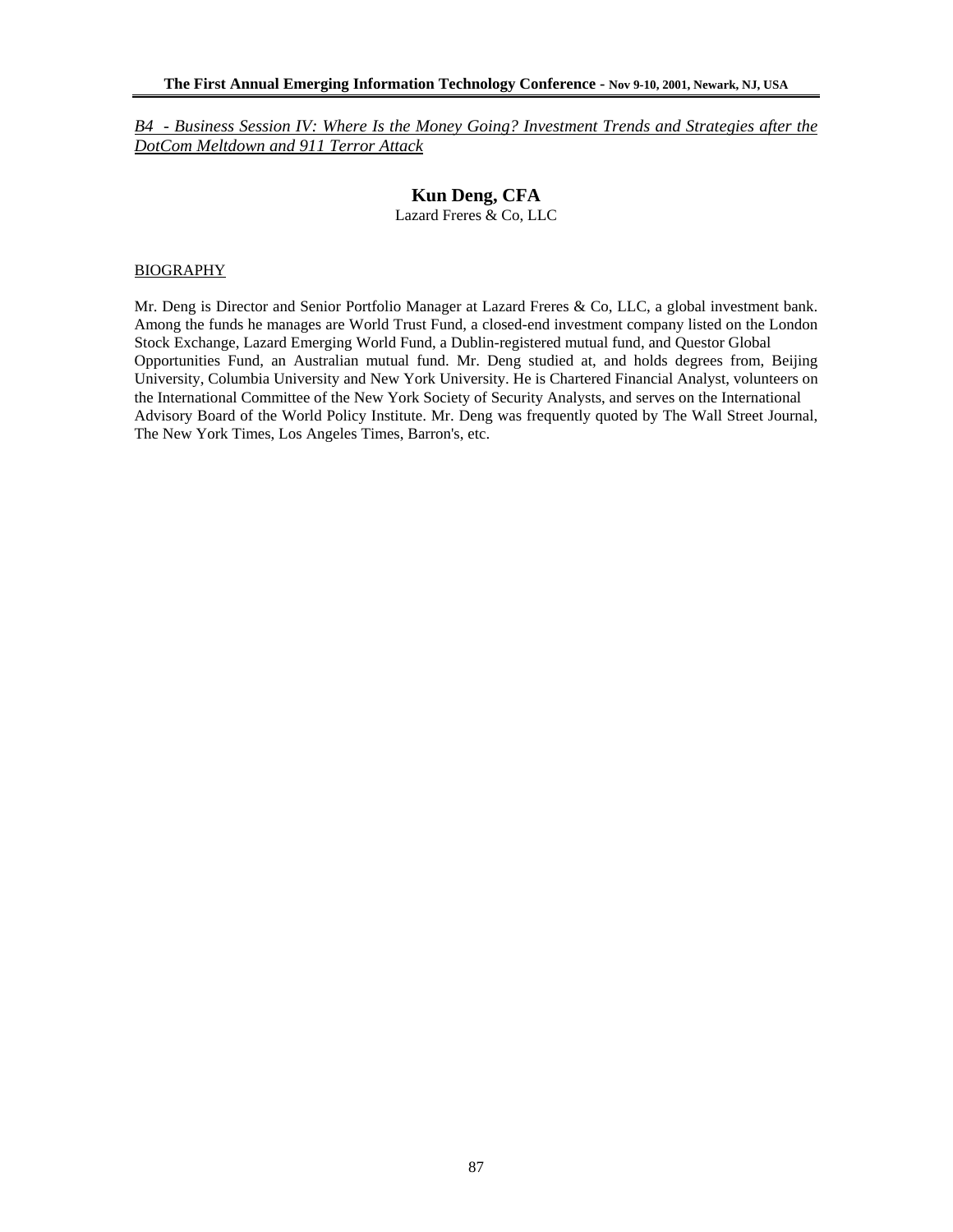*B4 - Business Session IV: Where Is the Money Going? Investment Trends and Strategies after the DotCom Meltdown and 911 Terror Attack*

## Kun Deng, CFA

Lazard Freres & Co, LLC

BIOGRAPHY

Mr. Deng is Director and Senior Portfolio Manager at Lazard Freres & Co, LLC, a global investment bank. Among the funds he manages are World Trust Fund, a closed-end investment company listed on the London Stock Exchange, Lazard Emerging World Fund, a Dublin-registered mutual fund, and Questor Global Opportunities Fund, an Australian mutual fund. Mr. Deng studied at, and holds degrees from, Beijing University, Columbia University and New York University. He is Chartered Financial Analyst, volunteers on the International Committee of the New York Society of Security Analysts, and serves on the International Advisory Board of the World Policy Institute. Mr. Deng was frequently quoted by The Wall Street Journal, The New York Times, Los Angeles Times, Barron's, etc.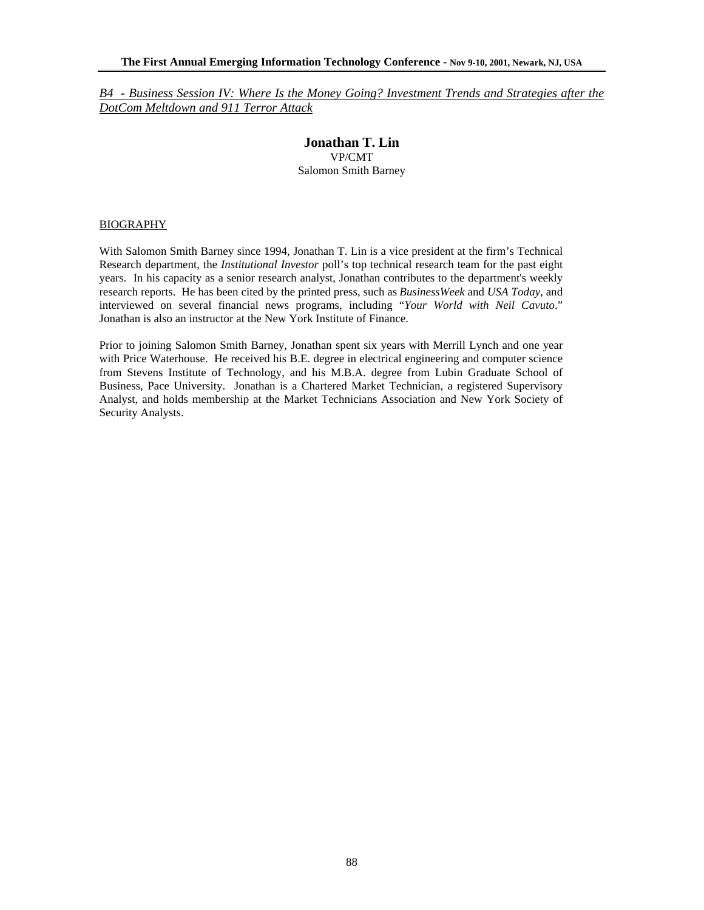*B4 - Business Session IV: Where Is the Money Going? Investment Trends and Strategies after the DotCom Meltdown and 911 Terror Attack*

## Jonathan T. Lin

VP/CMT
Salomon Smith Barney

BIOGRAPHY

With Salomon Smith Barney since 1994, Jonathan T. Lin is a vice president at the firm's Technical Research department, the *Institutional Investor* poll's top technical research team for the past eight years. In his capacity as a senior research analyst, Jonathan contributes to the department's weekly research reports. He has been cited by the printed press, such as *BusinessWeek* and *USA Today*, and interviewed on several financial news programs, including "*Your World with Neil Cavuto*." Jonathan is also an instructor at the New York Institute of Finance.

Prior to joining Salomon Smith Barney, Jonathan spent six years with Merrill Lynch and one year with Price Waterhouse. He received his B.E. degree in electrical engineering and computer science from Stevens Institute of Technology, and his M.B.A. degree from Lubin Graduate School of Business, Pace University. Jonathan is a Chartered Market Technician, a registered Supervisory Analyst, and holds membership at the Market Technicians Association and New York Society of Security Analysts.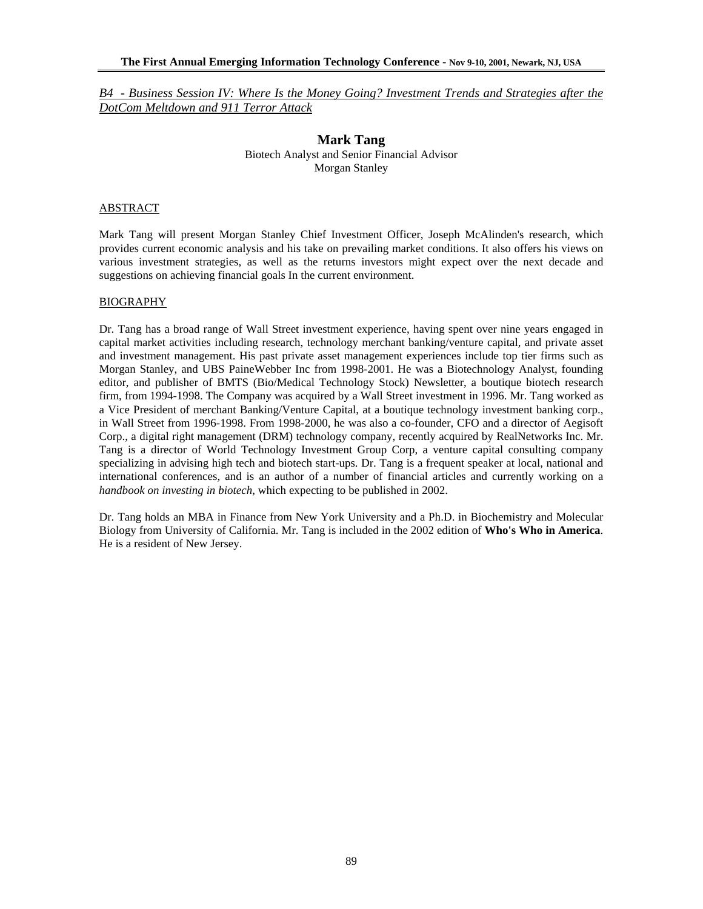*B4 - Business Session IV: Where Is the Money Going? Investment Trends and Strategies after the DotCom Meltdown and 911 Terror Attack*

## Mark Tang

Biotech Analyst and Senior Financial Advisor
Morgan Stanley

### ABSTRACT

Mark Tang will present Morgan Stanley Chief Investment Officer, Joseph McAlinden's research, which provides current economic analysis and his take on prevailing market conditions. It also offers his views on various investment strategies, as well as the returns investors might expect over the next decade and suggestions on achieving financial goals In the current environment.

### BIOGRAPHY

Dr. Tang has a broad range of Wall Street investment experience, having spent over nine years engaged in capital market activities including research, technology merchant banking/venture capital, and private asset and investment management. His past private asset management experiences include top tier firms such as Morgan Stanley, and UBS PaineWebber Inc from 1998-2001. He was a Biotechnology Analyst, founding editor, and publisher of BMTS (Bio/Medical Technology Stock) Newsletter, a boutique biotech research firm, from 1994-1998. The Company was acquired by a Wall Street investment in 1996. Mr. Tang worked as a Vice President of merchant Banking/Venture Capital, at a boutique technology investment banking corp., in Wall Street from 1996-1998. From 1998-2000, he was also a co-founder, CFO and a director of Aegisoft Corp., a digital right management (DRM) technology company, recently acquired by RealNetworks Inc. Mr. Tang is a director of World Technology Investment Group Corp, a venture capital consulting company specializing in advising high tech and biotech start-ups. Dr. Tang is a frequent speaker at local, national and international conferences, and is an author of a number of financial articles and currently working on a *handbook on investing in biotech*, which expecting to be published in 2002.

Dr. Tang holds an MBA in Finance from New York University and a Ph.D. in Biochemistry and Molecular Biology from University of California. Mr. Tang is included in the 2002 edition of **Who's Who in America**. He is a resident of New Jersey.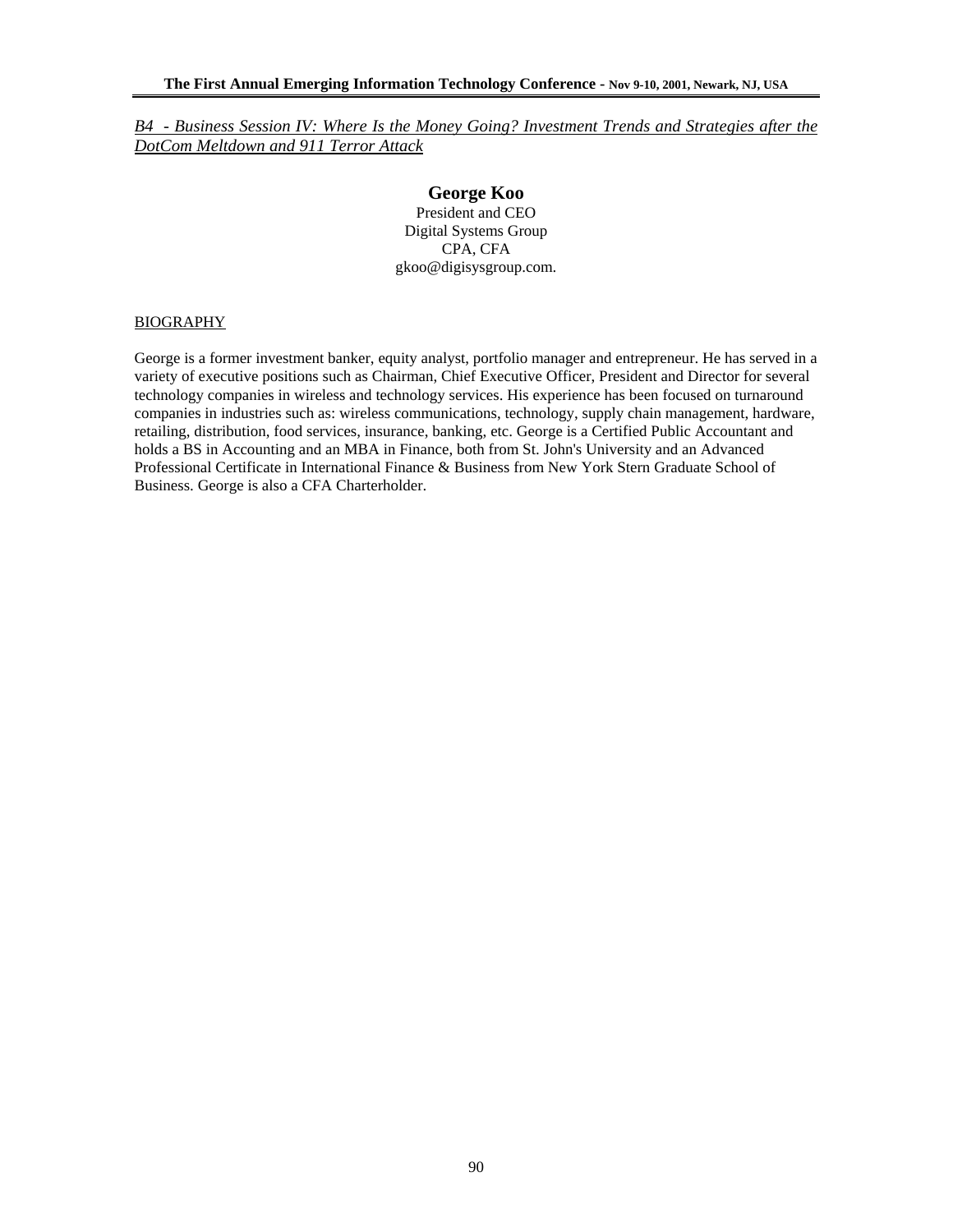*B4 - Business Session IV: Where Is the Money Going? Investment Trends and Strategies after the DotCom Meltdown and 911 Terror Attack*

**George Koo**
President and CEO
Digital Systems Group
CPA, CFA
gkoo@digisysgroup.com.

BIOGRAPHY

George is a former investment banker, equity analyst, portfolio manager and entrepreneur. He has served in a variety of executive positions such as Chairman, Chief Executive Officer, President and Director for several technology companies in wireless and technology services. His experience has been focused on turnaround companies in industries such as: wireless communications, technology, supply chain management, hardware, retailing, distribution, food services, insurance, banking, etc. George is a Certified Public Accountant and holds a BS in Accounting and an MBA in Finance, both from St. John's University and an Advanced Professional Certificate in International Finance & Business from New York Stern Graduate School of Business. George is also a CFA Charterholder.